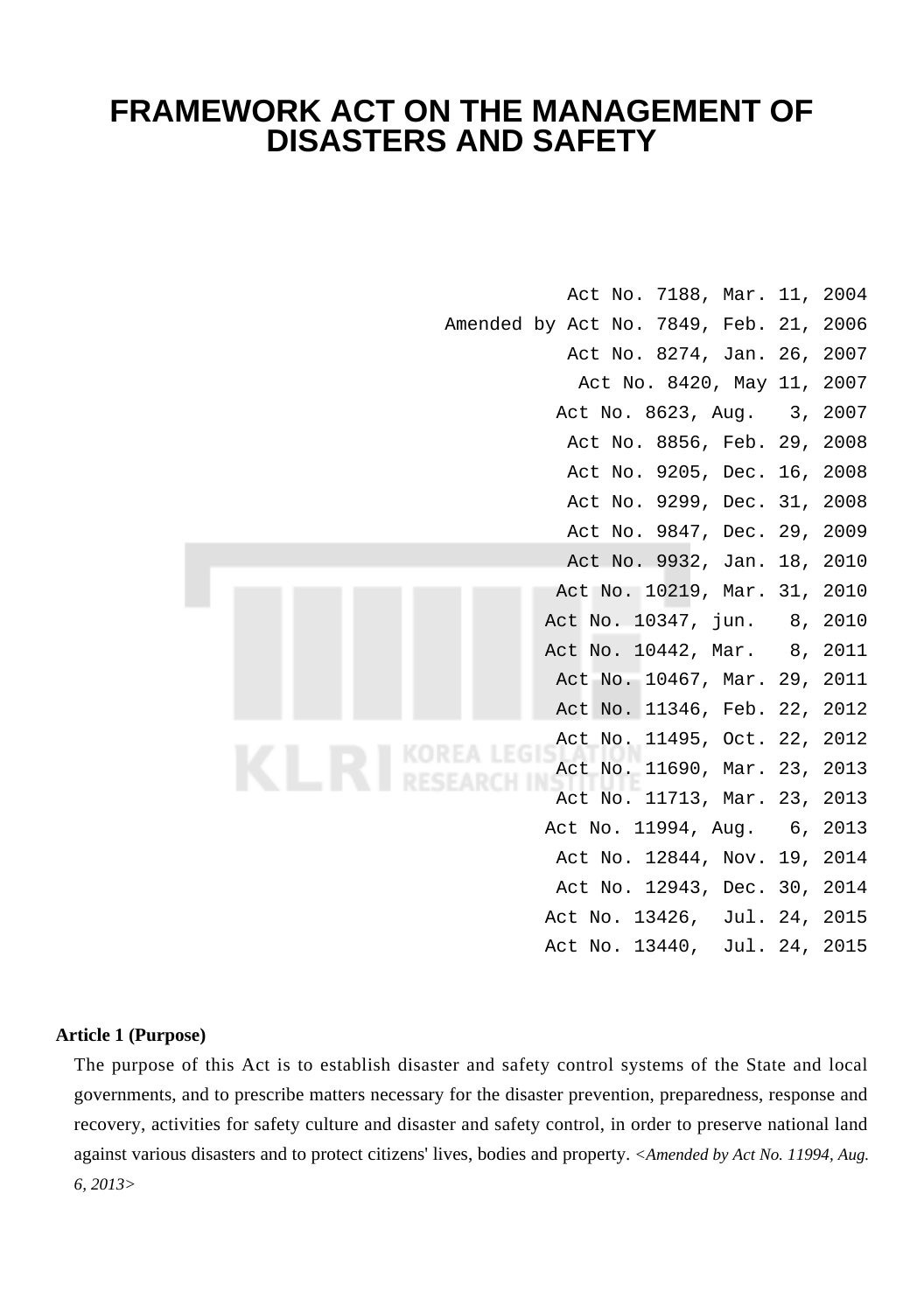# FRAMEWORK ACT ON THE MANAGEMENT OF DISASTERS AND SAFETY

Act No. 7188, Mar. 11, 2004
Amended by Act No. 7849, Feb. 21, 2006
Act No. 8274, Jan. 26, 2007
Act No. 8420, May 11, 2007
Act No. 8623, Aug. 3, 2007
Act No. 8856, Feb. 29, 2008
Act No. 9205, Dec. 16, 2008
Act No. 9299, Dec. 31, 2008
Act No. 9847, Dec. 29, 2009
Act No. 9932, Jan. 18, 2010
Act No. 10219, Mar. 31, 2010
Act No. 10347, jun. 8, 2010
Act No. 10442, Mar. 8, 2011
Act No. 10467, Mar. 29, 2011
Act No. 11346, Feb. 22, 2012
Act No. 11495, Oct. 22, 2012
Act No. 11690, Mar. 23, 2013
Act No. 11713, Mar. 23, 2013
Act No. 11994, Aug. 6, 2013
Act No. 12844, Nov. 19, 2014
Act No. 12943, Dec. 30, 2014
Act No. 13426, Jul. 24, 2015
Act No. 13440, Jul. 24, 2015

**Article 1 (Purpose)**

The purpose of this Act is to establish disaster and safety control systems of the State and local governments, and to prescribe matters necessary for the disaster prevention, preparedness, response and recovery, activities for safety culture and disaster and safety control, in order to preserve national land against various disasters and to protect citizens' lives, bodies and property. *<Amended by Act No. 11994, Aug. 6, 2013>*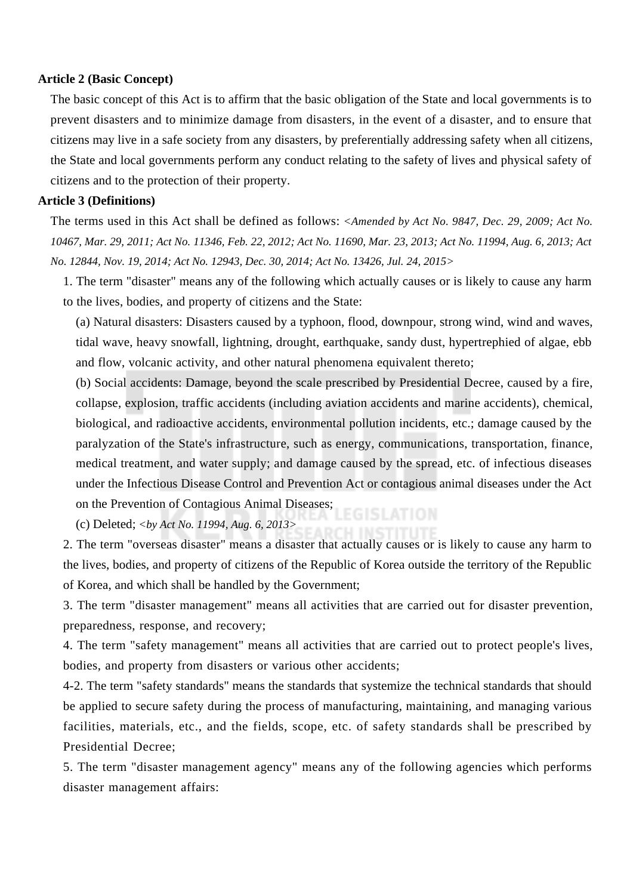**Article 2 (Basic Concept)**

The basic concept of this Act is to affirm that the basic obligation of the State and local governments is to prevent disasters and to minimize damage from disasters, in the event of a disaster, and to ensure that citizens may live in a safe society from any disasters, by preferentially addressing safety when all citizens, the State and local governments perform any conduct relating to the safety of lives and physical safety of citizens and to the protection of their property.

**Article 3 (Definitions)**

The terms used in this Act shall be defined as follows: *<Amended by Act No. 9847, Dec. 29, 2009; Act No. 10467, Mar. 29, 2011; Act No. 11346, Feb. 22, 2012; Act No. 11690, Mar. 23, 2013; Act No. 11994, Aug. 6, 2013; Act No. 12844, Nov. 19, 2014; Act No. 12943, Dec. 30, 2014; Act No. 13426, Jul. 24, 2015>*

1. The term "disaster" means any of the following which actually causes or is likely to cause any harm to the lives, bodies, and property of citizens and the State:

   (a) Natural disasters: Disasters caused by a typhoon, flood, downpour, strong wind, wind and waves, tidal wave, heavy snowfall, lightning, drought, earthquake, sandy dust, hypertrephied of algae, ebb and flow, volcanic activity, and other natural phenomena equivalent thereto;

   (b) Social accidents: Damage, beyond the scale prescribed by Presidential Decree, caused by a fire, collapse, explosion, traffic accidents (including aviation accidents and marine accidents), chemical, biological, and radioactive accidents, environmental pollution incidents, etc.; damage caused by the paralyzation of the State's infrastructure, such as energy, communications, transportation, finance, medical treatment, and water supply; and damage caused by the spread, etc. of infectious diseases under the Infectious Disease Control and Prevention Act or contagious animal diseases under the Act on the Prevention of Contagious Animal Diseases;

   (c) Deleted; *<by Act No. 11994, Aug. 6, 2013>*

2. The term "overseas disaster" means a disaster that actually causes or is likely to cause any harm to the lives, bodies, and property of citizens of the Republic of Korea outside the territory of the Republic of Korea, and which shall be handled by the Government;

3. The term "disaster management" means all activities that are carried out for disaster prevention, preparedness, response, and recovery;

4. The term "safety management" means all activities that are carried out to protect people's lives, bodies, and property from disasters or various other accidents;

4-2. The term "safety standards" means the standards that systemize the technical standards that should be applied to secure safety during the process of manufacturing, maintaining, and managing various facilities, materials, etc., and the fields, scope, etc. of safety standards shall be prescribed by Presidential Decree;

5. The term "disaster management agency" means any of the following agencies which performs disaster management affairs: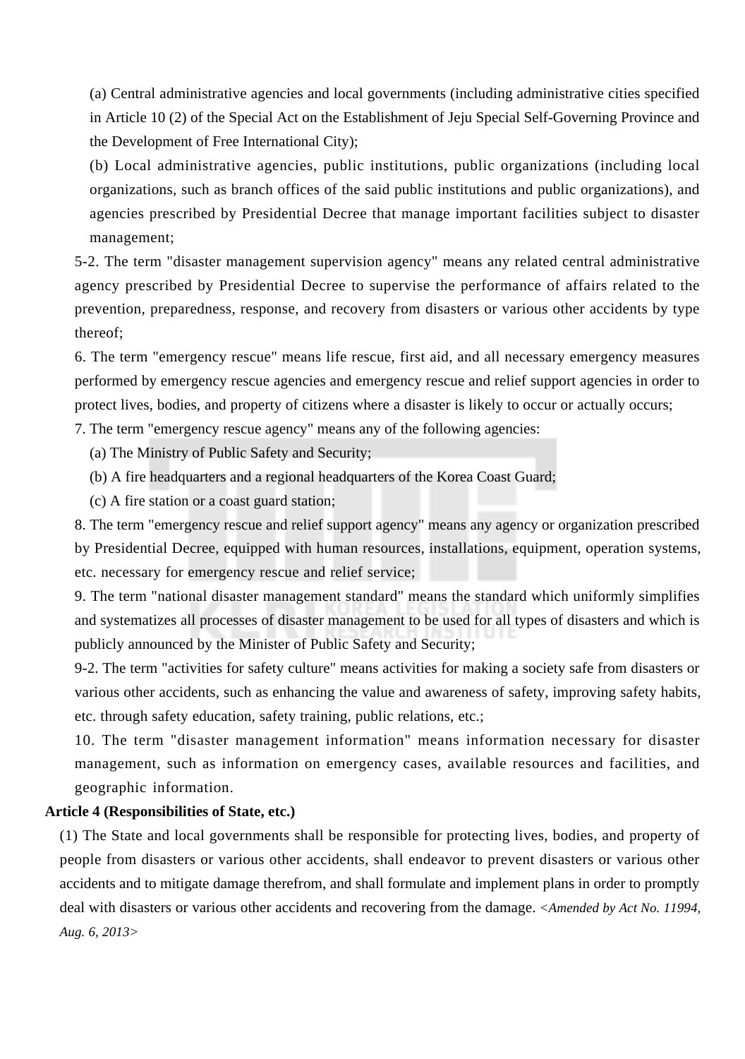(a) Central administrative agencies and local governments (including administrative cities specified in Article 10 (2) of the Special Act on the Establishment of Jeju Special Self-Governing Province and the Development of Free International City);

(b) Local administrative agencies, public institutions, public organizations (including local organizations, such as branch offices of the said public institutions and public organizations), and agencies prescribed by Presidential Decree that manage important facilities subject to disaster management;

5-2. The term "disaster management supervision agency" means any related central administrative agency prescribed by Presidential Decree to supervise the performance of affairs related to the prevention, preparedness, response, and recovery from disasters or various other accidents by type thereof;

6. The term "emergency rescue" means life rescue, first aid, and all necessary emergency measures performed by emergency rescue agencies and emergency rescue and relief support agencies in order to protect lives, bodies, and property of citizens where a disaster is likely to occur or actually occurs;

7. The term "emergency rescue agency" means any of the following agencies:

(a) The Ministry of Public Safety and Security;

(b) A fire headquarters and a regional headquarters of the Korea Coast Guard;

(c) A fire station or a coast guard station;

8. The term "emergency rescue and relief support agency" means any agency or organization prescribed by Presidential Decree, equipped with human resources, installations, equipment, operation systems, etc. necessary for emergency rescue and relief service;

9. The term "national disaster management standard" means the standard which uniformly simplifies and systematizes all processes of disaster management to be used for all types of disasters and which is publicly announced by the Minister of Public Safety and Security;

9-2. The term "activities for safety culture" means activities for making a society safe from disasters or various other accidents, such as enhancing the value and awareness of safety, improving safety habits, etc. through safety education, safety training, public relations, etc.;

10. The term "disaster management information" means information necessary for disaster management, such as information on emergency cases, available resources and facilities, and geographic information.

**Article 4 (Responsibilities of State, etc.)**

(1) The State and local governments shall be responsible for protecting lives, bodies, and property of people from disasters or various other accidents, shall endeavor to prevent disasters or various other accidents and to mitigate damage therefrom, and shall formulate and implement plans in order to promptly deal with disasters or various other accidents and recovering from the damage. *<Amended by Act No. 11994, Aug. 6, 2013>*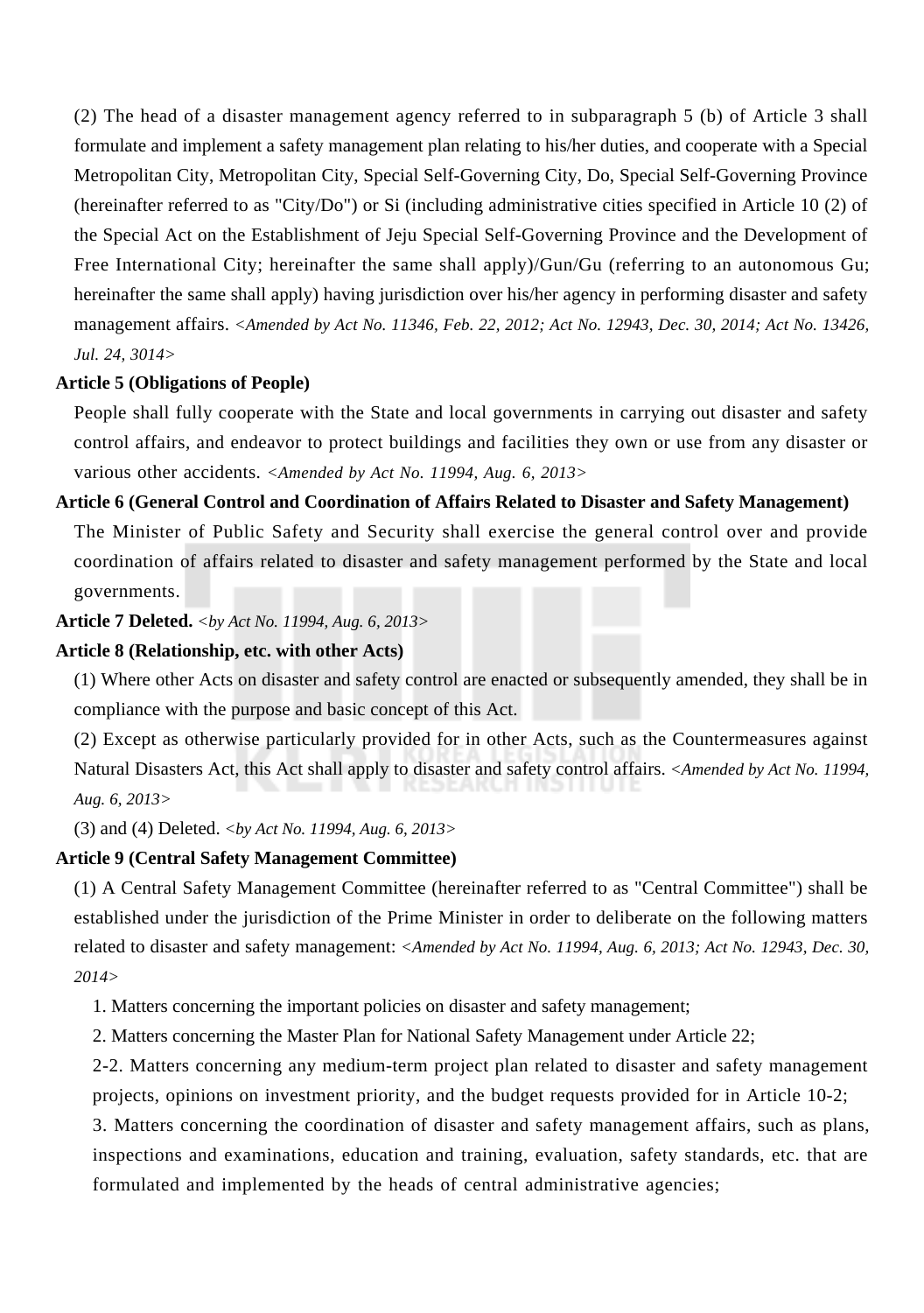(2) The head of a disaster management agency referred to in subparagraph 5 (b) of Article 3 shall formulate and implement a safety management plan relating to his/her duties, and cooperate with a Special Metropolitan City, Metropolitan City, Special Self-Governing City, Do, Special Self-Governing Province (hereinafter referred to as "City/Do") or Si (including administrative cities specified in Article 10 (2) of the Special Act on the Establishment of Jeju Special Self-Governing Province and the Development of Free International City; hereinafter the same shall apply)/Gun/Gu (referring to an autonomous Gu; hereinafter the same shall apply) having jurisdiction over his/her agency in performing disaster and safety management affairs. *<Amended by Act No. 11346, Feb. 22, 2012; Act No. 12943, Dec. 30, 2014; Act No. 13426, Jul. 24, 3014>*

**Article 5 (Obligations of People)**

People shall fully cooperate with the State and local governments in carrying out disaster and safety control affairs, and endeavor to protect buildings and facilities they own or use from any disaster or various other accidents. *<Amended by Act No. 11994, Aug. 6, 2013>*

**Article 6 (General Control and Coordination of Affairs Related to Disaster and Safety Management)**

The Minister of Public Safety and Security shall exercise the general control over and provide coordination of affairs related to disaster and safety management performed by the State and local governments.

**Article 7 Deleted.** *<by Act No. 11994, Aug. 6, 2013>*

**Article 8 (Relationship, etc. with other Acts)**

(1) Where other Acts on disaster and safety control are enacted or subsequently amended, they shall be in compliance with the purpose and basic concept of this Act.

(2) Except as otherwise particularly provided for in other Acts, such as the Countermeasures against Natural Disasters Act, this Act shall apply to disaster and safety control affairs. *<Amended by Act No. 11994, Aug. 6, 2013>*

(3) and (4) Deleted. *<by Act No. 11994, Aug. 6, 2013>*

**Article 9 (Central Safety Management Committee)**

(1) A Central Safety Management Committee (hereinafter referred to as "Central Committee") shall be established under the jurisdiction of the Prime Minister in order to deliberate on the following matters related to disaster and safety management: *<Amended by Act No. 11994, Aug. 6, 2013; Act No. 12943, Dec. 30, 2014>*

1. Matters concerning the important policies on disaster and safety management;
2. Matters concerning the Master Plan for National Safety Management under Article 22;

2-2. Matters concerning any medium-term project plan related to disaster and safety management projects, opinions on investment priority, and the budget requests provided for in Article 10-2;

3. Matters concerning the coordination of disaster and safety management affairs, such as plans, inspections and examinations, education and training, evaluation, safety standards, etc. that are formulated and implemented by the heads of central administrative agencies;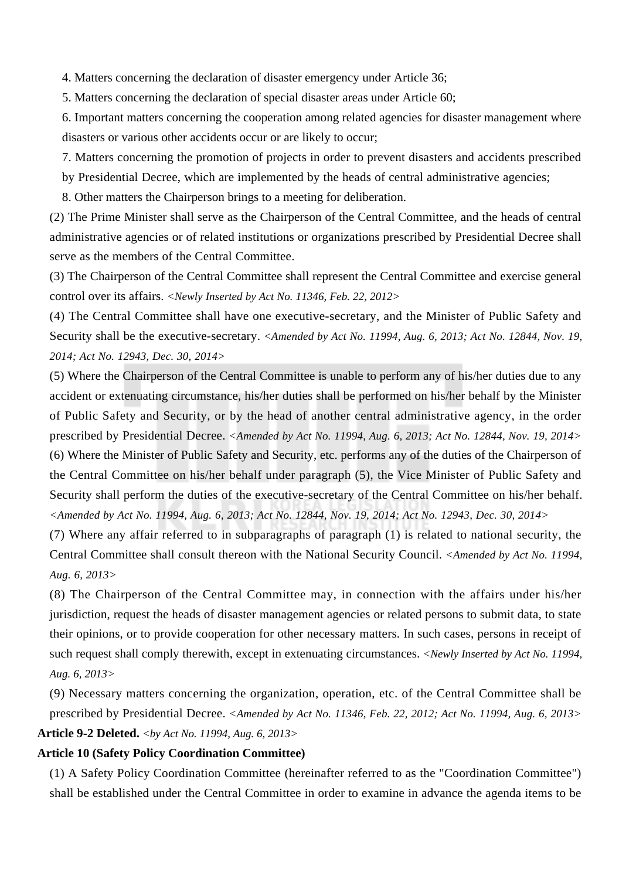4. Matters concerning the declaration of disaster emergency under Article 36;

5. Matters concerning the declaration of special disaster areas under Article 60;

6. Important matters concerning the cooperation among related agencies for disaster management where disasters or various other accidents occur or are likely to occur;

7. Matters concerning the promotion of projects in order to prevent disasters and accidents prescribed by Presidential Decree, which are implemented by the heads of central administrative agencies;

8. Other matters the Chairperson brings to a meeting for deliberation.

(2) The Prime Minister shall serve as the Chairperson of the Central Committee, and the heads of central administrative agencies or of related institutions or organizations prescribed by Presidential Decree shall serve as the members of the Central Committee.

(3) The Chairperson of the Central Committee shall represent the Central Committee and exercise general control over its affairs. *<Newly Inserted by Act No. 11346, Feb. 22, 2012>*

(4) The Central Committee shall have one executive-secretary, and the Minister of Public Safety and Security shall be the executive-secretary. *<Amended by Act No. 11994, Aug. 6, 2013; Act No. 12844, Nov. 19, 2014; Act No. 12943, Dec. 30, 2014>*

(5) Where the Chairperson of the Central Committee is unable to perform any of his/her duties due to any accident or extenuating circumstance, his/her duties shall be performed on his/her behalf by the Minister of Public Safety and Security, or by the head of another central administrative agency, in the order prescribed by Presidential Decree. *<Amended by Act No. 11994, Aug. 6, 2013; Act No. 12844, Nov. 19, 2014>*

(6) Where the Minister of Public Safety and Security, etc. performs any of the duties of the Chairperson of the Central Committee on his/her behalf under paragraph (5), the Vice Minister of Public Safety and Security shall perform the duties of the executive-secretary of the Central Committee on his/her behalf. *<Amended by Act No. 11994, Aug. 6, 2013; Act No. 12844, Nov. 19, 2014; Act No. 12943, Dec. 30, 2014>*

(7) Where any affair referred to in subparagraphs of paragraph (1) is related to national security, the Central Committee shall consult thereon with the National Security Council. *<Amended by Act No. 11994, Aug. 6, 2013>*

(8) The Chairperson of the Central Committee may, in connection with the affairs under his/her jurisdiction, request the heads of disaster management agencies or related persons to submit data, to state their opinions, or to provide cooperation for other necessary matters. In such cases, persons in receipt of such request shall comply therewith, except in extenuating circumstances. *<Newly Inserted by Act No. 11994, Aug. 6, 2013>*

(9) Necessary matters concerning the organization, operation, etc. of the Central Committee shall be prescribed by Presidential Decree. *<Amended by Act No. 11346, Feb. 22, 2012; Act No. 11994, Aug. 6, 2013>*

**Article 9-2 Deleted.** *<by Act No. 11994, Aug. 6, 2013>*

**Article 10 (Safety Policy Coordination Committee)**

(1) A Safety Policy Coordination Committee (hereinafter referred to as the "Coordination Committee") shall be established under the Central Committee in order to examine in advance the agenda items to be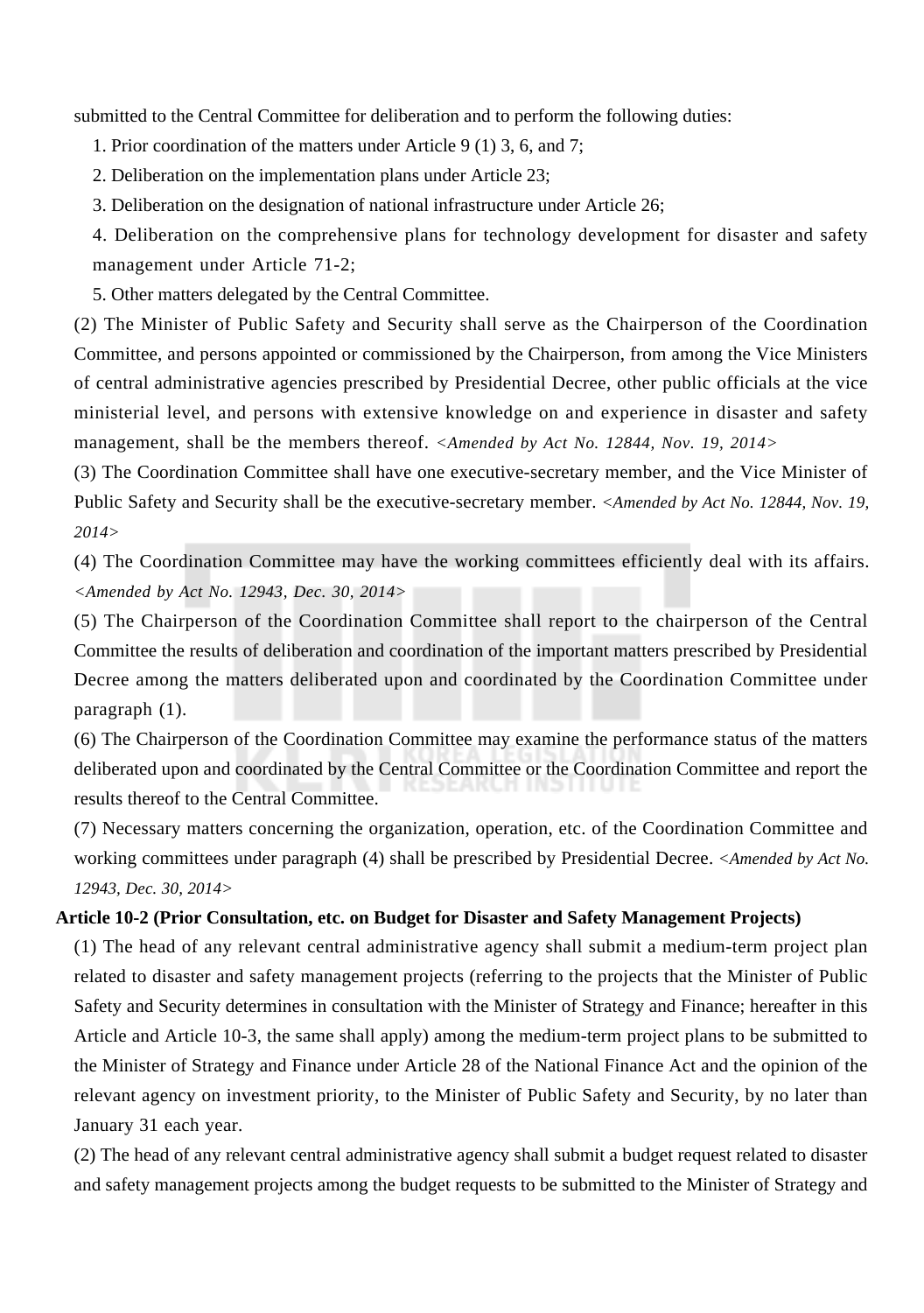submitted to the Central Committee for deliberation and to perform the following duties:

1. Prior coordination of the matters under Article 9 (1) 3, 6, and 7;
2. Deliberation on the implementation plans under Article 23;
3. Deliberation on the designation of national infrastructure under Article 26;
4. Deliberation on the comprehensive plans for technology development for disaster and safety management under Article 71-2;
5. Other matters delegated by the Central Committee.

(2) The Minister of Public Safety and Security shall serve as the Chairperson of the Coordination Committee, and persons appointed or commissioned by the Chairperson, from among the Vice Ministers of central administrative agencies prescribed by Presidential Decree, other public officials at the vice ministerial level, and persons with extensive knowledge on and experience in disaster and safety management, shall be the members thereof. *<Amended by Act No. 12844, Nov. 19, 2014>*

(3) The Coordination Committee shall have one executive-secretary member, and the Vice Minister of Public Safety and Security shall be the executive-secretary member. *<Amended by Act No. 12844, Nov. 19, 2014>*

(4) The Coordination Committee may have the working committees efficiently deal with its affairs. *<Amended by Act No. 12943, Dec. 30, 2014>*

(5) The Chairperson of the Coordination Committee shall report to the chairperson of the Central Committee the results of deliberation and coordination of the important matters prescribed by Presidential Decree among the matters deliberated upon and coordinated by the Coordination Committee under paragraph (1).

(6) The Chairperson of the Coordination Committee may examine the performance status of the matters deliberated upon and coordinated by the Central Committee or the Coordination Committee and report the results thereof to the Central Committee.

(7) Necessary matters concerning the organization, operation, etc. of the Coordination Committee and working committees under paragraph (4) shall be prescribed by Presidential Decree. *<Amended by Act No. 12943, Dec. 30, 2014>*

**Article 10-2 (Prior Consultation, etc. on Budget for Disaster and Safety Management Projects)**

(1) The head of any relevant central administrative agency shall submit a medium-term project plan related to disaster and safety management projects (referring to the projects that the Minister of Public Safety and Security determines in consultation with the Minister of Strategy and Finance; hereafter in this Article and Article 10-3, the same shall apply) among the medium-term project plans to be submitted to the Minister of Strategy and Finance under Article 28 of the National Finance Act and the opinion of the relevant agency on investment priority, to the Minister of Public Safety and Security, by no later than January 31 each year.

(2) The head of any relevant central administrative agency shall submit a budget request related to disaster and safety management projects among the budget requests to be submitted to the Minister of Strategy and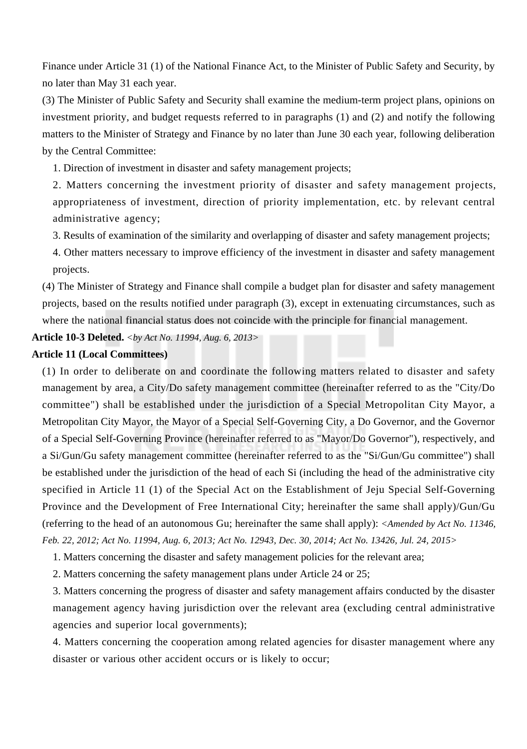Finance under Article 31 (1) of the National Finance Act, to the Minister of Public Safety and Security, by no later than May 31 each year.

(3) The Minister of Public Safety and Security shall examine the medium-term project plans, opinions on investment priority, and budget requests referred to in paragraphs (1) and (2) and notify the following matters to the Minister of Strategy and Finance by no later than June 30 each year, following deliberation by the Central Committee:

1. Direction of investment in disaster and safety management projects;

2. Matters concerning the investment priority of disaster and safety management projects, appropriateness of investment, direction of priority implementation, etc. by relevant central administrative agency;

3. Results of examination of the similarity and overlapping of disaster and safety management projects;

4. Other matters necessary to improve efficiency of the investment in disaster and safety management projects.

(4) The Minister of Strategy and Finance shall compile a budget plan for disaster and safety management projects, based on the results notified under paragraph (3), except in extenuating circumstances, such as where the national financial status does not coincide with the principle for financial management.

**Article 10-3 Deleted.** *<by Act No. 11994, Aug. 6, 2013>*

**Article 11 (Local Committees)**

(1) In order to deliberate on and coordinate the following matters related to disaster and safety management by area, a City/Do safety management committee (hereinafter referred to as the "City/Do committee") shall be established under the jurisdiction of a Special Metropolitan City Mayor, a Metropolitan City Mayor, the Mayor of a Special Self-Governing City, a Do Governor, and the Governor of a Special Self-Governing Province (hereinafter referred to as "Mayor/Do Governor"), respectively, and a Si/Gun/Gu safety management committee (hereinafter referred to as the "Si/Gun/Gu committee") shall be established under the jurisdiction of the head of each Si (including the head of the administrative city specified in Article 11 (1) of the Special Act on the Establishment of Jeju Special Self-Governing Province and the Development of Free International City; hereinafter the same shall apply)/Gun/Gu (referring to the head of an autonomous Gu; hereinafter the same shall apply): *<Amended by Act No. 11346, Feb. 22, 2012; Act No. 11994, Aug. 6, 2013; Act No. 12943, Dec. 30, 2014; Act No. 13426, Jul. 24, 2015>*

1. Matters concerning the disaster and safety management policies for the relevant area;

2. Matters concerning the safety management plans under Article 24 or 25;

3. Matters concerning the progress of disaster and safety management affairs conducted by the disaster management agency having jurisdiction over the relevant area (excluding central administrative agencies and superior local governments);

4. Matters concerning the cooperation among related agencies for disaster management where any disaster or various other accident occurs or is likely to occur;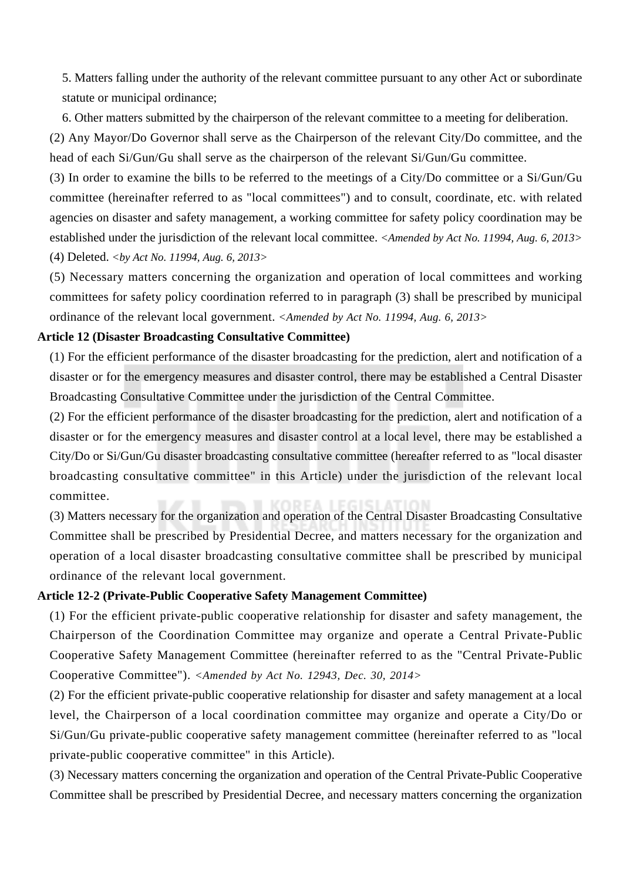5. Matters falling under the authority of the relevant committee pursuant to any other Act or subordinate statute or municipal ordinance;

6. Other matters submitted by the chairperson of the relevant committee to a meeting for deliberation.

(2) Any Mayor/Do Governor shall serve as the Chairperson of the relevant City/Do committee, and the head of each Si/Gun/Gu shall serve as the chairperson of the relevant Si/Gun/Gu committee.

(3) In order to examine the bills to be referred to the meetings of a City/Do committee or a Si/Gun/Gu committee (hereinafter referred to as "local committees") and to consult, coordinate, etc. with related agencies on disaster and safety management, a working committee for safety policy coordination may be established under the jurisdiction of the relevant local committee. *<Amended by Act No. 11994, Aug. 6, 2013>*

(4) Deleted. *<by Act No. 11994, Aug. 6, 2013>*

(5) Necessary matters concerning the organization and operation of local committees and working committees for safety policy coordination referred to in paragraph (3) shall be prescribed by municipal ordinance of the relevant local government. *<Amended by Act No. 11994, Aug. 6, 2013>*

**Article 12 (Disaster Broadcasting Consultative Committee)**

(1) For the efficient performance of the disaster broadcasting for the prediction, alert and notification of a disaster or for the emergency measures and disaster control, there may be established a Central Disaster Broadcasting Consultative Committee under the jurisdiction of the Central Committee.

(2) For the efficient performance of the disaster broadcasting for the prediction, alert and notification of a disaster or for the emergency measures and disaster control at a local level, there may be established a City/Do or Si/Gun/Gu disaster broadcasting consultative committee (hereafter referred to as "local disaster broadcasting consultative committee" in this Article) under the jurisdiction of the relevant local committee.

(3) Matters necessary for the organization and operation of the Central Disaster Broadcasting Consultative Committee shall be prescribed by Presidential Decree, and matters necessary for the organization and operation of a local disaster broadcasting consultative committee shall be prescribed by municipal ordinance of the relevant local government.

**Article 12-2 (Private-Public Cooperative Safety Management Committee)**

(1) For the efficient private-public cooperative relationship for disaster and safety management, the Chairperson of the Coordination Committee may organize and operate a Central Private-Public Cooperative Safety Management Committee (hereinafter referred to as the "Central Private-Public Cooperative Committee"). *<Amended by Act No. 12943, Dec. 30, 2014>*

(2) For the efficient private-public cooperative relationship for disaster and safety management at a local level, the Chairperson of a local coordination committee may organize and operate a City/Do or Si/Gun/Gu private-public cooperative safety management committee (hereinafter referred to as "local private-public cooperative committee" in this Article).

(3) Necessary matters concerning the organization and operation of the Central Private-Public Cooperative Committee shall be prescribed by Presidential Decree, and necessary matters concerning the organization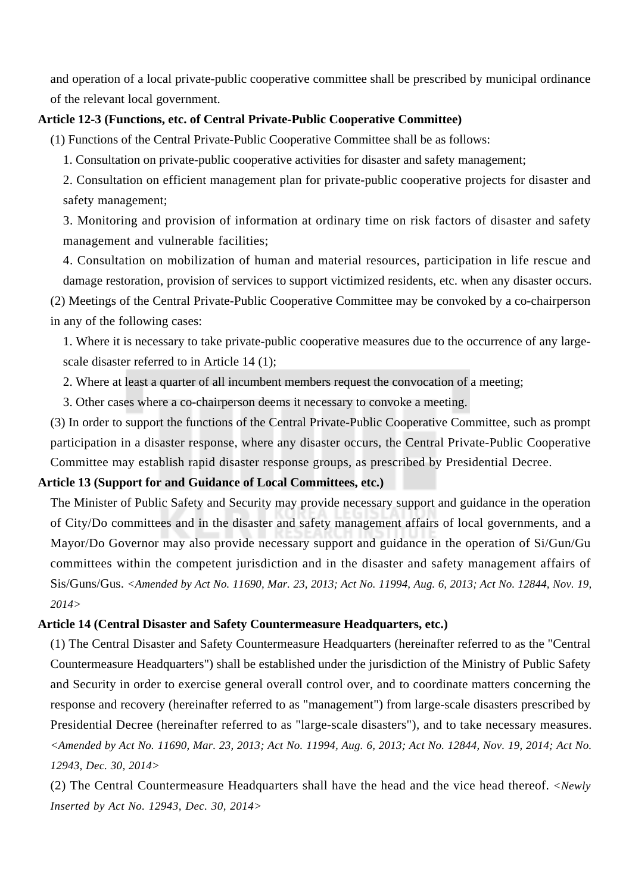and operation of a local private-public cooperative committee shall be prescribed by municipal ordinance of the relevant local government.

**Article 12-3 (Functions, etc. of Central Private-Public Cooperative Committee)**

(1) Functions of the Central Private-Public Cooperative Committee shall be as follows:

1. Consultation on private-public cooperative activities for disaster and safety management;
2. Consultation on efficient management plan for private-public cooperative projects for disaster and safety management;
3. Monitoring and provision of information at ordinary time on risk factors of disaster and safety management and vulnerable facilities;
4. Consultation on mobilization of human and material resources, participation in life rescue and damage restoration, provision of services to support victimized residents, etc. when any disaster occurs.

(2) Meetings of the Central Private-Public Cooperative Committee may be convoked by a co-chairperson in any of the following cases:

1. Where it is necessary to take private-public cooperative measures due to the occurrence of any large-scale disaster referred to in Article 14 (1);
2. Where at least a quarter of all incumbent members request the convocation of a meeting;
3. Other cases where a co-chairperson deems it necessary to convoke a meeting.

(3) In order to support the functions of the Central Private-Public Cooperative Committee, such as prompt participation in a disaster response, where any disaster occurs, the Central Private-Public Cooperative Committee may establish rapid disaster response groups, as prescribed by Presidential Decree.

**Article 13 (Support for and Guidance of Local Committees, etc.)**

The Minister of Public Safety and Security may provide necessary support and guidance in the operation of City/Do committees and in the disaster and safety management affairs of local governments, and a Mayor/Do Governor may also provide necessary support and guidance in the operation of Si/Gun/Gu committees within the competent jurisdiction and in the disaster and safety management affairs of Sis/Guns/Gus. *<Amended by Act No. 11690, Mar. 23, 2013; Act No. 11994, Aug. 6, 2013; Act No. 12844, Nov. 19, 2014>*

**Article 14 (Central Disaster and Safety Countermeasure Headquarters, etc.)**

(1) The Central Disaster and Safety Countermeasure Headquarters (hereinafter referred to as the "Central Countermeasure Headquarters") shall be established under the jurisdiction of the Ministry of Public Safety and Security in order to exercise general overall control over, and to coordinate matters concerning the response and recovery (hereinafter referred to as "management") from large-scale disasters prescribed by Presidential Decree (hereinafter referred to as "large-scale disasters"), and to take necessary measures. *<Amended by Act No. 11690, Mar. 23, 2013; Act No. 11994, Aug. 6, 2013; Act No. 12844, Nov. 19, 2014; Act No. 12943, Dec. 30, 2014>*

(2) The Central Countermeasure Headquarters shall have the head and the vice head thereof. *<Newly Inserted by Act No. 12943, Dec. 30, 2014>*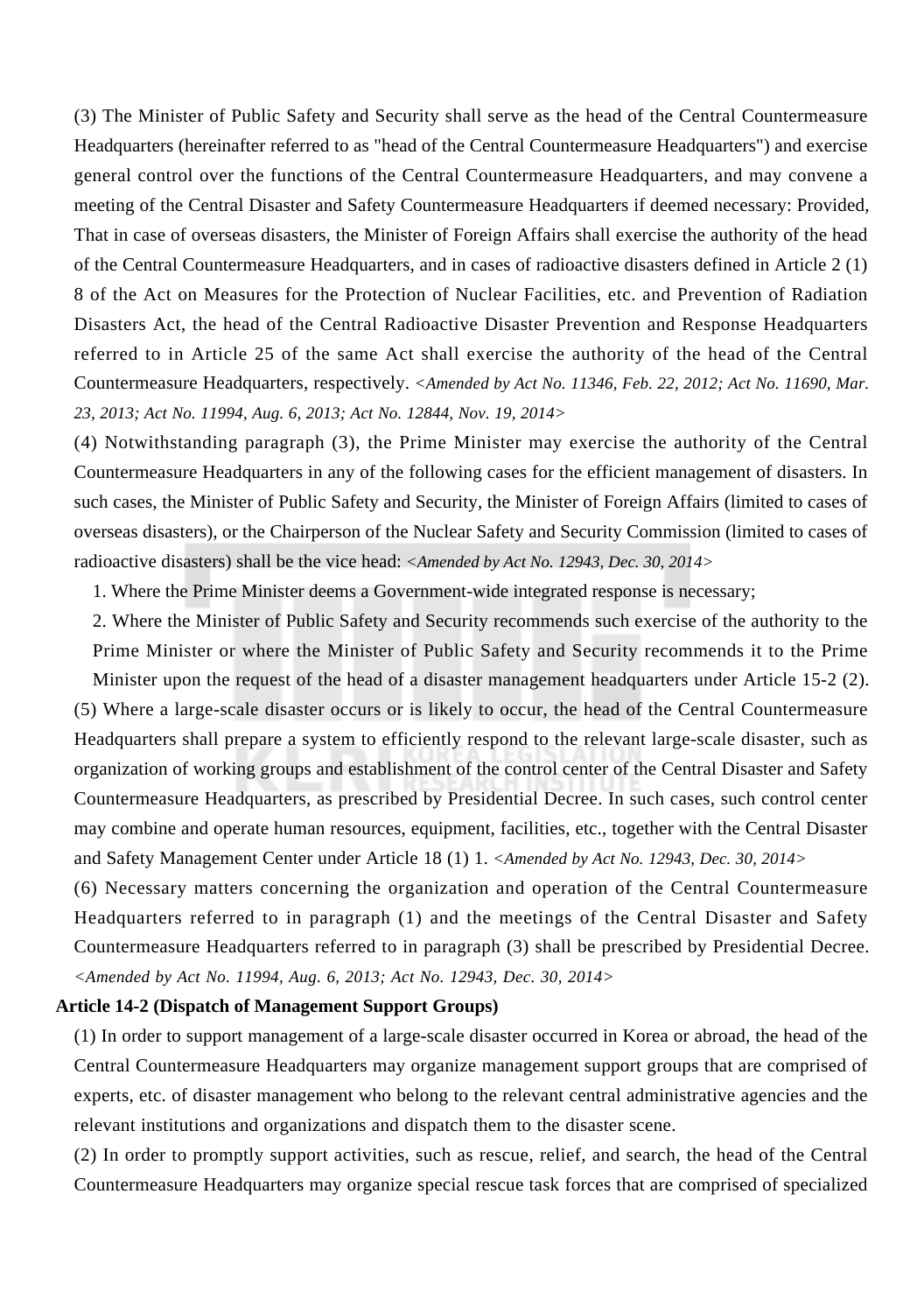(3) The Minister of Public Safety and Security shall serve as the head of the Central Countermeasure Headquarters (hereinafter referred to as "head of the Central Countermeasure Headquarters") and exercise general control over the functions of the Central Countermeasure Headquarters, and may convene a meeting of the Central Disaster and Safety Countermeasure Headquarters if deemed necessary: Provided, That in case of overseas disasters, the Minister of Foreign Affairs shall exercise the authority of the head of the Central Countermeasure Headquarters, and in cases of radioactive disasters defined in Article 2 (1) 8 of the Act on Measures for the Protection of Nuclear Facilities, etc. and Prevention of Radiation Disasters Act, the head of the Central Radioactive Disaster Prevention and Response Headquarters referred to in Article 25 of the same Act shall exercise the authority of the head of the Central Countermeasure Headquarters, respectively. *<Amended by Act No. 11346, Feb. 22, 2012; Act No. 11690, Mar. 23, 2013; Act No. 11994, Aug. 6, 2013; Act No. 12844, Nov. 19, 2014>*

(4) Notwithstanding paragraph (3), the Prime Minister may exercise the authority of the Central Countermeasure Headquarters in any of the following cases for the efficient management of disasters. In such cases, the Minister of Public Safety and Security, the Minister of Foreign Affairs (limited to cases of overseas disasters), or the Chairperson of the Nuclear Safety and Security Commission (limited to cases of radioactive disasters) shall be the vice head: *<Amended by Act No. 12943, Dec. 30, 2014>*

1. Where the Prime Minister deems a Government-wide integrated response is necessary;
2. Where the Minister of Public Safety and Security recommends such exercise of the authority to the Prime Minister or where the Minister of Public Safety and Security recommends it to the Prime Minister upon the request of the head of a disaster management headquarters under Article 15-2 (2).

(5) Where a large-scale disaster occurs or is likely to occur, the head of the Central Countermeasure Headquarters shall prepare a system to efficiently respond to the relevant large-scale disaster, such as organization of working groups and establishment of the control center of the Central Disaster and Safety Countermeasure Headquarters, as prescribed by Presidential Decree. In such cases, such control center may combine and operate human resources, equipment, facilities, etc., together with the Central Disaster and Safety Management Center under Article 18 (1) 1. *<Amended by Act No. 12943, Dec. 30, 2014>*

(6) Necessary matters concerning the organization and operation of the Central Countermeasure Headquarters referred to in paragraph (1) and the meetings of the Central Disaster and Safety Countermeasure Headquarters referred to in paragraph (3) shall be prescribed by Presidential Decree. *<Amended by Act No. 11994, Aug. 6, 2013; Act No. 12943, Dec. 30, 2014>*

**Article 14-2 (Dispatch of Management Support Groups)**

(1) In order to support management of a large-scale disaster occurred in Korea or abroad, the head of the Central Countermeasure Headquarters may organize management support groups that are comprised of experts, etc. of disaster management who belong to the relevant central administrative agencies and the relevant institutions and organizations and dispatch them to the disaster scene.

(2) In order to promptly support activities, such as rescue, relief, and search, the head of the Central Countermeasure Headquarters may organize special rescue task forces that are comprised of specialized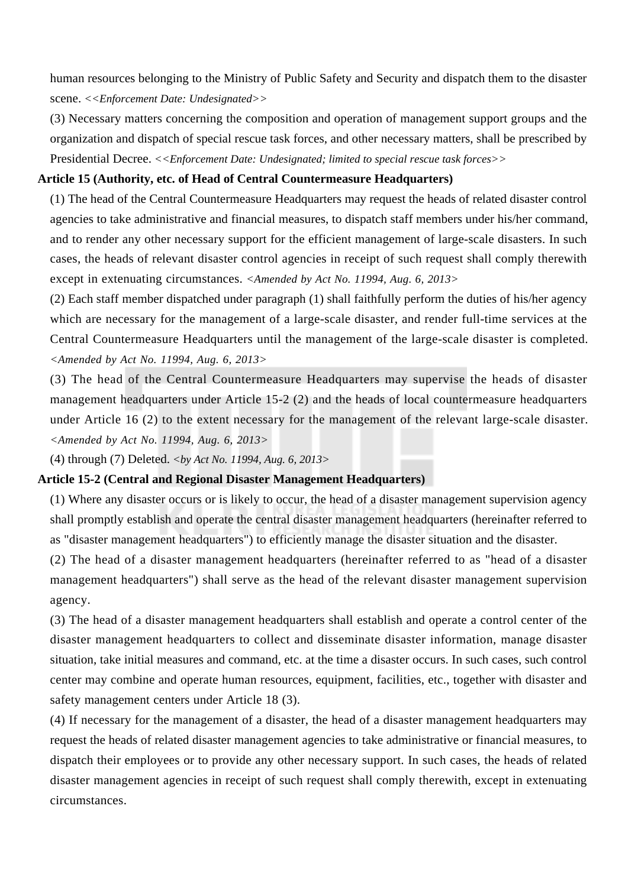human resources belonging to the Ministry of Public Safety and Security and dispatch them to the disaster scene. *<<Enforcement Date: Undesignated>>*

(3) Necessary matters concerning the composition and operation of management support groups and the organization and dispatch of special rescue task forces, and other necessary matters, shall be prescribed by Presidential Decree. *<<Enforcement Date: Undesignated; limited to special rescue task forces>>*

**Article 15 (Authority, etc. of Head of Central Countermeasure Headquarters)**

(1) The head of the Central Countermeasure Headquarters may request the heads of related disaster control agencies to take administrative and financial measures, to dispatch staff members under his/her command, and to render any other necessary support for the efficient management of large-scale disasters. In such cases, the heads of relevant disaster control agencies in receipt of such request shall comply therewith except in extenuating circumstances. *<Amended by Act No. 11994, Aug. 6, 2013>*

(2) Each staff member dispatched under paragraph (1) shall faithfully perform the duties of his/her agency which are necessary for the management of a large-scale disaster, and render full-time services at the Central Countermeasure Headquarters until the management of the large-scale disaster is completed. *<Amended by Act No. 11994, Aug. 6, 2013>*

(3) The head of the Central Countermeasure Headquarters may supervise the heads of disaster management headquarters under Article 15-2 (2) and the heads of local countermeasure headquarters under Article 16 (2) to the extent necessary for the management of the relevant large-scale disaster. *<Amended by Act No. 11994, Aug. 6, 2013>*

(4) through (7) Deleted. *<by Act No. 11994, Aug. 6, 2013>*

**Article 15-2 (Central and Regional Disaster Management Headquarters)**

(1) Where any disaster occurs or is likely to occur, the head of a disaster management supervision agency shall promptly establish and operate the central disaster management headquarters (hereinafter referred to as "disaster management headquarters") to efficiently manage the disaster situation and the disaster.

(2) The head of a disaster management headquarters (hereinafter referred to as "head of a disaster management headquarters") shall serve as the head of the relevant disaster management supervision agency.

(3) The head of a disaster management headquarters shall establish and operate a control center of the disaster management headquarters to collect and disseminate disaster information, manage disaster situation, take initial measures and command, etc. at the time a disaster occurs. In such cases, such control center may combine and operate human resources, equipment, facilities, etc., together with disaster and safety management centers under Article 18 (3).

(4) If necessary for the management of a disaster, the head of a disaster management headquarters may request the heads of related disaster management agencies to take administrative or financial measures, to dispatch their employees or to provide any other necessary support. In such cases, the heads of related disaster management agencies in receipt of such request shall comply therewith, except in extenuating circumstances.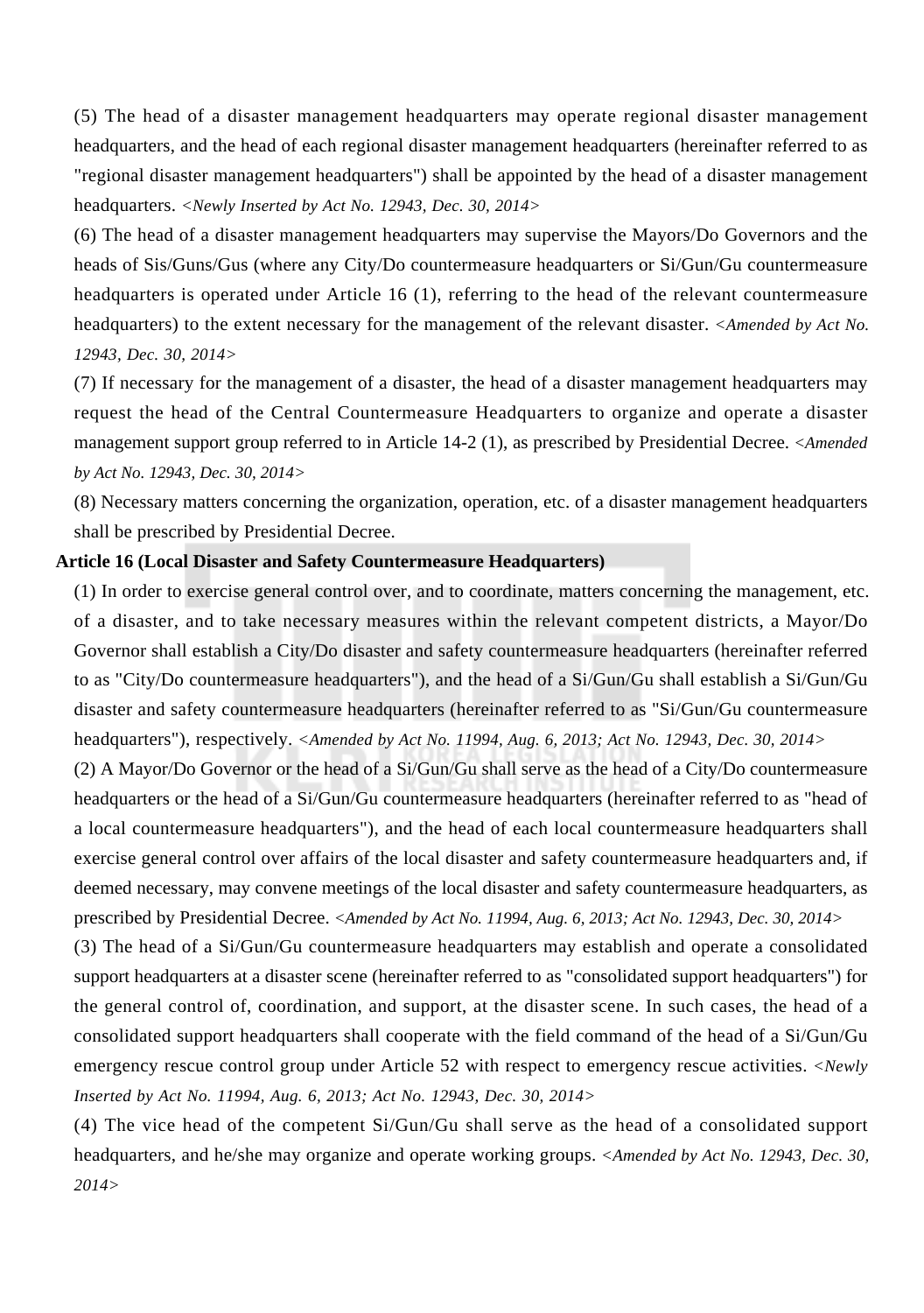(5) The head of a disaster management headquarters may operate regional disaster management headquarters, and the head of each regional disaster management headquarters (hereinafter referred to as "regional disaster management headquarters") shall be appointed by the head of a disaster management headquarters. *<Newly Inserted by Act No. 12943, Dec. 30, 2014>*

(6) The head of a disaster management headquarters may supervise the Mayors/Do Governors and the heads of Sis/Guns/Gus (where any City/Do countermeasure headquarters or Si/Gun/Gu countermeasure headquarters is operated under Article 16 (1), referring to the head of the relevant countermeasure headquarters) to the extent necessary for the management of the relevant disaster. *<Amended by Act No. 12943, Dec. 30, 2014>*

(7) If necessary for the management of a disaster, the head of a disaster management headquarters may request the head of the Central Countermeasure Headquarters to organize and operate a disaster management support group referred to in Article 14-2 (1), as prescribed by Presidential Decree. *<Amended by Act No. 12943, Dec. 30, 2014>*

(8) Necessary matters concerning the organization, operation, etc. of a disaster management headquarters shall be prescribed by Presidential Decree.

**Article 16 (Local Disaster and Safety Countermeasure Headquarters)**

(1) In order to exercise general control over, and to coordinate, matters concerning the management, etc. of a disaster, and to take necessary measures within the relevant competent districts, a Mayor/Do Governor shall establish a City/Do disaster and safety countermeasure headquarters (hereinafter referred to as "City/Do countermeasure headquarters"), and the head of a Si/Gun/Gu shall establish a Si/Gun/Gu disaster and safety countermeasure headquarters (hereinafter referred to as "Si/Gun/Gu countermeasure headquarters"), respectively. *<Amended by Act No. 11994, Aug. 6, 2013; Act No. 12943, Dec. 30, 2014>*

(2) A Mayor/Do Governor or the head of a Si/Gun/Gu shall serve as the head of a City/Do countermeasure headquarters or the head of a Si/Gun/Gu countermeasure headquarters (hereinafter referred to as "head of a local countermeasure headquarters"), and the head of each local countermeasure headquarters shall exercise general control over affairs of the local disaster and safety countermeasure headquarters and, if deemed necessary, may convene meetings of the local disaster and safety countermeasure headquarters, as prescribed by Presidential Decree. *<Amended by Act No. 11994, Aug. 6, 2013; Act No. 12943, Dec. 30, 2014>*

(3) The head of a Si/Gun/Gu countermeasure headquarters may establish and operate a consolidated support headquarters at a disaster scene (hereinafter referred to as "consolidated support headquarters") for the general control of, coordination, and support, at the disaster scene. In such cases, the head of a consolidated support headquarters shall cooperate with the field command of the head of a Si/Gun/Gu emergency rescue control group under Article 52 with respect to emergency rescue activities. *<Newly Inserted by Act No. 11994, Aug. 6, 2013; Act No. 12943, Dec. 30, 2014>*

(4) The vice head of the competent Si/Gun/Gu shall serve as the head of a consolidated support headquarters, and he/she may organize and operate working groups. *<Amended by Act No. 12943, Dec. 30, 2014>*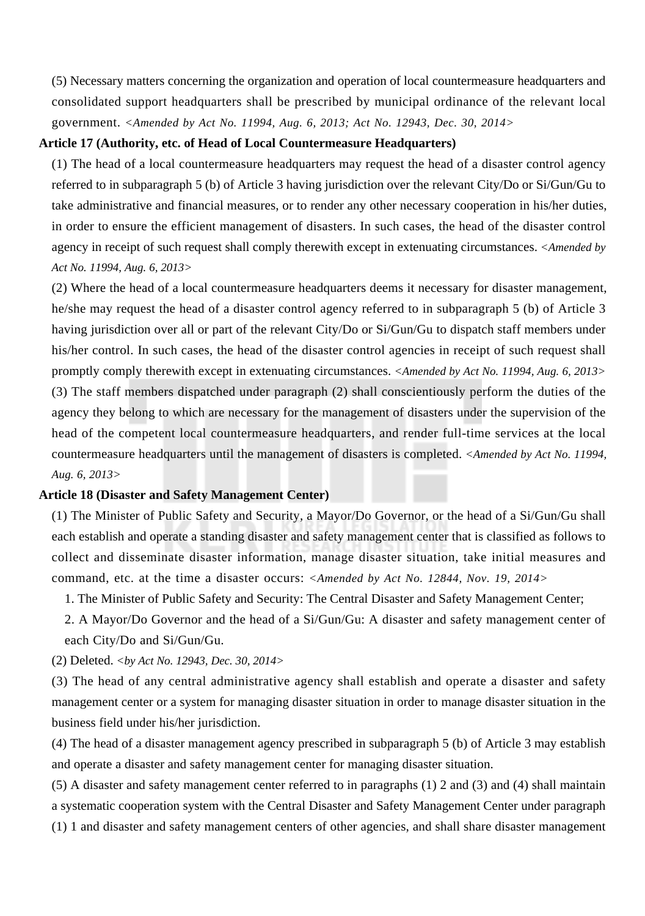(5) Necessary matters concerning the organization and operation of local countermeasure headquarters and consolidated support headquarters shall be prescribed by municipal ordinance of the relevant local government. *<Amended by Act No. 11994, Aug. 6, 2013; Act No. 12943, Dec. 30, 2014>*

**Article 17 (Authority, etc. of Head of Local Countermeasure Headquarters)**

(1) The head of a local countermeasure headquarters may request the head of a disaster control agency referred to in subparagraph 5 (b) of Article 3 having jurisdiction over the relevant City/Do or Si/Gun/Gu to take administrative and financial measures, or to render any other necessary cooperation in his/her duties, in order to ensure the efficient management of disasters. In such cases, the head of the disaster control agency in receipt of such request shall comply therewith except in extenuating circumstances. *<Amended by Act No. 11994, Aug. 6, 2013>*

(2) Where the head of a local countermeasure headquarters deems it necessary for disaster management, he/she may request the head of a disaster control agency referred to in subparagraph 5 (b) of Article 3 having jurisdiction over all or part of the relevant City/Do or Si/Gun/Gu to dispatch staff members under his/her control. In such cases, the head of the disaster control agencies in receipt of such request shall promptly comply therewith except in extenuating circumstances. *<Amended by Act No. 11994, Aug. 6, 2013>*

(3) The staff members dispatched under paragraph (2) shall conscientiously perform the duties of the agency they belong to which are necessary for the management of disasters under the supervision of the head of the competent local countermeasure headquarters, and render full-time services at the local countermeasure headquarters until the management of disasters is completed. *<Amended by Act No. 11994, Aug. 6, 2013>*

**Article 18 (Disaster and Safety Management Center)**

(1) The Minister of Public Safety and Security, a Mayor/Do Governor, or the head of a Si/Gun/Gu shall each establish and operate a standing disaster and safety management center that is classified as follows to collect and disseminate disaster information, manage disaster situation, take initial measures and command, etc. at the time a disaster occurs: *<Amended by Act No. 12844, Nov. 19, 2014>*

1. The Minister of Public Safety and Security: The Central Disaster and Safety Management Center;
2. A Mayor/Do Governor and the head of a Si/Gun/Gu: A disaster and safety management center of each City/Do and Si/Gun/Gu.

(2) Deleted. *<by Act No. 12943, Dec. 30, 2014>*

(3) The head of any central administrative agency shall establish and operate a disaster and safety management center or a system for managing disaster situation in order to manage disaster situation in the business field under his/her jurisdiction.

(4) The head of a disaster management agency prescribed in subparagraph 5 (b) of Article 3 may establish and operate a disaster and safety management center for managing disaster situation.

(5) A disaster and safety management center referred to in paragraphs (1) 2 and (3) and (4) shall maintain a systematic cooperation system with the Central Disaster and Safety Management Center under paragraph (1) 1 and disaster and safety management centers of other agencies, and shall share disaster management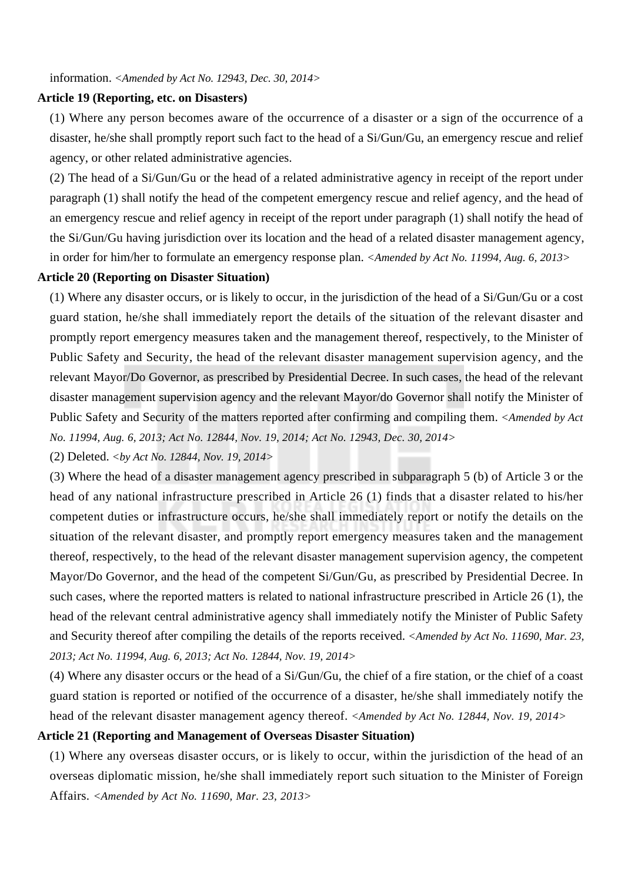information. *<Amended by Act No. 12943, Dec. 30, 2014>*

**Article 19 (Reporting, etc. on Disasters)**

(1) Where any person becomes aware of the occurrence of a disaster or a sign of the occurrence of a disaster, he/she shall promptly report such fact to the head of a Si/Gun/Gu, an emergency rescue and relief agency, or other related administrative agencies.

(2) The head of a Si/Gun/Gu or the head of a related administrative agency in receipt of the report under paragraph (1) shall notify the head of the competent emergency rescue and relief agency, and the head of an emergency rescue and relief agency in receipt of the report under paragraph (1) shall notify the head of the Si/Gun/Gu having jurisdiction over its location and the head of a related disaster management agency, in order for him/her to formulate an emergency response plan. *<Amended by Act No. 11994, Aug. 6, 2013>*

**Article 20 (Reporting on Disaster Situation)**

(1) Where any disaster occurs, or is likely to occur, in the jurisdiction of the head of a Si/Gun/Gu or a cost guard station, he/she shall immediately report the details of the situation of the relevant disaster and promptly report emergency measures taken and the management thereof, respectively, to the Minister of Public Safety and Security, the head of the relevant disaster management supervision agency, and the relevant Mayor/Do Governor, as prescribed by Presidential Decree. In such cases, the head of the relevant disaster management supervision agency and the relevant Mayor/do Governor shall notify the Minister of Public Safety and Security of the matters reported after confirming and compiling them. *<Amended by Act No. 11994, Aug. 6, 2013; Act No. 12844, Nov. 19, 2014; Act No. 12943, Dec. 30, 2014>*

(2) Deleted. *<by Act No. 12844, Nov. 19, 2014>*

(3) Where the head of a disaster management agency prescribed in subparagraph 5 (b) of Article 3 or the head of any national infrastructure prescribed in Article 26 (1) finds that a disaster related to his/her competent duties or infrastructure occurs, he/she shall immediately report or notify the details on the situation of the relevant disaster, and promptly report emergency measures taken and the management thereof, respectively, to the head of the relevant disaster management supervision agency, the competent Mayor/Do Governor, and the head of the competent Si/Gun/Gu, as prescribed by Presidential Decree. In such cases, where the reported matters is related to national infrastructure prescribed in Article 26 (1), the head of the relevant central administrative agency shall immediately notify the Minister of Public Safety and Security thereof after compiling the details of the reports received. *<Amended by Act No. 11690, Mar. 23, 2013; Act No. 11994, Aug. 6, 2013; Act No. 12844, Nov. 19, 2014>*

(4) Where any disaster occurs or the head of a Si/Gun/Gu, the chief of a fire station, or the chief of a coast guard station is reported or notified of the occurrence of a disaster, he/she shall immediately notify the head of the relevant disaster management agency thereof. *<Amended by Act No. 12844, Nov. 19, 2014>*

**Article 21 (Reporting and Management of Overseas Disaster Situation)**

(1) Where any overseas disaster occurs, or is likely to occur, within the jurisdiction of the head of an overseas diplomatic mission, he/she shall immediately report such situation to the Minister of Foreign Affairs. *<Amended by Act No. 11690, Mar. 23, 2013>*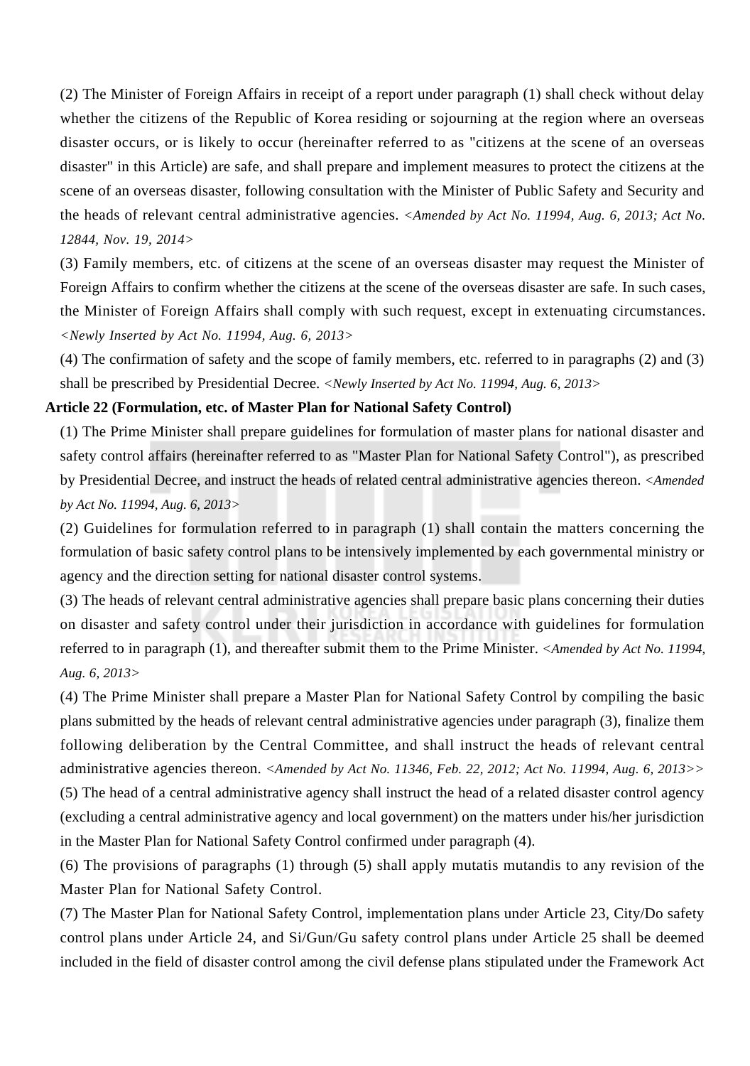(2) The Minister of Foreign Affairs in receipt of a report under paragraph (1) shall check without delay whether the citizens of the Republic of Korea residing or sojourning at the region where an overseas disaster occurs, or is likely to occur (hereinafter referred to as "citizens at the scene of an overseas disaster" in this Article) are safe, and shall prepare and implement measures to protect the citizens at the scene of an overseas disaster, following consultation with the Minister of Public Safety and Security and the heads of relevant central administrative agencies. *<Amended by Act No. 11994, Aug. 6, 2013; Act No. 12844, Nov. 19, 2014>*

(3) Family members, etc. of citizens at the scene of an overseas disaster may request the Minister of Foreign Affairs to confirm whether the citizens at the scene of the overseas disaster are safe. In such cases, the Minister of Foreign Affairs shall comply with such request, except in extenuating circumstances. *<Newly Inserted by Act No. 11994, Aug. 6, 2013>*

(4) The confirmation of safety and the scope of family members, etc. referred to in paragraphs (2) and (3) shall be prescribed by Presidential Decree. *<Newly Inserted by Act No. 11994, Aug. 6, 2013>*

**Article 22 (Formulation, etc. of Master Plan for National Safety Control)**

(1) The Prime Minister shall prepare guidelines for formulation of master plans for national disaster and safety control affairs (hereinafter referred to as "Master Plan for National Safety Control"), as prescribed by Presidential Decree, and instruct the heads of related central administrative agencies thereon. *<Amended by Act No. 11994, Aug. 6, 2013>*

(2) Guidelines for formulation referred to in paragraph (1) shall contain the matters concerning the formulation of basic safety control plans to be intensively implemented by each governmental ministry or agency and the direction setting for national disaster control systems.

(3) The heads of relevant central administrative agencies shall prepare basic plans concerning their duties on disaster and safety control under their jurisdiction in accordance with guidelines for formulation referred to in paragraph (1), and thereafter submit them to the Prime Minister. *<Amended by Act No. 11994, Aug. 6, 2013>*

(4) The Prime Minister shall prepare a Master Plan for National Safety Control by compiling the basic plans submitted by the heads of relevant central administrative agencies under paragraph (3), finalize them following deliberation by the Central Committee, and shall instruct the heads of relevant central administrative agencies thereon. *<Amended by Act No. 11346, Feb. 22, 2012; Act No. 11994, Aug. 6, 2013>>*

(5) The head of a central administrative agency shall instruct the head of a related disaster control agency (excluding a central administrative agency and local government) on the matters under his/her jurisdiction in the Master Plan for National Safety Control confirmed under paragraph (4).

(6) The provisions of paragraphs (1) through (5) shall apply mutatis mutandis to any revision of the Master Plan for National Safety Control.

(7) The Master Plan for National Safety Control, implementation plans under Article 23, City/Do safety control plans under Article 24, and Si/Gun/Gu safety control plans under Article 25 shall be deemed included in the field of disaster control among the civil defense plans stipulated under the Framework Act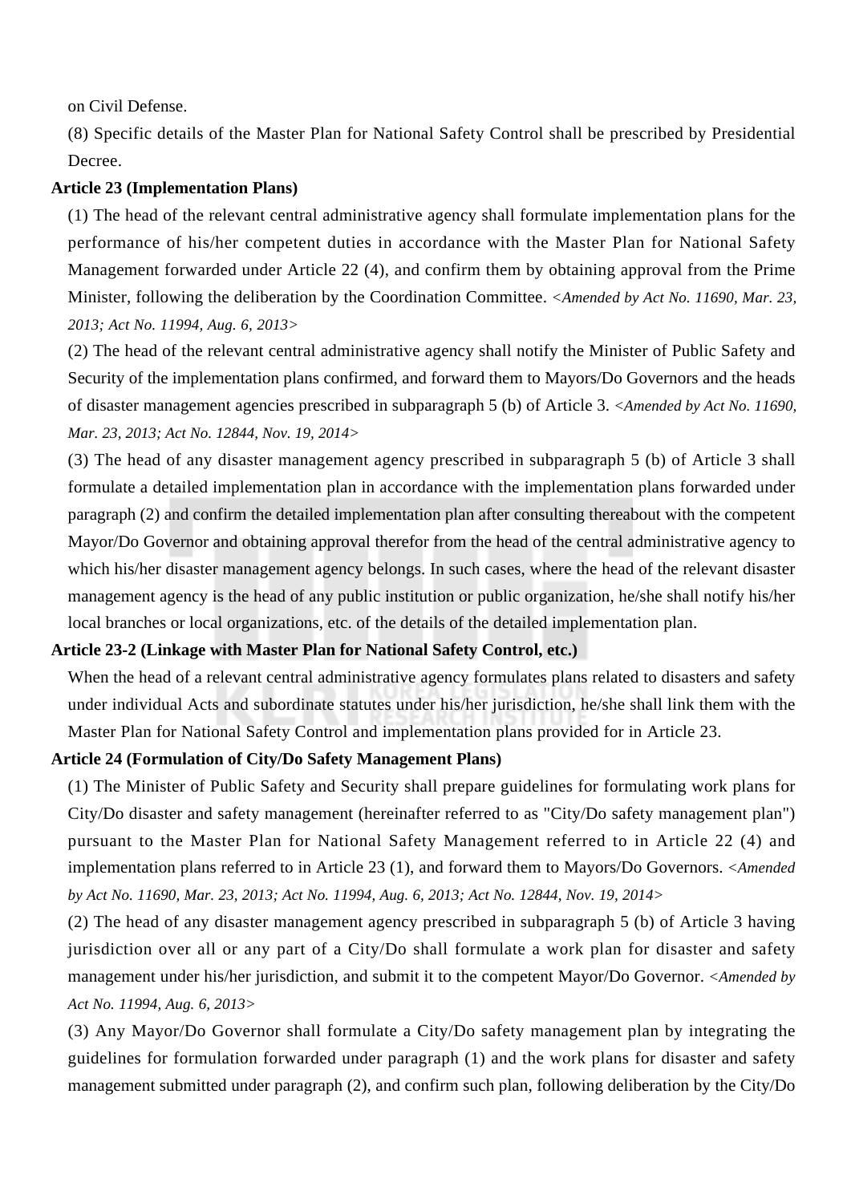on Civil Defense.

(8) Specific details of the Master Plan for National Safety Control shall be prescribed by Presidential Decree.

**Article 23 (Implementation Plans)**

(1) The head of the relevant central administrative agency shall formulate implementation plans for the performance of his/her competent duties in accordance with the Master Plan for National Safety Management forwarded under Article 22 (4), and confirm them by obtaining approval from the Prime Minister, following the deliberation by the Coordination Committee. *<Amended by Act No. 11690, Mar. 23, 2013; Act No. 11994, Aug. 6, 2013>*

(2) The head of the relevant central administrative agency shall notify the Minister of Public Safety and Security of the implementation plans confirmed, and forward them to Mayors/Do Governors and the heads of disaster management agencies prescribed in subparagraph 5 (b) of Article 3. *<Amended by Act No. 11690, Mar. 23, 2013; Act No. 12844, Nov. 19, 2014>*

(3) The head of any disaster management agency prescribed in subparagraph 5 (b) of Article 3 shall formulate a detailed implementation plan in accordance with the implementation plans forwarded under paragraph (2) and confirm the detailed implementation plan after consulting thereabout with the competent Mayor/Do Governor and obtaining approval therefor from the head of the central administrative agency to which his/her disaster management agency belongs. In such cases, where the head of the relevant disaster management agency is the head of any public institution or public organization, he/she shall notify his/her local branches or local organizations, etc. of the details of the detailed implementation plan.

**Article 23-2 (Linkage with Master Plan for National Safety Control, etc.)**

When the head of a relevant central administrative agency formulates plans related to disasters and safety under individual Acts and subordinate statutes under his/her jurisdiction, he/she shall link them with the Master Plan for National Safety Control and implementation plans provided for in Article 23.

**Article 24 (Formulation of City/Do Safety Management Plans)**

(1) The Minister of Public Safety and Security shall prepare guidelines for formulating work plans for City/Do disaster and safety management (hereinafter referred to as "City/Do safety management plan") pursuant to the Master Plan for National Safety Management referred to in Article 22 (4) and implementation plans referred to in Article 23 (1), and forward them to Mayors/Do Governors. *<Amended by Act No. 11690, Mar. 23, 2013; Act No. 11994, Aug. 6, 2013; Act No. 12844, Nov. 19, 2014>*

(2) The head of any disaster management agency prescribed in subparagraph 5 (b) of Article 3 having jurisdiction over all or any part of a City/Do shall formulate a work plan for disaster and safety management under his/her jurisdiction, and submit it to the competent Mayor/Do Governor. *<Amended by Act No. 11994, Aug. 6, 2013>*

(3) Any Mayor/Do Governor shall formulate a City/Do safety management plan by integrating the guidelines for formulation forwarded under paragraph (1) and the work plans for disaster and safety management submitted under paragraph (2), and confirm such plan, following deliberation by the City/Do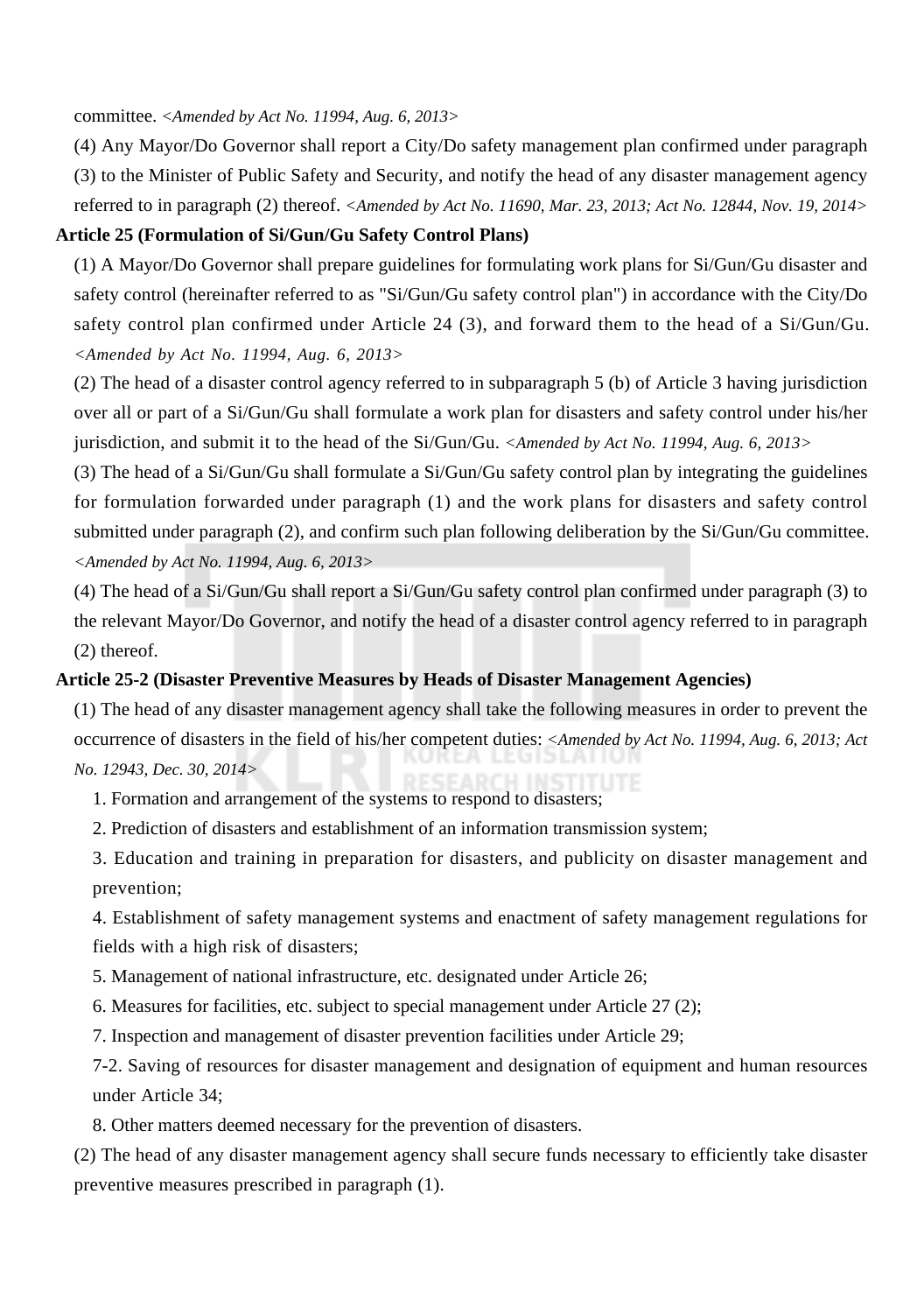committee. <Amended by Act No. 11994, Aug. 6, 2013>

(4) Any Mayor/Do Governor shall report a City/Do safety management plan confirmed under paragraph (3) to the Minister of Public Safety and Security, and notify the head of any disaster management agency referred to in paragraph (2) thereof. <Amended by Act No. 11690, Mar. 23, 2013; Act No. 12844, Nov. 19, 2014>

**Article 25 (Formulation of Si/Gun/Gu Safety Control Plans)**

(1) A Mayor/Do Governor shall prepare guidelines for formulating work plans for Si/Gun/Gu disaster and safety control (hereinafter referred to as "Si/Gun/Gu safety control plan") in accordance with the City/Do safety control plan confirmed under Article 24 (3), and forward them to the head of a Si/Gun/Gu. <Amended by Act No. 11994, Aug. 6, 2013>

(2) The head of a disaster control agency referred to in subparagraph 5 (b) of Article 3 having jurisdiction over all or part of a Si/Gun/Gu shall formulate a work plan for disasters and safety control under his/her jurisdiction, and submit it to the head of the Si/Gun/Gu. <Amended by Act No. 11994, Aug. 6, 2013>

(3) The head of a Si/Gun/Gu shall formulate a Si/Gun/Gu safety control plan by integrating the guidelines for formulation forwarded under paragraph (1) and the work plans for disasters and safety control submitted under paragraph (2), and confirm such plan following deliberation by the Si/Gun/Gu committee. <Amended by Act No. 11994, Aug. 6, 2013>

(4) The head of a Si/Gun/Gu shall report a Si/Gun/Gu safety control plan confirmed under paragraph (3) to the relevant Mayor/Do Governor, and notify the head of a disaster control agency referred to in paragraph (2) thereof.

**Article 25-2 (Disaster Preventive Measures by Heads of Disaster Management Agencies)**

(1) The head of any disaster management agency shall take the following measures in order to prevent the occurrence of disasters in the field of his/her competent duties: <Amended by Act No. 11994, Aug. 6, 2013; Act No. 12943, Dec. 30, 2014>

1. Formation and arrangement of the systems to respond to disasters;
2. Prediction of disasters and establishment of an information transmission system;
3. Education and training in preparation for disasters, and publicity on disaster management and prevention;
4. Establishment of safety management systems and enactment of safety management regulations for fields with a high risk of disasters;
5. Management of national infrastructure, etc. designated under Article 26;
6. Measures for facilities, etc. subject to special management under Article 27 (2);
7. Inspection and management of disaster prevention facilities under Article 29;

7-2. Saving of resources for disaster management and designation of equipment and human resources under Article 34;

8. Other matters deemed necessary for the prevention of disasters.

(2) The head of any disaster management agency shall secure funds necessary to efficiently take disaster preventive measures prescribed in paragraph (1).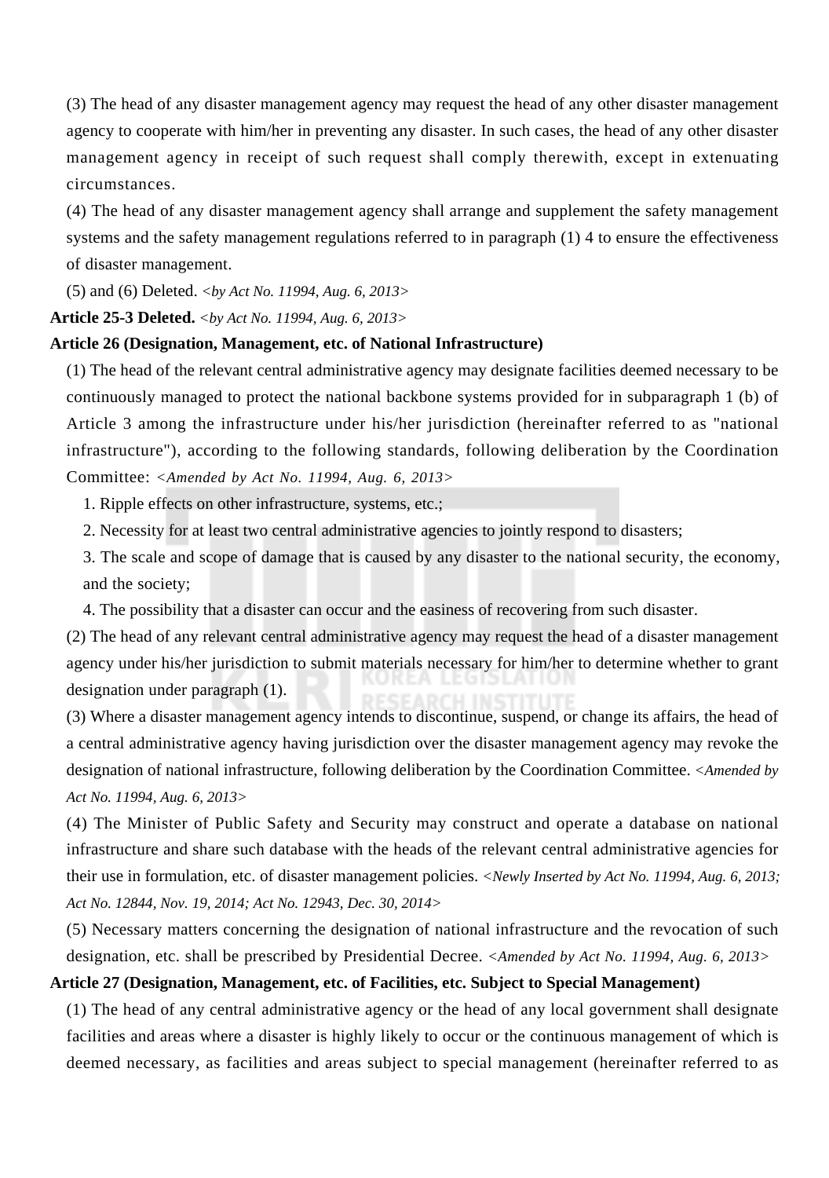(3) The head of any disaster management agency may request the head of any other disaster management agency to cooperate with him/her in preventing any disaster. In such cases, the head of any other disaster management agency in receipt of such request shall comply therewith, except in extenuating circumstances.

(4) The head of any disaster management agency shall arrange and supplement the safety management systems and the safety management regulations referred to in paragraph (1) 4 to ensure the effectiveness of disaster management.

(5) and (6) Deleted. *<by Act No. 11994, Aug. 6, 2013>*

**Article 25-3 Deleted.** *<by Act No. 11994, Aug. 6, 2013>*

**Article 26 (Designation, Management, etc. of National Infrastructure)**

(1) The head of the relevant central administrative agency may designate facilities deemed necessary to be continuously managed to protect the national backbone systems provided for in subparagraph 1 (b) of Article 3 among the infrastructure under his/her jurisdiction (hereinafter referred to as "national infrastructure"), according to the following standards, following deliberation by the Coordination Committee: *<Amended by Act No. 11994, Aug. 6, 2013>*

1. Ripple effects on other infrastructure, systems, etc.;
2. Necessity for at least two central administrative agencies to jointly respond to disasters;
3. The scale and scope of damage that is caused by any disaster to the national security, the economy, and the society;
4. The possibility that a disaster can occur and the easiness of recovering from such disaster.

(2) The head of any relevant central administrative agency may request the head of a disaster management agency under his/her jurisdiction to submit materials necessary for him/her to determine whether to grant designation under paragraph (1).

(3) Where a disaster management agency intends to discontinue, suspend, or change its affairs, the head of a central administrative agency having jurisdiction over the disaster management agency may revoke the designation of national infrastructure, following deliberation by the Coordination Committee. *<Amended by Act No. 11994, Aug. 6, 2013>*

(4) The Minister of Public Safety and Security may construct and operate a database on national infrastructure and share such database with the heads of the relevant central administrative agencies for their use in formulation, etc. of disaster management policies. *<Newly Inserted by Act No. 11994, Aug. 6, 2013; Act No. 12844, Nov. 19, 2014; Act No. 12943, Dec. 30, 2014>*

(5) Necessary matters concerning the designation of national infrastructure and the revocation of such designation, etc. shall be prescribed by Presidential Decree. *<Amended by Act No. 11994, Aug. 6, 2013>*

**Article 27 (Designation, Management, etc. of Facilities, etc. Subject to Special Management)**

(1) The head of any central administrative agency or the head of any local government shall designate facilities and areas where a disaster is highly likely to occur or the continuous management of which is deemed necessary, as facilities and areas subject to special management (hereinafter referred to as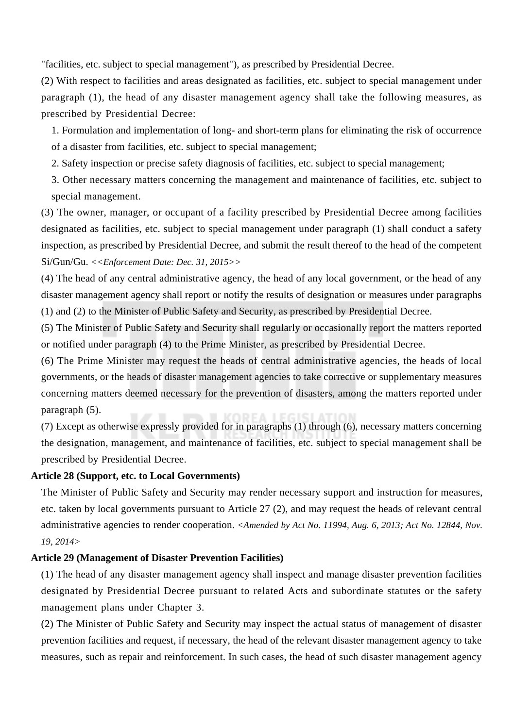"facilities, etc. subject to special management"), as prescribed by Presidential Decree.

(2) With respect to facilities and areas designated as facilities, etc. subject to special management under paragraph (1), the head of any disaster management agency shall take the following measures, as prescribed by Presidential Decree:

1. Formulation and implementation of long- and short-term plans for eliminating the risk of occurrence of a disaster from facilities, etc. subject to special management;
2. Safety inspection or precise safety diagnosis of facilities, etc. subject to special management;
3. Other necessary matters concerning the management and maintenance of facilities, etc. subject to special management.

(3) The owner, manager, or occupant of a facility prescribed by Presidential Decree among facilities designated as facilities, etc. subject to special management under paragraph (1) shall conduct a safety inspection, as prescribed by Presidential Decree, and submit the result thereof to the head of the competent Si/Gun/Gu. *<<Enforcement Date: Dec. 31, 2015>>*

(4) The head of any central administrative agency, the head of any local government, or the head of any disaster management agency shall report or notify the results of designation or measures under paragraphs (1) and (2) to the Minister of Public Safety and Security, as prescribed by Presidential Decree.

(5) The Minister of Public Safety and Security shall regularly or occasionally report the matters reported or notified under paragraph (4) to the Prime Minister, as prescribed by Presidential Decree.

(6) The Prime Minister may request the heads of central administrative agencies, the heads of local governments, or the heads of disaster management agencies to take corrective or supplementary measures concerning matters deemed necessary for the prevention of disasters, among the matters reported under paragraph (5).

(7) Except as otherwise expressly provided for in paragraphs (1) through (6), necessary matters concerning the designation, management, and maintenance of facilities, etc. subject to special management shall be prescribed by Presidential Decree.

**Article 28 (Support, etc. to Local Governments)**

The Minister of Public Safety and Security may render necessary support and instruction for measures, etc. taken by local governments pursuant to Article 27 (2), and may request the heads of relevant central administrative agencies to render cooperation. *<Amended by Act No. 11994, Aug. 6, 2013; Act No. 12844, Nov. 19, 2014>*

**Article 29 (Management of Disaster Prevention Facilities)**

(1) The head of any disaster management agency shall inspect and manage disaster prevention facilities designated by Presidential Decree pursuant to related Acts and subordinate statutes or the safety management plans under Chapter 3.

(2) The Minister of Public Safety and Security may inspect the actual status of management of disaster prevention facilities and request, if necessary, the head of the relevant disaster management agency to take measures, such as repair and reinforcement. In such cases, the head of such disaster management agency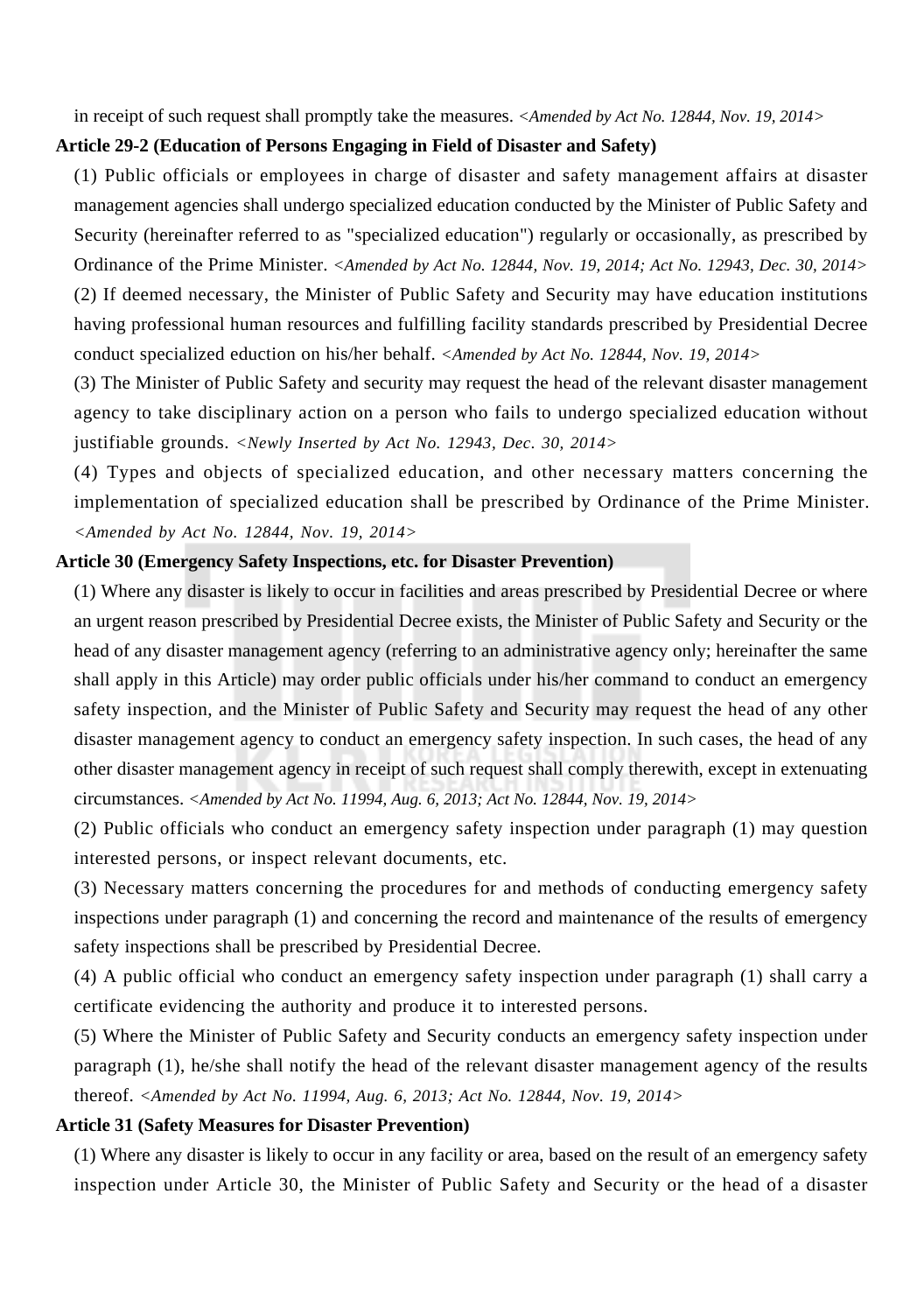in receipt of such request shall promptly take the measures. *<Amended by Act No. 12844, Nov. 19, 2014>*

**Article 29-2 (Education of Persons Engaging in Field of Disaster and Safety)**

(1) Public officials or employees in charge of disaster and safety management affairs at disaster management agencies shall undergo specialized education conducted by the Minister of Public Safety and Security (hereinafter referred to as "specialized education") regularly or occasionally, as prescribed by Ordinance of the Prime Minister. *<Amended by Act No. 12844, Nov. 19, 2014; Act No. 12943, Dec. 30, 2014>*

(2) If deemed necessary, the Minister of Public Safety and Security may have education institutions having professional human resources and fulfilling facility standards prescribed by Presidential Decree conduct specialized eduction on his/her behalf. *<Amended by Act No. 12844, Nov. 19, 2014>*

(3) The Minister of Public Safety and security may request the head of the relevant disaster management agency to take disciplinary action on a person who fails to undergo specialized education without justifiable grounds. *<Newly Inserted by Act No. 12943, Dec. 30, 2014>*

(4) Types and objects of specialized education, and other necessary matters concerning the implementation of specialized education shall be prescribed by Ordinance of the Prime Minister. *<Amended by Act No. 12844, Nov. 19, 2014>*

**Article 30 (Emergency Safety Inspections, etc. for Disaster Prevention)**

(1) Where any disaster is likely to occur in facilities and areas prescribed by Presidential Decree or where an urgent reason prescribed by Presidential Decree exists, the Minister of Public Safety and Security or the head of any disaster management agency (referring to an administrative agency only; hereinafter the same shall apply in this Article) may order public officials under his/her command to conduct an emergency safety inspection, and the Minister of Public Safety and Security may request the head of any other disaster management agency to conduct an emergency safety inspection. In such cases, the head of any other disaster management agency in receipt of such request shall comply therewith, except in extenuating circumstances. *<Amended by Act No. 11994, Aug. 6, 2013; Act No. 12844, Nov. 19, 2014>*

(2) Public officials who conduct an emergency safety inspection under paragraph (1) may question interested persons, or inspect relevant documents, etc.

(3) Necessary matters concerning the procedures for and methods of conducting emergency safety inspections under paragraph (1) and concerning the record and maintenance of the results of emergency safety inspections shall be prescribed by Presidential Decree.

(4) A public official who conduct an emergency safety inspection under paragraph (1) shall carry a certificate evidencing the authority and produce it to interested persons.

(5) Where the Minister of Public Safety and Security conducts an emergency safety inspection under paragraph (1), he/she shall notify the head of the relevant disaster management agency of the results thereof. *<Amended by Act No. 11994, Aug. 6, 2013; Act No. 12844, Nov. 19, 2014>*

**Article 31 (Safety Measures for Disaster Prevention)**

(1) Where any disaster is likely to occur in any facility or area, based on the result of an emergency safety inspection under Article 30, the Minister of Public Safety and Security or the head of a disaster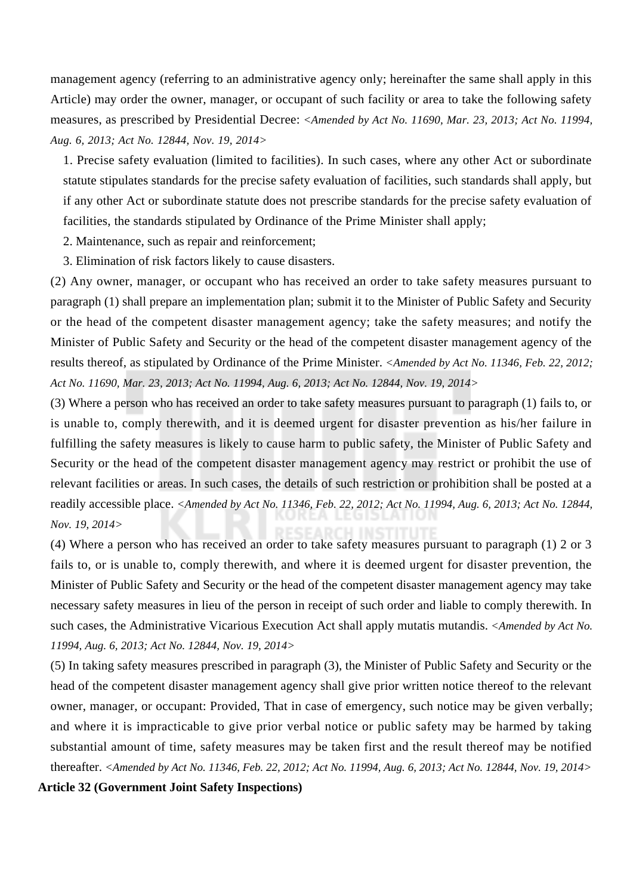management agency (referring to an administrative agency only; hereinafter the same shall apply in this Article) may order the owner, manager, or occupant of such facility or area to take the following safety measures, as prescribed by Presidential Decree: *<Amended by Act No. 11690, Mar. 23, 2013; Act No. 11994, Aug. 6, 2013; Act No. 12844, Nov. 19, 2014>*

1. Precise safety evaluation (limited to facilities). In such cases, where any other Act or subordinate statute stipulates standards for the precise safety evaluation of facilities, such standards shall apply, but if any other Act or subordinate statute does not prescribe standards for the precise safety evaluation of facilities, the standards stipulated by Ordinance of the Prime Minister shall apply;
2. Maintenance, such as repair and reinforcement;
3. Elimination of risk factors likely to cause disasters.

(2) Any owner, manager, or occupant who has received an order to take safety measures pursuant to paragraph (1) shall prepare an implementation plan; submit it to the Minister of Public Safety and Security or the head of the competent disaster management agency; take the safety measures; and notify the Minister of Public Safety and Security or the head of the competent disaster management agency of the results thereof, as stipulated by Ordinance of the Prime Minister. *<Amended by Act No. 11346, Feb. 22, 2012; Act No. 11690, Mar. 23, 2013; Act No. 11994, Aug. 6, 2013; Act No. 12844, Nov. 19, 2014>*

(3) Where a person who has received an order to take safety measures pursuant to paragraph (1) fails to, or is unable to, comply therewith, and it is deemed urgent for disaster prevention as his/her failure in fulfilling the safety measures is likely to cause harm to public safety, the Minister of Public Safety and Security or the head of the competent disaster management agency may restrict or prohibit the use of relevant facilities or areas. In such cases, the details of such restriction or prohibition shall be posted at a readily accessible place. *<Amended by Act No. 11346, Feb. 22, 2012; Act No. 11994, Aug. 6, 2013; Act No. 12844, Nov. 19, 2014>*

(4) Where a person who has received an order to take safety measures pursuant to paragraph (1) 2 or 3 fails to, or is unable to, comply therewith, and where it is deemed urgent for disaster prevention, the Minister of Public Safety and Security or the head of the competent disaster management agency may take necessary safety measures in lieu of the person in receipt of such order and liable to comply therewith. In such cases, the Administrative Vicarious Execution Act shall apply mutatis mutandis. *<Amended by Act No. 11994, Aug. 6, 2013; Act No. 12844, Nov. 19, 2014>*

(5) In taking safety measures prescribed in paragraph (3), the Minister of Public Safety and Security or the head of the competent disaster management agency shall give prior written notice thereof to the relevant owner, manager, or occupant: Provided, That in case of emergency, such notice may be given verbally; and where it is impracticable to give prior verbal notice or public safety may be harmed by taking substantial amount of time, safety measures may be taken first and the result thereof may be notified thereafter. *<Amended by Act No. 11346, Feb. 22, 2012; Act No. 11994, Aug. 6, 2013; Act No. 12844, Nov. 19, 2014>*

**Article 32 (Government Joint Safety Inspections)**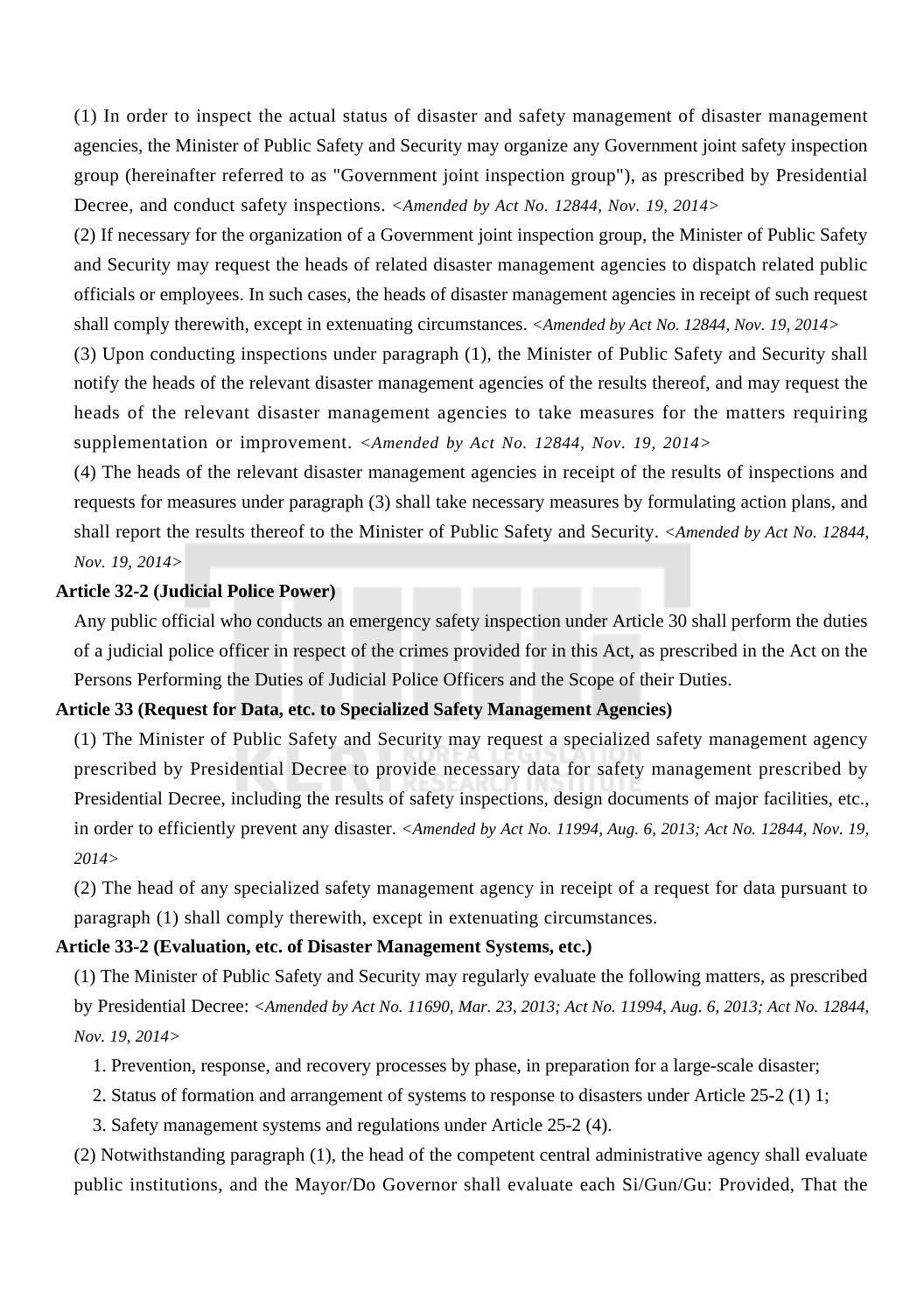(1) In order to inspect the actual status of disaster and safety management of disaster management agencies, the Minister of Public Safety and Security may organize any Government joint safety inspection group (hereinafter referred to as "Government joint inspection group"), as prescribed by Presidential Decree, and conduct safety inspections. *<Amended by Act No. 12844, Nov. 19, 2014>*

(2) If necessary for the organization of a Government joint inspection group, the Minister of Public Safety and Security may request the heads of related disaster management agencies to dispatch related public officials or employees. In such cases, the heads of disaster management agencies in receipt of such request shall comply therewith, except in extenuating circumstances. *<Amended by Act No. 12844, Nov. 19, 2014>*

(3) Upon conducting inspections under paragraph (1), the Minister of Public Safety and Security shall notify the heads of the relevant disaster management agencies of the results thereof, and may request the heads of the relevant disaster management agencies to take measures for the matters requiring supplementation or improvement. *<Amended by Act No. 12844, Nov. 19, 2014>*

(4) The heads of the relevant disaster management agencies in receipt of the results of inspections and requests for measures under paragraph (3) shall take necessary measures by formulating action plans, and shall report the results thereof to the Minister of Public Safety and Security. *<Amended by Act No. 12844, Nov. 19, 2014>*

**Article 32-2 (Judicial Police Power)**

Any public official who conducts an emergency safety inspection under Article 30 shall perform the duties of a judicial police officer in respect of the crimes provided for in this Act, as prescribed in the Act on the Persons Performing the Duties of Judicial Police Officers and the Scope of their Duties.

**Article 33 (Request for Data, etc. to Specialized Safety Management Agencies)**

(1) The Minister of Public Safety and Security may request a specialized safety management agency prescribed by Presidential Decree to provide necessary data for safety management prescribed by Presidential Decree, including the results of safety inspections, design documents of major facilities, etc., in order to efficiently prevent any disaster. *<Amended by Act No. 11994, Aug. 6, 2013; Act No. 12844, Nov. 19, 2014>*

(2) The head of any specialized safety management agency in receipt of a request for data pursuant to paragraph (1) shall comply therewith, except in extenuating circumstances.

**Article 33-2 (Evaluation, etc. of Disaster Management Systems, etc.)**

(1) The Minister of Public Safety and Security may regularly evaluate the following matters, as prescribed by Presidential Decree: *<Amended by Act No. 11690, Mar. 23, 2013; Act No. 11994, Aug. 6, 2013; Act No. 12844, Nov. 19, 2014>*

1. Prevention, response, and recovery processes by phase, in preparation for a large-scale disaster;
2. Status of formation and arrangement of systems to response to disasters under Article 25-2 (1) 1;
3. Safety management systems and regulations under Article 25-2 (4).

(2) Notwithstanding paragraph (1), the head of the competent central administrative agency shall evaluate public institutions, and the Mayor/Do Governor shall evaluate each Si/Gun/Gu: Provided, That the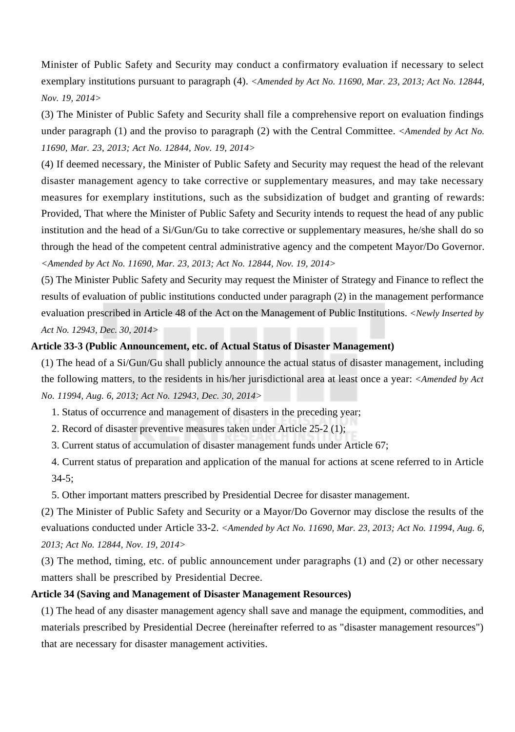Minister of Public Safety and Security may conduct a confirmatory evaluation if necessary to select exemplary institutions pursuant to paragraph (4). *<Amended by Act No. 11690, Mar. 23, 2013; Act No. 12844, Nov. 19, 2014>*

(3) The Minister of Public Safety and Security shall file a comprehensive report on evaluation findings under paragraph (1) and the proviso to paragraph (2) with the Central Committee. *<Amended by Act No. 11690, Mar. 23, 2013; Act No. 12844, Nov. 19, 2014>*

(4) If deemed necessary, the Minister of Public Safety and Security may request the head of the relevant disaster management agency to take corrective or supplementary measures, and may take necessary measures for exemplary institutions, such as the subsidization of budget and granting of rewards: Provided, That where the Minister of Public Safety and Security intends to request the head of any public institution and the head of a Si/Gun/Gu to take corrective or supplementary measures, he/she shall do so through the head of the competent central administrative agency and the competent Mayor/Do Governor. *<Amended by Act No. 11690, Mar. 23, 2013; Act No. 12844, Nov. 19, 2014>*

(5) The Minister Public Safety and Security may request the Minister of Strategy and Finance to reflect the results of evaluation of public institutions conducted under paragraph (2) in the management performance evaluation prescribed in Article 48 of the Act on the Management of Public Institutions. *<Newly Inserted by Act No. 12943, Dec. 30, 2014>*

**Article 33-3 (Public Announcement, etc. of Actual Status of Disaster Management)**

(1) The head of a Si/Gun/Gu shall publicly announce the actual status of disaster management, including the following matters, to the residents in his/her jurisdictional area at least once a year: *<Amended by Act No. 11994, Aug. 6, 2013; Act No. 12943, Dec. 30, 2014>*

1. Status of occurrence and management of disasters in the preceding year;
2. Record of disaster preventive measures taken under Article 25-2 (1);
3. Current status of accumulation of disaster management funds under Article 67;
4. Current status of preparation and application of the manual for actions at scene referred to in Article 34-5;
5. Other important matters prescribed by Presidential Decree for disaster management.

(2) The Minister of Public Safety and Security or a Mayor/Do Governor may disclose the results of the evaluations conducted under Article 33-2. *<Amended by Act No. 11690, Mar. 23, 2013; Act No. 11994, Aug. 6, 2013; Act No. 12844, Nov. 19, 2014>*

(3) The method, timing, etc. of public announcement under paragraphs (1) and (2) or other necessary matters shall be prescribed by Presidential Decree.

**Article 34 (Saving and Management of Disaster Management Resources)**

(1) The head of any disaster management agency shall save and manage the equipment, commodities, and materials prescribed by Presidential Decree (hereinafter referred to as "disaster management resources") that are necessary for disaster management activities.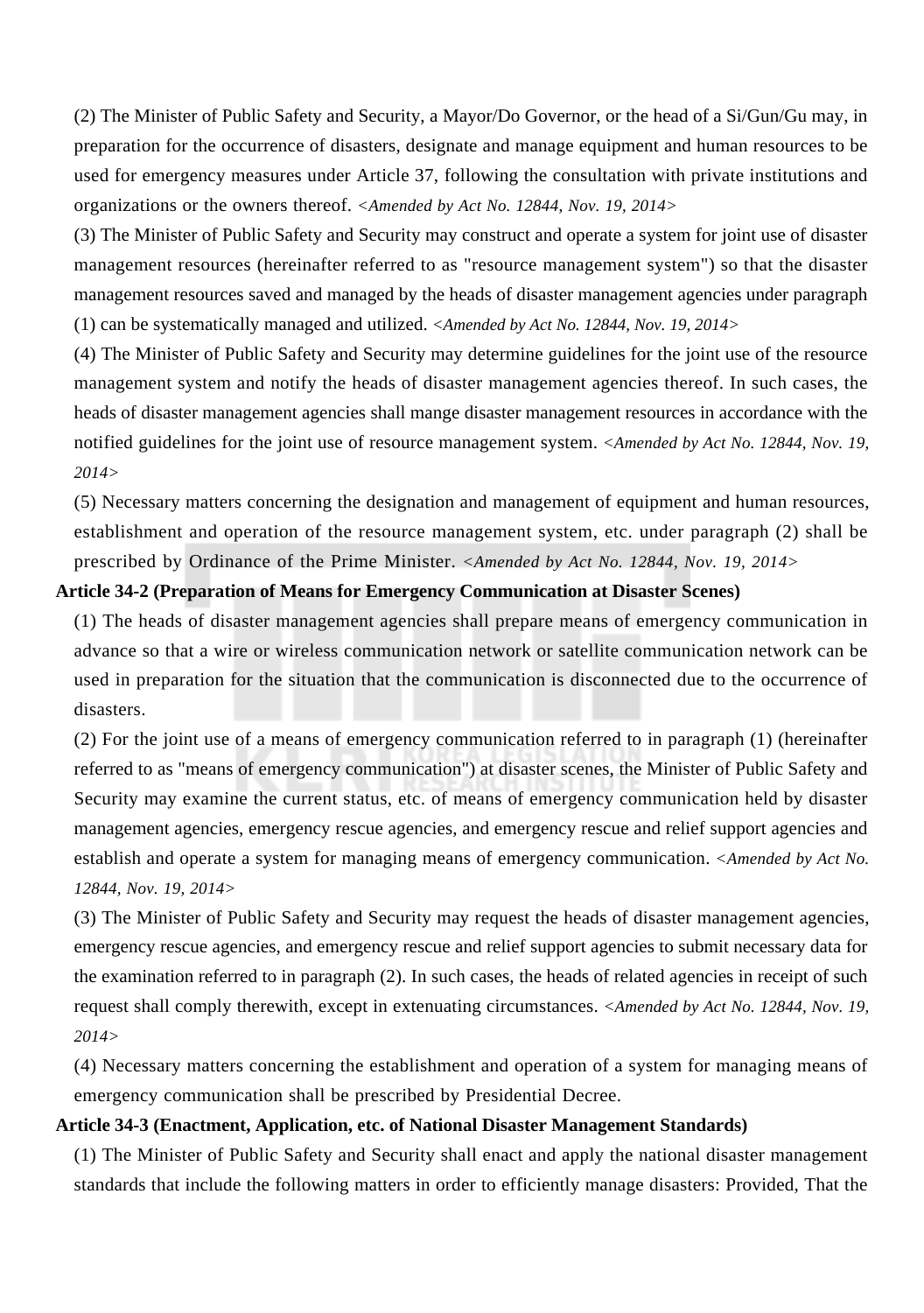(2) The Minister of Public Safety and Security, a Mayor/Do Governor, or the head of a Si/Gun/Gu may, in preparation for the occurrence of disasters, designate and manage equipment and human resources to be used for emergency measures under Article 37, following the consultation with private institutions and organizations or the owners thereof. *<Amended by Act No. 12844, Nov. 19, 2014>*

(3) The Minister of Public Safety and Security may construct and operate a system for joint use of disaster management resources (hereinafter referred to as "resource management system") so that the disaster management resources saved and managed by the heads of disaster management agencies under paragraph (1) can be systematically managed and utilized. *<Amended by Act No. 12844, Nov. 19, 2014>*

(4) The Minister of Public Safety and Security may determine guidelines for the joint use of the resource management system and notify the heads of disaster management agencies thereof. In such cases, the heads of disaster management agencies shall mange disaster management resources in accordance with the notified guidelines for the joint use of resource management system. *<Amended by Act No. 12844, Nov. 19, 2014>*

(5) Necessary matters concerning the designation and management of equipment and human resources, establishment and operation of the resource management system, etc. under paragraph (2) shall be prescribed by Ordinance of the Prime Minister. *<Amended by Act No. 12844, Nov. 19, 2014>*

**Article 34-2 (Preparation of Means for Emergency Communication at Disaster Scenes)**

(1) The heads of disaster management agencies shall prepare means of emergency communication in advance so that a wire or wireless communication network or satellite communication network can be used in preparation for the situation that the communication is disconnected due to the occurrence of disasters.

(2) For the joint use of a means of emergency communication referred to in paragraph (1) (hereinafter referred to as "means of emergency communication") at disaster scenes, the Minister of Public Safety and Security may examine the current status, etc. of means of emergency communication held by disaster management agencies, emergency rescue agencies, and emergency rescue and relief support agencies and establish and operate a system for managing means of emergency communication. *<Amended by Act No. 12844, Nov. 19, 2014>*

(3) The Minister of Public Safety and Security may request the heads of disaster management agencies, emergency rescue agencies, and emergency rescue and relief support agencies to submit necessary data for the examination referred to in paragraph (2). In such cases, the heads of related agencies in receipt of such request shall comply therewith, except in extenuating circumstances. *<Amended by Act No. 12844, Nov. 19, 2014>*

(4) Necessary matters concerning the establishment and operation of a system for managing means of emergency communication shall be prescribed by Presidential Decree.

**Article 34-3 (Enactment, Application, etc. of National Disaster Management Standards)**

(1) The Minister of Public Safety and Security shall enact and apply the national disaster management standards that include the following matters in order to efficiently manage disasters: Provided, That the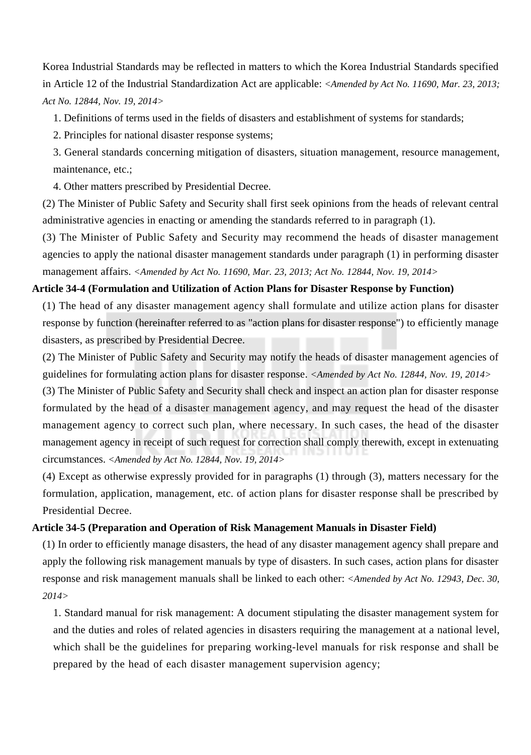Korea Industrial Standards may be reflected in matters to which the Korea Industrial Standards specified in Article 12 of the Industrial Standardization Act are applicable: *<Amended by Act No. 11690, Mar. 23, 2013; Act No. 12844, Nov. 19, 2014>*

1. Definitions of terms used in the fields of disasters and establishment of systems for standards;
2. Principles for national disaster response systems;
3. General standards concerning mitigation of disasters, situation management, resource management, maintenance, etc.;
4. Other matters prescribed by Presidential Decree.

(2) The Minister of Public Safety and Security shall first seek opinions from the heads of relevant central administrative agencies in enacting or amending the standards referred to in paragraph (1).

(3) The Minister of Public Safety and Security may recommend the heads of disaster management agencies to apply the national disaster management standards under paragraph (1) in performing disaster management affairs. *<Amended by Act No. 11690, Mar. 23, 2013; Act No. 12844, Nov. 19, 2014>*

**Article 34-4 (Formulation and Utilization of Action Plans for Disaster Response by Function)**

(1) The head of any disaster management agency shall formulate and utilize action plans for disaster response by function (hereinafter referred to as "action plans for disaster response") to efficiently manage disasters, as prescribed by Presidential Decree.

(2) The Minister of Public Safety and Security may notify the heads of disaster management agencies of guidelines for formulating action plans for disaster response. *<Amended by Act No. 12844, Nov. 19, 2014>*

(3) The Minister of Public Safety and Security shall check and inspect an action plan for disaster response formulated by the head of a disaster management agency, and may request the head of the disaster management agency to correct such plan, where necessary. In such cases, the head of the disaster management agency in receipt of such request for correction shall comply therewith, except in extenuating circumstances. *<Amended by Act No. 12844, Nov. 19, 2014>*

(4) Except as otherwise expressly provided for in paragraphs (1) through (3), matters necessary for the formulation, application, management, etc. of action plans for disaster response shall be prescribed by Presidential Decree.

**Article 34-5 (Preparation and Operation of Risk Management Manuals in Disaster Field)**

(1) In order to efficiently manage disasters, the head of any disaster management agency shall prepare and apply the following risk management manuals by type of disasters. In such cases, action plans for disaster response and risk management manuals shall be linked to each other: *<Amended by Act No. 12943, Dec. 30, 2014>*

1. Standard manual for risk management: A document stipulating the disaster management system for and the duties and roles of related agencies in disasters requiring the management at a national level, which shall be the guidelines for preparing working-level manuals for risk response and shall be prepared by the head of each disaster management supervision agency;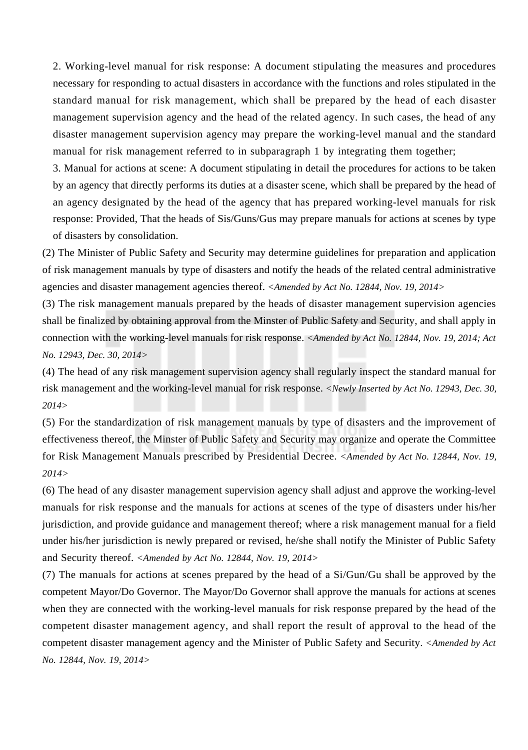2. Working-level manual for risk response: A document stipulating the measures and procedures necessary for responding to actual disasters in accordance with the functions and roles stipulated in the standard manual for risk management, which shall be prepared by the head of each disaster management supervision agency and the head of the related agency. In such cases, the head of any disaster management supervision agency may prepare the working-level manual and the standard manual for risk management referred to in subparagraph 1 by integrating them together;

3. Manual for actions at scene: A document stipulating in detail the procedures for actions to be taken by an agency that directly performs its duties at a disaster scene, which shall be prepared by the head of an agency designated by the head of the agency that has prepared working-level manuals for risk response: Provided, That the heads of Sis/Guns/Gus may prepare manuals for actions at scenes by type of disasters by consolidation.

(2) The Minister of Public Safety and Security may determine guidelines for preparation and application of risk management manuals by type of disasters and notify the heads of the related central administrative agencies and disaster management agencies thereof. *<Amended by Act No. 12844, Nov. 19, 2014>*

(3) The risk management manuals prepared by the heads of disaster management supervision agencies shall be finalized by obtaining approval from the Minster of Public Safety and Security, and shall apply in connection with the working-level manuals for risk response. *<Amended by Act No. 12844, Nov. 19, 2014; Act No. 12943, Dec. 30, 2014>*

(4) The head of any risk management supervision agency shall regularly inspect the standard manual for risk management and the working-level manual for risk response. *<Newly Inserted by Act No. 12943, Dec. 30, 2014>*

(5) For the standardization of risk management manuals by type of disasters and the improvement of effectiveness thereof, the Minster of Public Safety and Security may organize and operate the Committee for Risk Management Manuals prescribed by Presidential Decree. *<Amended by Act No. 12844, Nov. 19, 2014>*

(6) The head of any disaster management supervision agency shall adjust and approve the working-level manuals for risk response and the manuals for actions at scenes of the type of disasters under his/her jurisdiction, and provide guidance and management thereof; where a risk management manual for a field under his/her jurisdiction is newly prepared or revised, he/she shall notify the Minister of Public Safety and Security thereof. *<Amended by Act No. 12844, Nov. 19, 2014>*

(7) The manuals for actions at scenes prepared by the head of a Si/Gun/Gu shall be approved by the competent Mayor/Do Governor. The Mayor/Do Governor shall approve the manuals for actions at scenes when they are connected with the working-level manuals for risk response prepared by the head of the competent disaster management agency, and shall report the result of approval to the head of the competent disaster management agency and the Minister of Public Safety and Security. *<Amended by Act No. 12844, Nov. 19, 2014>*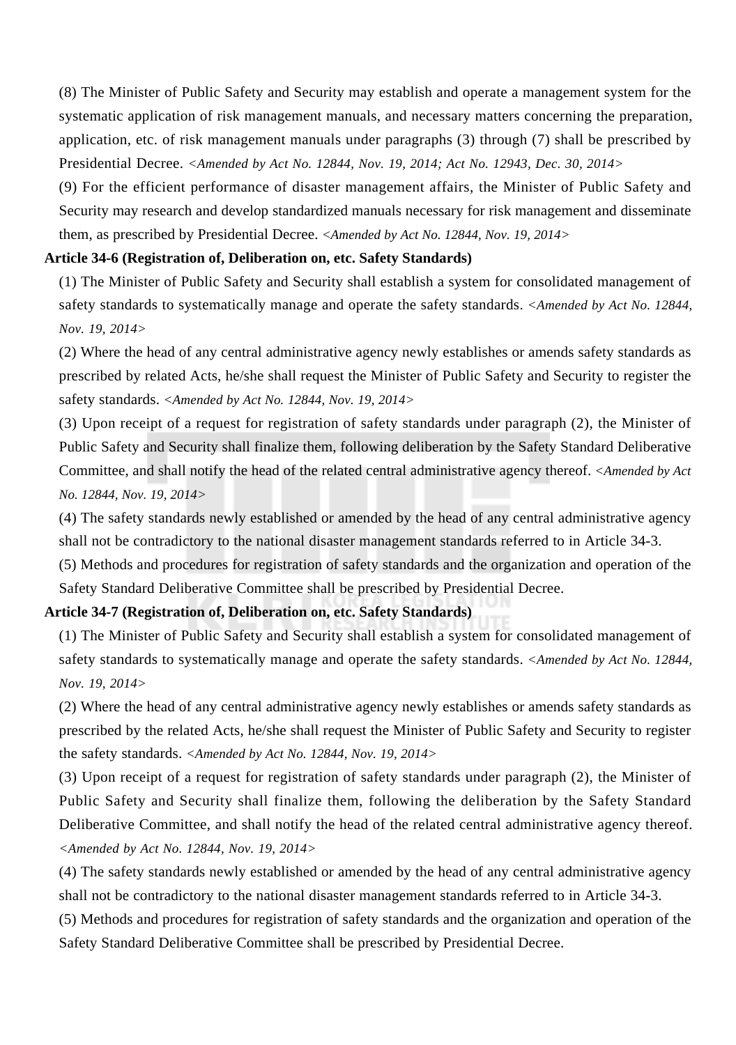(8) The Minister of Public Safety and Security may establish and operate a management system for the systematic application of risk management manuals, and necessary matters concerning the preparation, application, etc. of risk management manuals under paragraphs (3) through (7) shall be prescribed by Presidential Decree. *<Amended by Act No. 12844, Nov. 19, 2014; Act No. 12943, Dec. 30, 2014>*

(9) For the efficient performance of disaster management affairs, the Minister of Public Safety and Security may research and develop standardized manuals necessary for risk management and disseminate them, as prescribed by Presidential Decree. *<Amended by Act No. 12844, Nov. 19, 2014>*

**Article 34-6 (Registration of, Deliberation on, etc. Safety Standards)**

(1) The Minister of Public Safety and Security shall establish a system for consolidated management of safety standards to systematically manage and operate the safety standards. *<Amended by Act No. 12844, Nov. 19, 2014>*

(2) Where the head of any central administrative agency newly establishes or amends safety standards as prescribed by related Acts, he/she shall request the Minister of Public Safety and Security to register the safety standards. *<Amended by Act No. 12844, Nov. 19, 2014>*

(3) Upon receipt of a request for registration of safety standards under paragraph (2), the Minister of Public Safety and Security shall finalize them, following deliberation by the Safety Standard Deliberative Committee, and shall notify the head of the related central administrative agency thereof. *<Amended by Act No. 12844, Nov. 19, 2014>*

(4) The safety standards newly established or amended by the head of any central administrative agency shall not be contradictory to the national disaster management standards referred to in Article 34-3.

(5) Methods and procedures for registration of safety standards and the organization and operation of the Safety Standard Deliberative Committee shall be prescribed by Presidential Decree.

**Article 34-7 (Registration of, Deliberation on, etc. Safety Standards)**

(1) The Minister of Public Safety and Security shall establish a system for consolidated management of safety standards to systematically manage and operate the safety standards. *<Amended by Act No. 12844, Nov. 19, 2014>*

(2) Where the head of any central administrative agency newly establishes or amends safety standards as prescribed by the related Acts, he/she shall request the Minister of Public Safety and Security to register the safety standards. *<Amended by Act No. 12844, Nov. 19, 2014>*

(3) Upon receipt of a request for registration of safety standards under paragraph (2), the Minister of Public Safety and Security shall finalize them, following the deliberation by the Safety Standard Deliberative Committee, and shall notify the head of the related central administrative agency thereof. *<Amended by Act No. 12844, Nov. 19, 2014>*

(4) The safety standards newly established or amended by the head of any central administrative agency shall not be contradictory to the national disaster management standards referred to in Article 34-3.

(5) Methods and procedures for registration of safety standards and the organization and operation of the Safety Standard Deliberative Committee shall be prescribed by Presidential Decree.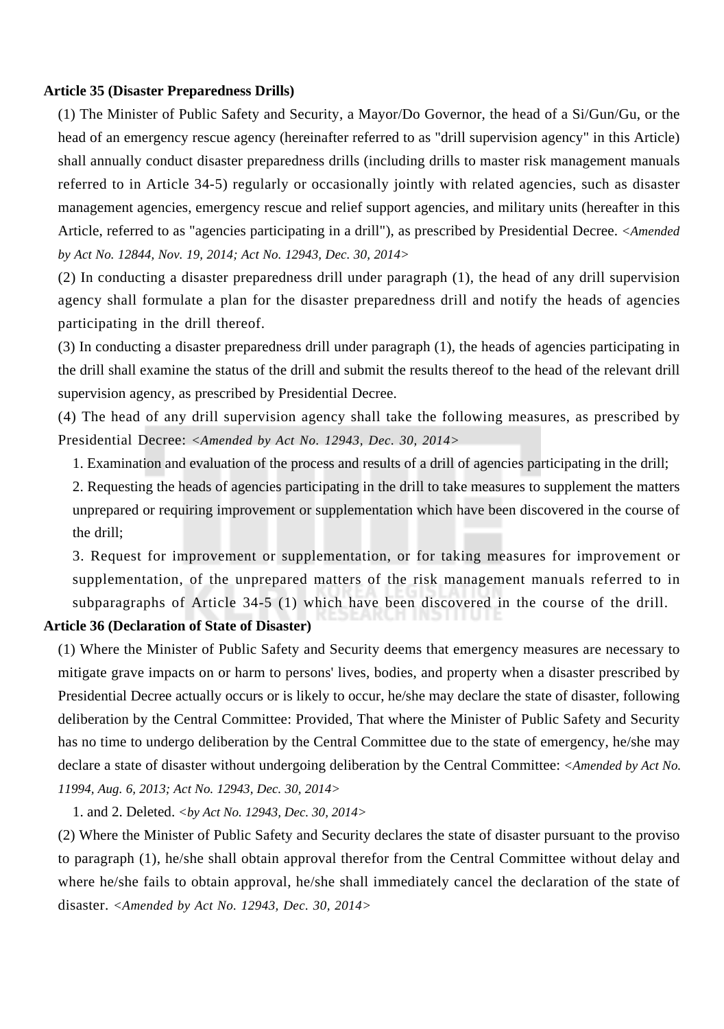**Article 35 (Disaster Preparedness Drills)**

(1) The Minister of Public Safety and Security, a Mayor/Do Governor, the head of a Si/Gun/Gu, or the head of an emergency rescue agency (hereinafter referred to as "drill supervision agency" in this Article) shall annually conduct disaster preparedness drills (including drills to master risk management manuals referred to in Article 34-5) regularly or occasionally jointly with related agencies, such as disaster management agencies, emergency rescue and relief support agencies, and military units (hereafter in this Article, referred to as "agencies participating in a drill"), as prescribed by Presidential Decree. *<Amended by Act No. 12844, Nov. 19, 2014; Act No. 12943, Dec. 30, 2014>*

(2) In conducting a disaster preparedness drill under paragraph (1), the head of any drill supervision agency shall formulate a plan for the disaster preparedness drill and notify the heads of agencies participating in the drill thereof.

(3) In conducting a disaster preparedness drill under paragraph (1), the heads of agencies participating in the drill shall examine the status of the drill and submit the results thereof to the head of the relevant drill supervision agency, as prescribed by Presidential Decree.

(4) The head of any drill supervision agency shall take the following measures, as prescribed by Presidential Decree: *<Amended by Act No. 12943, Dec. 30, 2014>*

1. Examination and evaluation of the process and results of a drill of agencies participating in the drill;
2. Requesting the heads of agencies participating in the drill to take measures to supplement the matters unprepared or requiring improvement or supplementation which have been discovered in the course of the drill;
3. Request for improvement or supplementation, or for taking measures for improvement or supplementation, of the unprepared matters of the risk management manuals referred to in subparagraphs of Article 34-5 (1) which have been discovered in the course of the drill.

**Article 36 (Declaration of State of Disaster)**

(1) Where the Minister of Public Safety and Security deems that emergency measures are necessary to mitigate grave impacts on or harm to persons' lives, bodies, and property when a disaster prescribed by Presidential Decree actually occurs or is likely to occur, he/she may declare the state of disaster, following deliberation by the Central Committee: Provided, That where the Minister of Public Safety and Security has no time to undergo deliberation by the Central Committee due to the state of emergency, he/she may declare a state of disaster without undergoing deliberation by the Central Committee: *<Amended by Act No. 11994, Aug. 6, 2013; Act No. 12943, Dec. 30, 2014>*

1. and 2. Deleted. *<by Act No. 12943, Dec. 30, 2014>*

(2) Where the Minister of Public Safety and Security declares the state of disaster pursuant to the proviso to paragraph (1), he/she shall obtain approval therefor from the Central Committee without delay and where he/she fails to obtain approval, he/she shall immediately cancel the declaration of the state of disaster. *<Amended by Act No. 12943, Dec. 30, 2014>*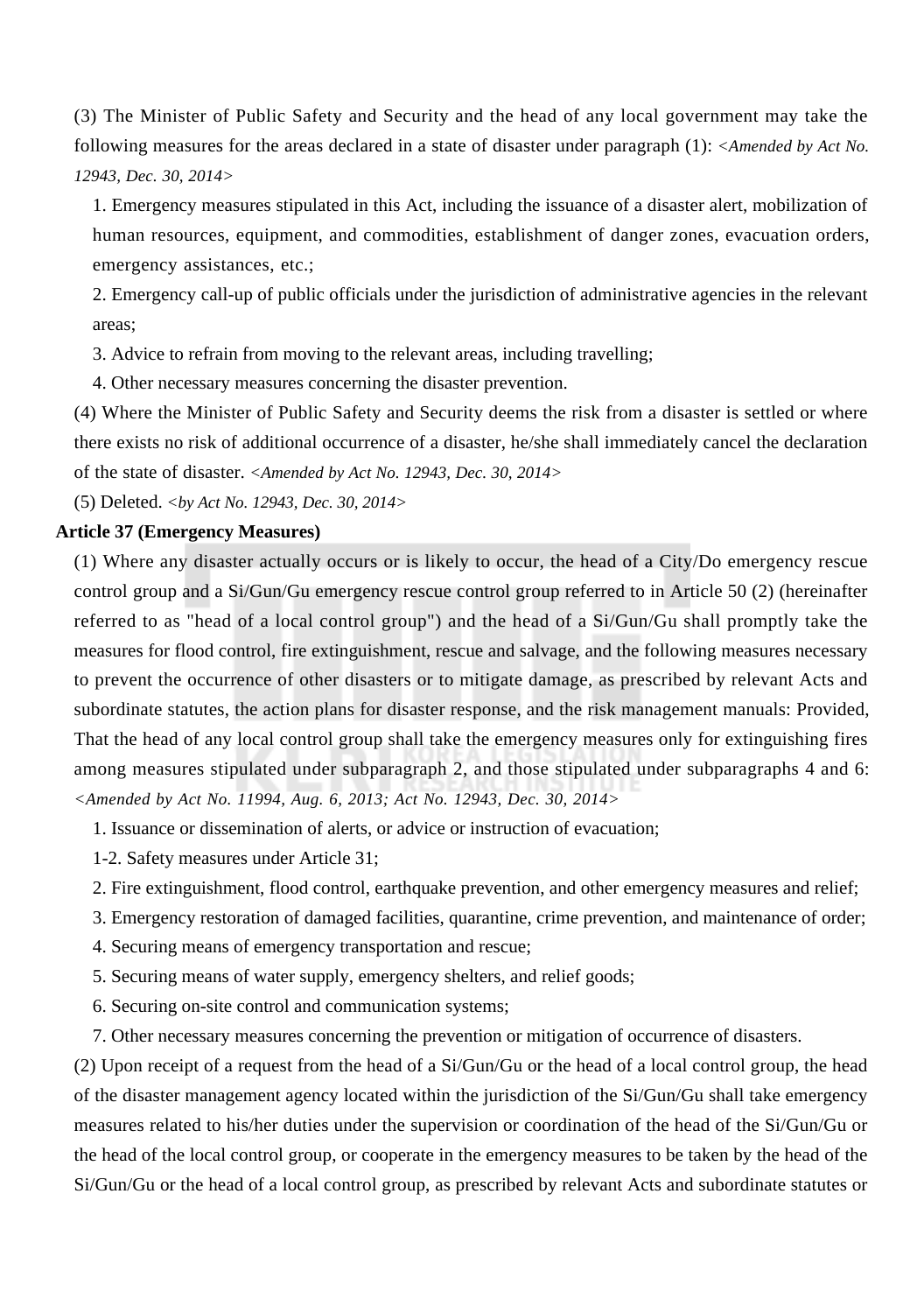(3) The Minister of Public Safety and Security and the head of any local government may take the following measures for the areas declared in a state of disaster under paragraph (1): *<Amended by Act No. 12943, Dec. 30, 2014>*

1. Emergency measures stipulated in this Act, including the issuance of a disaster alert, mobilization of human resources, equipment, and commodities, establishment of danger zones, evacuation orders, emergency assistances, etc.;
2. Emergency call-up of public officials under the jurisdiction of administrative agencies in the relevant areas;
3. Advice to refrain from moving to the relevant areas, including travelling;
4. Other necessary measures concerning the disaster prevention.

(4) Where the Minister of Public Safety and Security deems the risk from a disaster is settled or where there exists no risk of additional occurrence of a disaster, he/she shall immediately cancel the declaration of the state of disaster. *<Amended by Act No. 12943, Dec. 30, 2014>*

(5) Deleted. *<by Act No. 12943, Dec. 30, 2014>*

**Article 37 (Emergency Measures)**

(1) Where any disaster actually occurs or is likely to occur, the head of a City/Do emergency rescue control group and a Si/Gun/Gu emergency rescue control group referred to in Article 50 (2) (hereinafter referred to as "head of a local control group") and the head of a Si/Gun/Gu shall promptly take the measures for flood control, fire extinguishment, rescue and salvage, and the following measures necessary to prevent the occurrence of other disasters or to mitigate damage, as prescribed by relevant Acts and subordinate statutes, the action plans for disaster response, and the risk management manuals: Provided, That the head of any local control group shall take the emergency measures only for extinguishing fires among measures stipulated under subparagraph 2, and those stipulated under subparagraphs 4 and 6: *<Amended by Act No. 11994, Aug. 6, 2013; Act No. 12943, Dec. 30, 2014>*

1. Issuance or dissemination of alerts, or advice or instruction of evacuation;

1-2. Safety measures under Article 31;

2. Fire extinguishment, flood control, earthquake prevention, and other emergency measures and relief;

3. Emergency restoration of damaged facilities, quarantine, crime prevention, and maintenance of order;

4. Securing means of emergency transportation and rescue;

5. Securing means of water supply, emergency shelters, and relief goods;

6. Securing on-site control and communication systems;

7. Other necessary measures concerning the prevention or mitigation of occurrence of disasters.

(2) Upon receipt of a request from the head of a Si/Gun/Gu or the head of a local control group, the head of the disaster management agency located within the jurisdiction of the Si/Gun/Gu shall take emergency measures related to his/her duties under the supervision or coordination of the head of the Si/Gun/Gu or the head of the local control group, or cooperate in the emergency measures to be taken by the head of the Si/Gun/Gu or the head of a local control group, as prescribed by relevant Acts and subordinate statutes or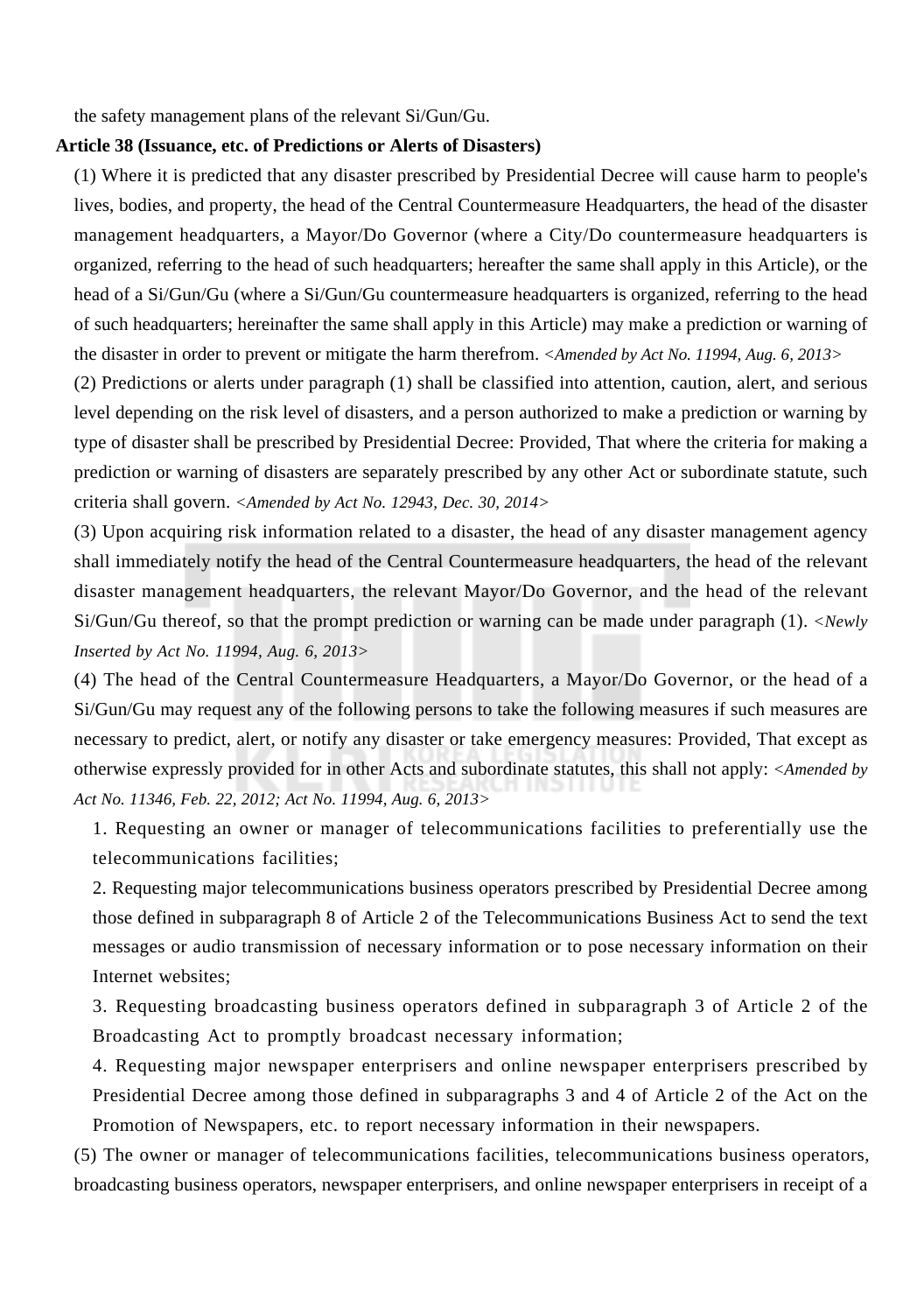the safety management plans of the relevant Si/Gun/Gu.

**Article 38 (Issuance, etc. of Predictions or Alerts of Disasters)**

(1) Where it is predicted that any disaster prescribed by Presidential Decree will cause harm to people's lives, bodies, and property, the head of the Central Countermeasure Headquarters, the head of the disaster management headquarters, a Mayor/Do Governor (where a City/Do countermeasure headquarters is organized, referring to the head of such headquarters; hereafter the same shall apply in this Article), or the head of a Si/Gun/Gu (where a Si/Gun/Gu countermeasure headquarters is organized, referring to the head of such headquarters; hereinafter the same shall apply in this Article) may make a prediction or warning of the disaster in order to prevent or mitigate the harm therefrom. *<Amended by Act No. 11994, Aug. 6, 2013>*

(2) Predictions or alerts under paragraph (1) shall be classified into attention, caution, alert, and serious level depending on the risk level of disasters, and a person authorized to make a prediction or warning by type of disaster shall be prescribed by Presidential Decree: Provided, That where the criteria for making a prediction or warning of disasters are separately prescribed by any other Act or subordinate statute, such criteria shall govern. *<Amended by Act No. 12943, Dec. 30, 2014>*

(3) Upon acquiring risk information related to a disaster, the head of any disaster management agency shall immediately notify the head of the Central Countermeasure headquarters, the head of the relevant disaster management headquarters, the relevant Mayor/Do Governor, and the head of the relevant Si/Gun/Gu thereof, so that the prompt prediction or warning can be made under paragraph (1). *<Newly Inserted by Act No. 11994, Aug. 6, 2013>*

(4) The head of the Central Countermeasure Headquarters, a Mayor/Do Governor, or the head of a Si/Gun/Gu may request any of the following persons to take the following measures if such measures are necessary to predict, alert, or notify any disaster or take emergency measures: Provided, That except as otherwise expressly provided for in other Acts and subordinate statutes, this shall not apply: *<Amended by Act No. 11346, Feb. 22, 2012; Act No. 11994, Aug. 6, 2013>*

1. Requesting an owner or manager of telecommunications facilities to preferentially use the telecommunications facilities;
2. Requesting major telecommunications business operators prescribed by Presidential Decree among those defined in subparagraph 8 of Article 2 of the Telecommunications Business Act to send the text messages or audio transmission of necessary information or to pose necessary information on their Internet websites;
3. Requesting broadcasting business operators defined in subparagraph 3 of Article 2 of the Broadcasting Act to promptly broadcast necessary information;
4. Requesting major newspaper enterprisers and online newspaper enterprisers prescribed by Presidential Decree among those defined in subparagraphs 3 and 4 of Article 2 of the Act on the Promotion of Newspapers, etc. to report necessary information in their newspapers.

(5) The owner or manager of telecommunications facilities, telecommunications business operators, broadcasting business operators, newspaper enterprisers, and online newspaper enterprisers in receipt of a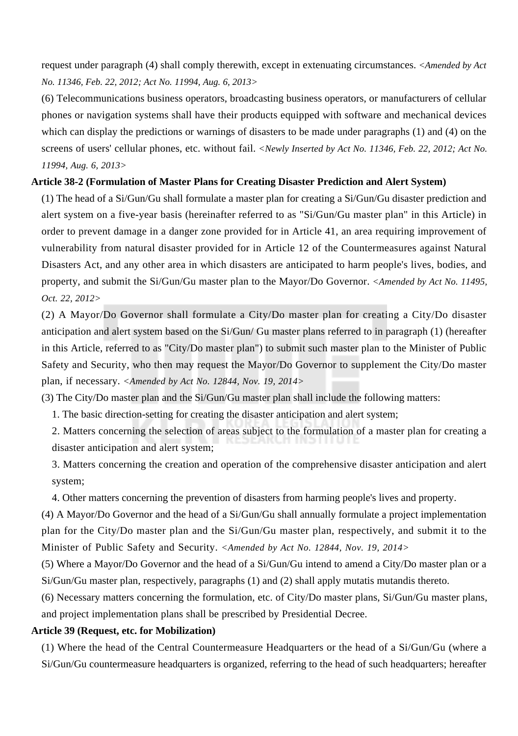request under paragraph (4) shall comply therewith, except in extenuating circumstances. *<Amended by Act No. 11346, Feb. 22, 2012; Act No. 11994, Aug. 6, 2013>*

(6) Telecommunications business operators, broadcasting business operators, or manufacturers of cellular phones or navigation systems shall have their products equipped with software and mechanical devices which can display the predictions or warnings of disasters to be made under paragraphs (1) and (4) on the screens of users' cellular phones, etc. without fail. *<Newly Inserted by Act No. 11346, Feb. 22, 2012; Act No. 11994, Aug. 6, 2013>*

**Article 38-2 (Formulation of Master Plans for Creating Disaster Prediction and Alert System)**

(1) The head of a Si/Gun/Gu shall formulate a master plan for creating a Si/Gun/Gu disaster prediction and alert system on a five-year basis (hereinafter referred to as "Si/Gun/Gu master plan" in this Article) in order to prevent damage in a danger zone provided for in Article 41, an area requiring improvement of vulnerability from natural disaster provided for in Article 12 of the Countermeasures against Natural Disasters Act, and any other area in which disasters are anticipated to harm people's lives, bodies, and property, and submit the Si/Gun/Gu master plan to the Mayor/Do Governor. *<Amended by Act No. 11495, Oct. 22, 2012>*

(2) A Mayor/Do Governor shall formulate a City/Do master plan for creating a City/Do disaster anticipation and alert system based on the Si/Gun/ Gu master plans referred to in paragraph (1) (hereafter in this Article, referred to as "City/Do master plan") to submit such master plan to the Minister of Public Safety and Security, who then may request the Mayor/Do Governor to supplement the City/Do master plan, if necessary. *<Amended by Act No. 12844, Nov. 19, 2014>*

(3) The City/Do master plan and the Si/Gun/Gu master plan shall include the following matters:

1. The basic direction-setting for creating the disaster anticipation and alert system;
2. Matters concerning the selection of areas subject to the formulation of a master plan for creating a disaster anticipation and alert system;
3. Matters concerning the creation and operation of the comprehensive disaster anticipation and alert system;
4. Other matters concerning the prevention of disasters from harming people's lives and property.

(4) A Mayor/Do Governor and the head of a Si/Gun/Gu shall annually formulate a project implementation plan for the City/Do master plan and the Si/Gun/Gu master plan, respectively, and submit it to the Minister of Public Safety and Security. *<Amended by Act No. 12844, Nov. 19, 2014>*

(5) Where a Mayor/Do Governor and the head of a Si/Gun/Gu intend to amend a City/Do master plan or a Si/Gun/Gu master plan, respectively, paragraphs (1) and (2) shall apply mutatis mutandis thereto.

(6) Necessary matters concerning the formulation, etc. of City/Do master plans, Si/Gun/Gu master plans, and project implementation plans shall be prescribed by Presidential Decree.

**Article 39 (Request, etc. for Mobilization)**

(1) Where the head of the Central Countermeasure Headquarters or the head of a Si/Gun/Gu (where a Si/Gun/Gu countermeasure headquarters is organized, referring to the head of such headquarters; hereafter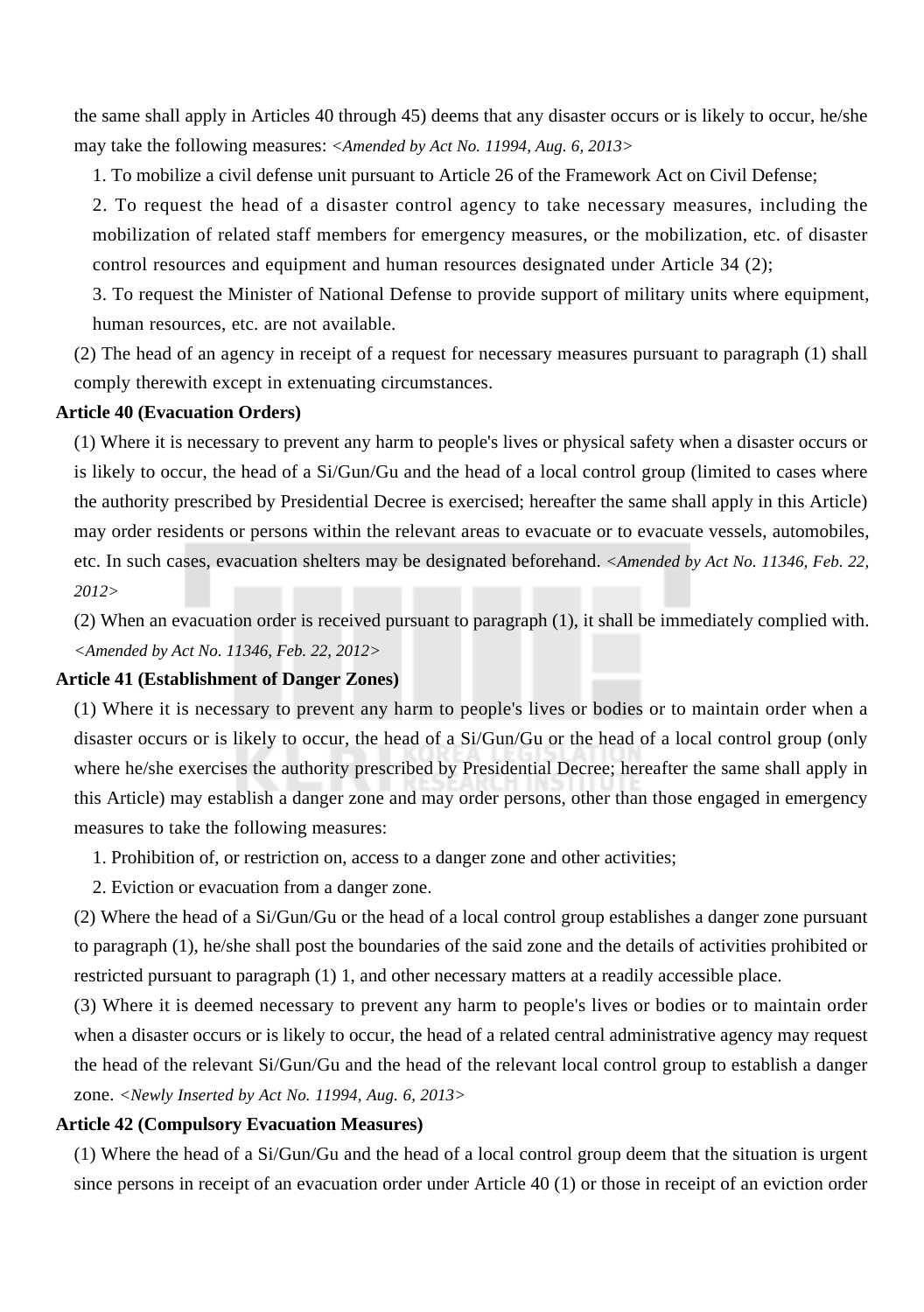the same shall apply in Articles 40 through 45) deems that any disaster occurs or is likely to occur, he/she may take the following measures: *<Amended by Act No. 11994, Aug. 6, 2013>*

1. To mobilize a civil defense unit pursuant to Article 26 of the Framework Act on Civil Defense;
2. To request the head of a disaster control agency to take necessary measures, including the mobilization of related staff members for emergency measures, or the mobilization, etc. of disaster control resources and equipment and human resources designated under Article 34 (2);
3. To request the Minister of National Defense to provide support of military units where equipment, human resources, etc. are not available.

(2) The head of an agency in receipt of a request for necessary measures pursuant to paragraph (1) shall comply therewith except in extenuating circumstances.

**Article 40 (Evacuation Orders)**

(1) Where it is necessary to prevent any harm to people's lives or physical safety when a disaster occurs or is likely to occur, the head of a Si/Gun/Gu and the head of a local control group (limited to cases where the authority prescribed by Presidential Decree is exercised; hereafter the same shall apply in this Article) may order residents or persons within the relevant areas to evacuate or to evacuate vessels, automobiles, etc. In such cases, evacuation shelters may be designated beforehand. *<Amended by Act No. 11346, Feb. 22, 2012>*

(2) When an evacuation order is received pursuant to paragraph (1), it shall be immediately complied with. *<Amended by Act No. 11346, Feb. 22, 2012>*

**Article 41 (Establishment of Danger Zones)**

(1) Where it is necessary to prevent any harm to people's lives or bodies or to maintain order when a disaster occurs or is likely to occur, the head of a Si/Gun/Gu or the head of a local control group (only where he/she exercises the authority prescribed by Presidential Decree; hereafter the same shall apply in this Article) may establish a danger zone and may order persons, other than those engaged in emergency measures to take the following measures:

1. Prohibition of, or restriction on, access to a danger zone and other activities;
2. Eviction or evacuation from a danger zone.

(2) Where the head of a Si/Gun/Gu or the head of a local control group establishes a danger zone pursuant to paragraph (1), he/she shall post the boundaries of the said zone and the details of activities prohibited or restricted pursuant to paragraph (1) 1, and other necessary matters at a readily accessible place.

(3) Where it is deemed necessary to prevent any harm to people's lives or bodies or to maintain order when a disaster occurs or is likely to occur, the head of a related central administrative agency may request the head of the relevant Si/Gun/Gu and the head of the relevant local control group to establish a danger zone. *<Newly Inserted by Act No. 11994, Aug. 6, 2013>*

**Article 42 (Compulsory Evacuation Measures)**

(1) Where the head of a Si/Gun/Gu and the head of a local control group deem that the situation is urgent since persons in receipt of an evacuation order under Article 40 (1) or those in receipt of an eviction order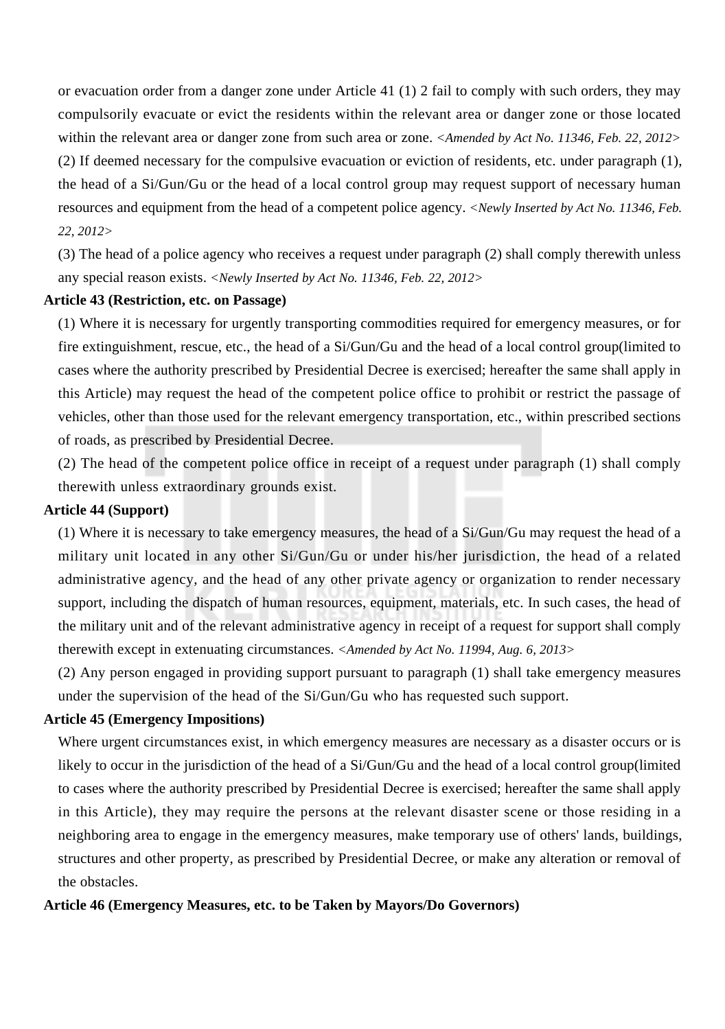or evacuation order from a danger zone under Article 41 (1) 2 fail to comply with such orders, they may compulsorily evacuate or evict the residents within the relevant area or danger zone or those located within the relevant area or danger zone from such area or zone. *<Amended by Act No. 11346, Feb. 22, 2012>*

(2) If deemed necessary for the compulsive evacuation or eviction of residents, etc. under paragraph (1), the head of a Si/Gun/Gu or the head of a local control group may request support of necessary human resources and equipment from the head of a competent police agency. *<Newly Inserted by Act No. 11346, Feb. 22, 2012>*

(3) The head of a police agency who receives a request under paragraph (2) shall comply therewith unless any special reason exists. *<Newly Inserted by Act No. 11346, Feb. 22, 2012>*

**Article 43 (Restriction, etc. on Passage)**

(1) Where it is necessary for urgently transporting commodities required for emergency measures, or for fire extinguishment, rescue, etc., the head of a Si/Gun/Gu and the head of a local control group(limited to cases where the authority prescribed by Presidential Decree is exercised; hereafter the same shall apply in this Article) may request the head of the competent police office to prohibit or restrict the passage of vehicles, other than those used for the relevant emergency transportation, etc., within prescribed sections of roads, as prescribed by Presidential Decree.

(2) The head of the competent police office in receipt of a request under paragraph (1) shall comply therewith unless extraordinary grounds exist.

**Article 44 (Support)**

(1) Where it is necessary to take emergency measures, the head of a Si/Gun/Gu may request the head of a military unit located in any other Si/Gun/Gu or under his/her jurisdiction, the head of a related administrative agency, and the head of any other private agency or organization to render necessary support, including the dispatch of human resources, equipment, materials, etc. In such cases, the head of the military unit and of the relevant administrative agency in receipt of a request for support shall comply therewith except in extenuating circumstances. *<Amended by Act No. 11994, Aug. 6, 2013>*

(2) Any person engaged in providing support pursuant to paragraph (1) shall take emergency measures under the supervision of the head of the Si/Gun/Gu who has requested such support.

**Article 45 (Emergency Impositions)**

Where urgent circumstances exist, in which emergency measures are necessary as a disaster occurs or is likely to occur in the jurisdiction of the head of a Si/Gun/Gu and the head of a local control group(limited to cases where the authority prescribed by Presidential Decree is exercised; hereafter the same shall apply in this Article), they may require the persons at the relevant disaster scene or those residing in a neighboring area to engage in the emergency measures, make temporary use of others' lands, buildings, structures and other property, as prescribed by Presidential Decree, or make any alteration or removal of the obstacles.

**Article 46 (Emergency Measures, etc. to be Taken by Mayors/Do Governors)**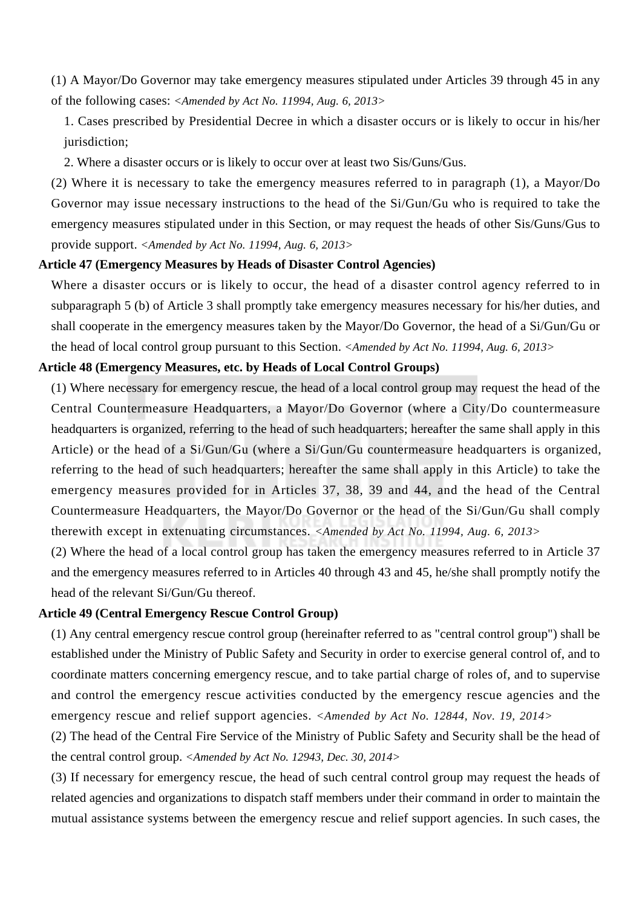(1) A Mayor/Do Governor may take emergency measures stipulated under Articles 39 through 45 in any of the following cases: *<Amended by Act No. 11994, Aug. 6, 2013>*

1. Cases prescribed by Presidential Decree in which a disaster occurs or is likely to occur in his/her jurisdiction;
2. Where a disaster occurs or is likely to occur over at least two Sis/Guns/Gus.

(2) Where it is necessary to take the emergency measures referred to in paragraph (1), a Mayor/Do Governor may issue necessary instructions to the head of the Si/Gun/Gu who is required to take the emergency measures stipulated under in this Section, or may request the heads of other Sis/Guns/Gus to provide support. *<Amended by Act No. 11994, Aug. 6, 2013>*

**Article 47 (Emergency Measures by Heads of Disaster Control Agencies)**

Where a disaster occurs or is likely to occur, the head of a disaster control agency referred to in subparagraph 5 (b) of Article 3 shall promptly take emergency measures necessary for his/her duties, and shall cooperate in the emergency measures taken by the Mayor/Do Governor, the head of a Si/Gun/Gu or the head of local control group pursuant to this Section. *<Amended by Act No. 11994, Aug. 6, 2013>*

**Article 48 (Emergency Measures, etc. by Heads of Local Control Groups)**

(1) Where necessary for emergency rescue, the head of a local control group may request the head of the Central Countermeasure Headquarters, a Mayor/Do Governor (where a City/Do countermeasure headquarters is organized, referring to the head of such headquarters; hereafter the same shall apply in this Article) or the head of a Si/Gun/Gu (where a Si/Gun/Gu countermeasure headquarters is organized, referring to the head of such headquarters; hereafter the same shall apply in this Article) to take the emergency measures provided for in Articles 37, 38, 39 and 44, and the head of the Central Countermeasure Headquarters, the Mayor/Do Governor or the head of the Si/Gun/Gu shall comply therewith except in extenuating circumstances. *<Amended by Act No. 11994, Aug. 6, 2013>*

(2) Where the head of a local control group has taken the emergency measures referred to in Article 37 and the emergency measures referred to in Articles 40 through 43 and 45, he/she shall promptly notify the head of the relevant Si/Gun/Gu thereof.

**Article 49 (Central Emergency Rescue Control Group)**

(1) Any central emergency rescue control group (hereinafter referred to as "central control group") shall be established under the Ministry of Public Safety and Security in order to exercise general control of, and to coordinate matters concerning emergency rescue, and to take partial charge of roles of, and to supervise and control the emergency rescue activities conducted by the emergency rescue agencies and the emergency rescue and relief support agencies. *<Amended by Act No. 12844, Nov. 19, 2014>*

(2) The head of the Central Fire Service of the Ministry of Public Safety and Security shall be the head of the central control group. *<Amended by Act No. 12943, Dec. 30, 2014>*

(3) If necessary for emergency rescue, the head of such central control group may request the heads of related agencies and organizations to dispatch staff members under their command in order to maintain the mutual assistance systems between the emergency rescue and relief support agencies. In such cases, the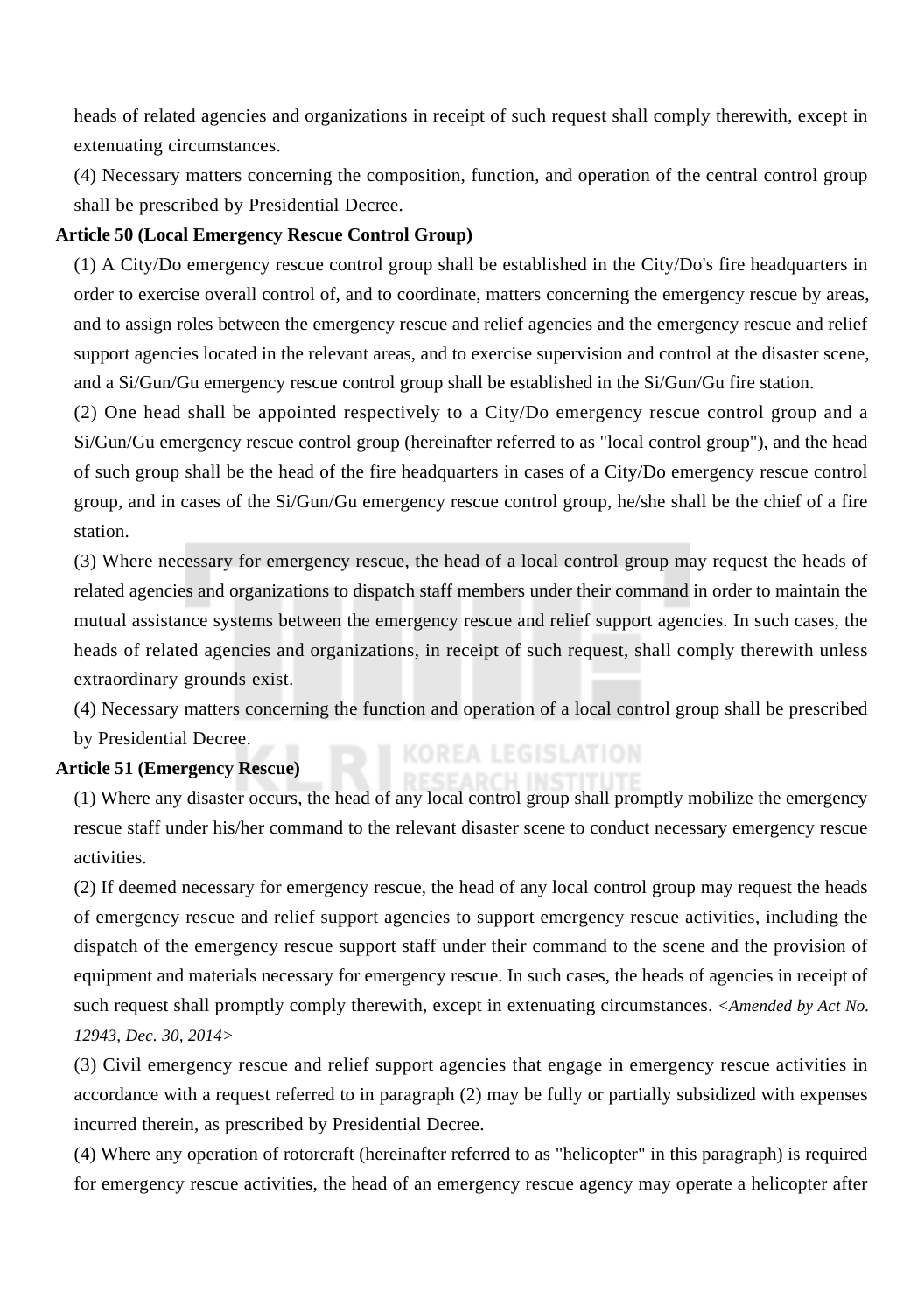heads of related agencies and organizations in receipt of such request shall comply therewith, except in extenuating circumstances.

(4) Necessary matters concerning the composition, function, and operation of the central control group shall be prescribed by Presidential Decree.

**Article 50 (Local Emergency Rescue Control Group)**

(1) A City/Do emergency rescue control group shall be established in the City/Do's fire headquarters in order to exercise overall control of, and to coordinate, matters concerning the emergency rescue by areas, and to assign roles between the emergency rescue and relief agencies and the emergency rescue and relief support agencies located in the relevant areas, and to exercise supervision and control at the disaster scene, and a Si/Gun/Gu emergency rescue control group shall be established in the Si/Gun/Gu fire station.

(2) One head shall be appointed respectively to a City/Do emergency rescue control group and a Si/Gun/Gu emergency rescue control group (hereinafter referred to as "local control group"), and the head of such group shall be the head of the fire headquarters in cases of a City/Do emergency rescue control group, and in cases of the Si/Gun/Gu emergency rescue control group, he/she shall be the chief of a fire station.

(3) Where necessary for emergency rescue, the head of a local control group may request the heads of related agencies and organizations to dispatch staff members under their command in order to maintain the mutual assistance systems between the emergency rescue and relief support agencies. In such cases, the heads of related agencies and organizations, in receipt of such request, shall comply therewith unless extraordinary grounds exist.

(4) Necessary matters concerning the function and operation of a local control group shall be prescribed by Presidential Decree.

**Article 51 (Emergency Rescue)**

(1) Where any disaster occurs, the head of any local control group shall promptly mobilize the emergency rescue staff under his/her command to the relevant disaster scene to conduct necessary emergency rescue activities.

(2) If deemed necessary for emergency rescue, the head of any local control group may request the heads of emergency rescue and relief support agencies to support emergency rescue activities, including the dispatch of the emergency rescue support staff under their command to the scene and the provision of equipment and materials necessary for emergency rescue. In such cases, the heads of agencies in receipt of such request shall promptly comply therewith, except in extenuating circumstances. *<Amended by Act No. 12943, Dec. 30, 2014>*

(3) Civil emergency rescue and relief support agencies that engage in emergency rescue activities in accordance with a request referred to in paragraph (2) may be fully or partially subsidized with expenses incurred therein, as prescribed by Presidential Decree.

(4) Where any operation of rotorcraft (hereinafter referred to as "helicopter" in this paragraph) is required for emergency rescue activities, the head of an emergency rescue agency may operate a helicopter after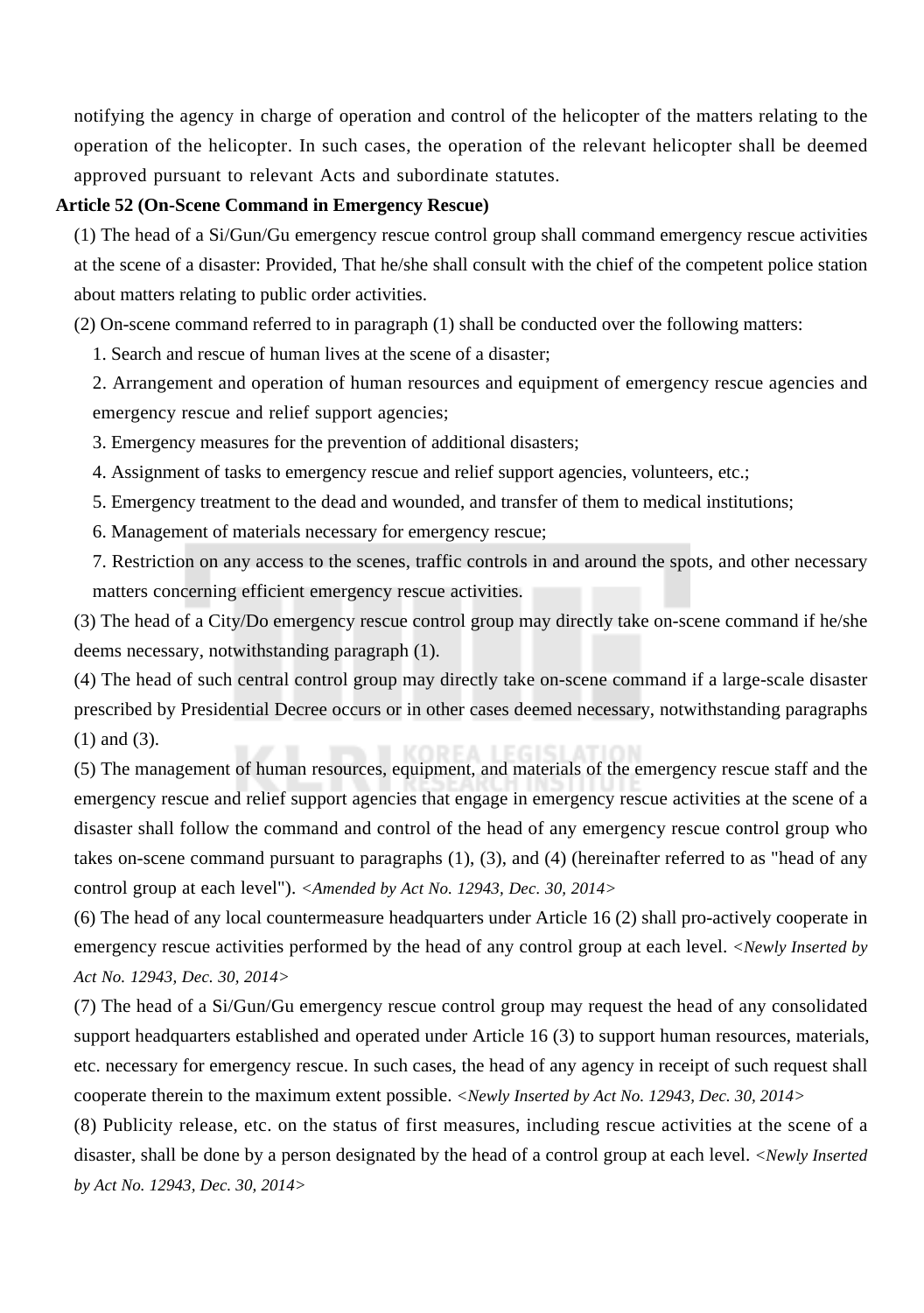notifying the agency in charge of operation and control of the helicopter of the matters relating to the operation of the helicopter. In such cases, the operation of the relevant helicopter shall be deemed approved pursuant to relevant Acts and subordinate statutes.

**Article 52 (On-Scene Command in Emergency Rescue)**

(1) The head of a Si/Gun/Gu emergency rescue control group shall command emergency rescue activities at the scene of a disaster: Provided, That he/she shall consult with the chief of the competent police station about matters relating to public order activities.

(2) On-scene command referred to in paragraph (1) shall be conducted over the following matters:

1. Search and rescue of human lives at the scene of a disaster;
2. Arrangement and operation of human resources and equipment of emergency rescue agencies and emergency rescue and relief support agencies;
3. Emergency measures for the prevention of additional disasters;
4. Assignment of tasks to emergency rescue and relief support agencies, volunteers, etc.;
5. Emergency treatment to the dead and wounded, and transfer of them to medical institutions;
6. Management of materials necessary for emergency rescue;
7. Restriction on any access to the scenes, traffic controls in and around the spots, and other necessary matters concerning efficient emergency rescue activities.

(3) The head of a City/Do emergency rescue control group may directly take on-scene command if he/she deems necessary, notwithstanding paragraph (1).

(4) The head of such central control group may directly take on-scene command if a large-scale disaster prescribed by Presidential Decree occurs or in other cases deemed necessary, notwithstanding paragraphs (1) and (3).

(5) The management of human resources, equipment, and materials of the emergency rescue staff and the emergency rescue and relief support agencies that engage in emergency rescue activities at the scene of a disaster shall follow the command and control of the head of any emergency rescue control group who takes on-scene command pursuant to paragraphs (1), (3), and (4) (hereinafter referred to as "head of any control group at each level"). *<Amended by Act No. 12943, Dec. 30, 2014>*

(6) The head of any local countermeasure headquarters under Article 16 (2) shall pro-actively cooperate in emergency rescue activities performed by the head of any control group at each level. *<Newly Inserted by Act No. 12943, Dec. 30, 2014>*

(7) The head of a Si/Gun/Gu emergency rescue control group may request the head of any consolidated support headquarters established and operated under Article 16 (3) to support human resources, materials, etc. necessary for emergency rescue. In such cases, the head of any agency in receipt of such request shall cooperate therein to the maximum extent possible. *<Newly Inserted by Act No. 12943, Dec. 30, 2014>*

(8) Publicity release, etc. on the status of first measures, including rescue activities at the scene of a disaster, shall be done by a person designated by the head of a control group at each level. *<Newly Inserted by Act No. 12943, Dec. 30, 2014>*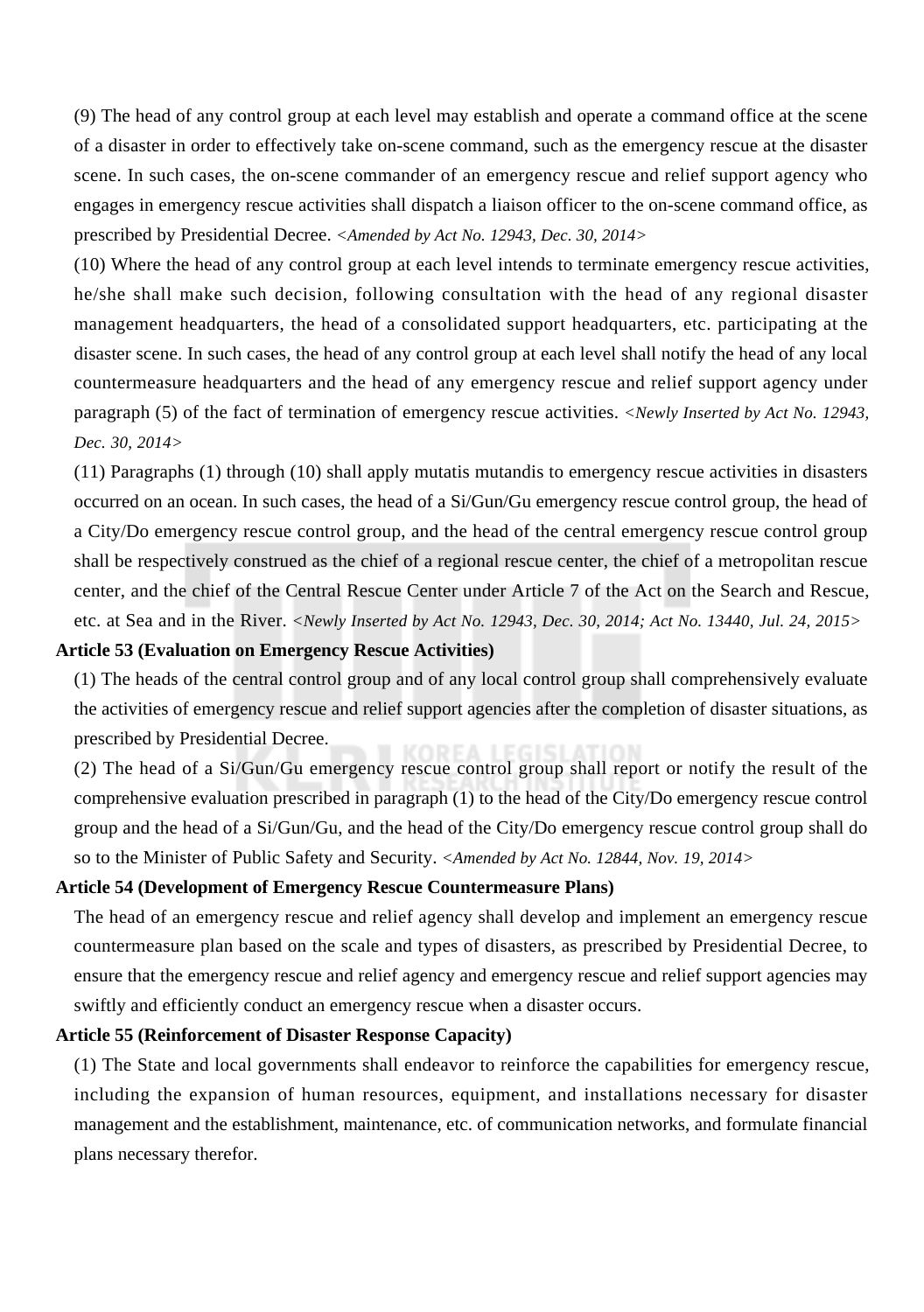(9) The head of any control group at each level may establish and operate a command office at the scene of a disaster in order to effectively take on-scene command, such as the emergency rescue at the disaster scene. In such cases, the on-scene commander of an emergency rescue and relief support agency who engages in emergency rescue activities shall dispatch a liaison officer to the on-scene command office, as prescribed by Presidential Decree. *<Amended by Act No. 12943, Dec. 30, 2014>*

(10) Where the head of any control group at each level intends to terminate emergency rescue activities, he/she shall make such decision, following consultation with the head of any regional disaster management headquarters, the head of a consolidated support headquarters, etc. participating at the disaster scene. In such cases, the head of any control group at each level shall notify the head of any local countermeasure headquarters and the head of any emergency rescue and relief support agency under paragraph (5) of the fact of termination of emergency rescue activities. *<Newly Inserted by Act No. 12943, Dec. 30, 2014>*

(11) Paragraphs (1) through (10) shall apply mutatis mutandis to emergency rescue activities in disasters occurred on an ocean. In such cases, the head of a Si/Gun/Gu emergency rescue control group, the head of a City/Do emergency rescue control group, and the head of the central emergency rescue control group shall be respectively construed as the chief of a regional rescue center, the chief of a metropolitan rescue center, and the chief of the Central Rescue Center under Article 7 of the Act on the Search and Rescue, etc. at Sea and in the River. *<Newly Inserted by Act No. 12943, Dec. 30, 2014; Act No. 13440, Jul. 24, 2015>*

**Article 53 (Evaluation on Emergency Rescue Activities)**

(1) The heads of the central control group and of any local control group shall comprehensively evaluate the activities of emergency rescue and relief support agencies after the completion of disaster situations, as prescribed by Presidential Decree.

(2) The head of a Si/Gun/Gu emergency rescue control group shall report or notify the result of the comprehensive evaluation prescribed in paragraph (1) to the head of the City/Do emergency rescue control group and the head of a Si/Gun/Gu, and the head of the City/Do emergency rescue control group shall do so to the Minister of Public Safety and Security. *<Amended by Act No. 12844, Nov. 19, 2014>*

**Article 54 (Development of Emergency Rescue Countermeasure Plans)**

The head of an emergency rescue and relief agency shall develop and implement an emergency rescue countermeasure plan based on the scale and types of disasters, as prescribed by Presidential Decree, to ensure that the emergency rescue and relief agency and emergency rescue and relief support agencies may swiftly and efficiently conduct an emergency rescue when a disaster occurs.

**Article 55 (Reinforcement of Disaster Response Capacity)**

(1) The State and local governments shall endeavor to reinforce the capabilities for emergency rescue, including the expansion of human resources, equipment, and installations necessary for disaster management and the establishment, maintenance, etc. of communication networks, and formulate financial plans necessary therefor.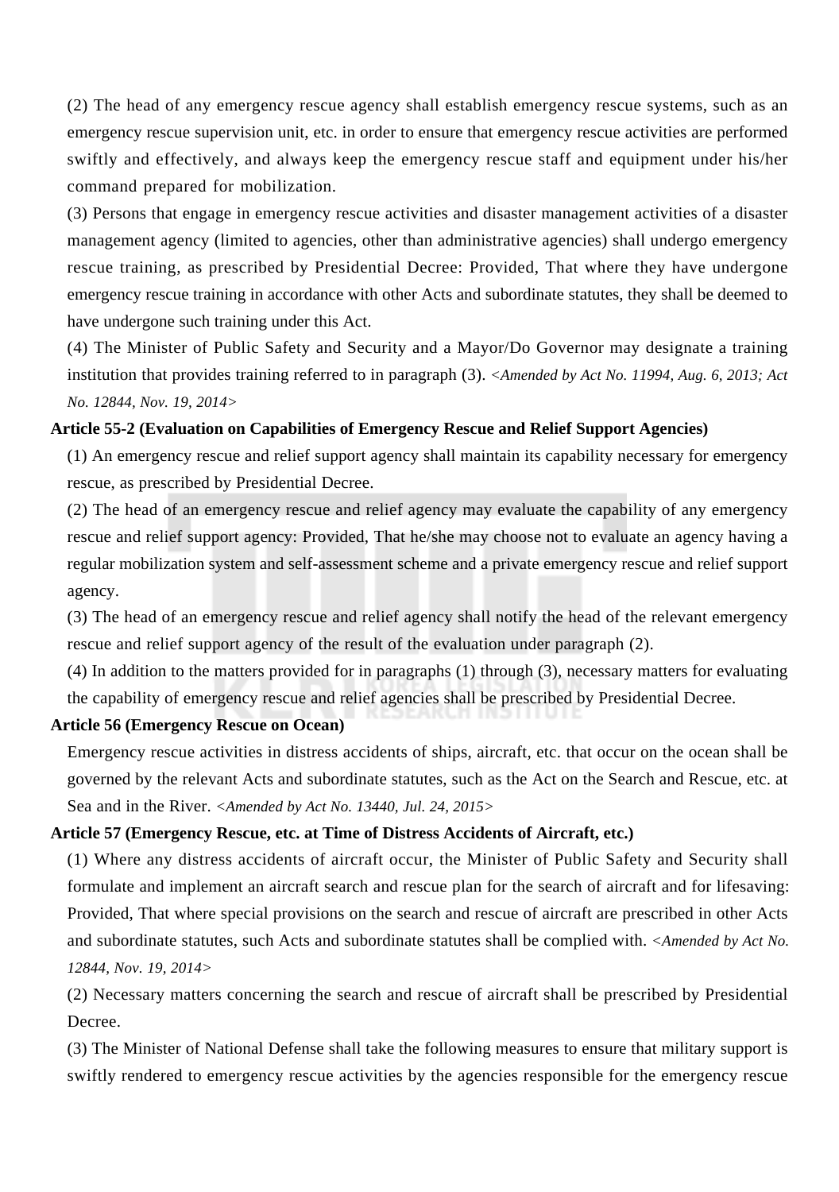(2) The head of any emergency rescue agency shall establish emergency rescue systems, such as an emergency rescue supervision unit, etc. in order to ensure that emergency rescue activities are performed swiftly and effectively, and always keep the emergency rescue staff and equipment under his/her command prepared for mobilization.

(3) Persons that engage in emergency rescue activities and disaster management activities of a disaster management agency (limited to agencies, other than administrative agencies) shall undergo emergency rescue training, as prescribed by Presidential Decree: Provided, That where they have undergone emergency rescue training in accordance with other Acts and subordinate statutes, they shall be deemed to have undergone such training under this Act.

(4) The Minister of Public Safety and Security and a Mayor/Do Governor may designate a training institution that provides training referred to in paragraph (3). *<Amended by Act No. 11994, Aug. 6, 2013; Act No. 12844, Nov. 19, 2014>*

**Article 55-2 (Evaluation on Capabilities of Emergency Rescue and Relief Support Agencies)**

(1) An emergency rescue and relief support agency shall maintain its capability necessary for emergency rescue, as prescribed by Presidential Decree.

(2) The head of an emergency rescue and relief agency may evaluate the capability of any emergency rescue and relief support agency: Provided, That he/she may choose not to evaluate an agency having a regular mobilization system and self-assessment scheme and a private emergency rescue and relief support agency.

(3) The head of an emergency rescue and relief agency shall notify the head of the relevant emergency rescue and relief support agency of the result of the evaluation under paragraph (2).

(4) In addition to the matters provided for in paragraphs (1) through (3), necessary matters for evaluating the capability of emergency rescue and relief agencies shall be prescribed by Presidential Decree.

**Article 56 (Emergency Rescue on Ocean)**

Emergency rescue activities in distress accidents of ships, aircraft, etc. that occur on the ocean shall be governed by the relevant Acts and subordinate statutes, such as the Act on the Search and Rescue, etc. at Sea and in the River. *<Amended by Act No. 13440, Jul. 24, 2015>*

**Article 57 (Emergency Rescue, etc. at Time of Distress Accidents of Aircraft, etc.)**

(1) Where any distress accidents of aircraft occur, the Minister of Public Safety and Security shall formulate and implement an aircraft search and rescue plan for the search of aircraft and for lifesaving: Provided, That where special provisions on the search and rescue of aircraft are prescribed in other Acts and subordinate statutes, such Acts and subordinate statutes shall be complied with. *<Amended by Act No. 12844, Nov. 19, 2014>*

(2) Necessary matters concerning the search and rescue of aircraft shall be prescribed by Presidential Decree.

(3) The Minister of National Defense shall take the following measures to ensure that military support is swiftly rendered to emergency rescue activities by the agencies responsible for the emergency rescue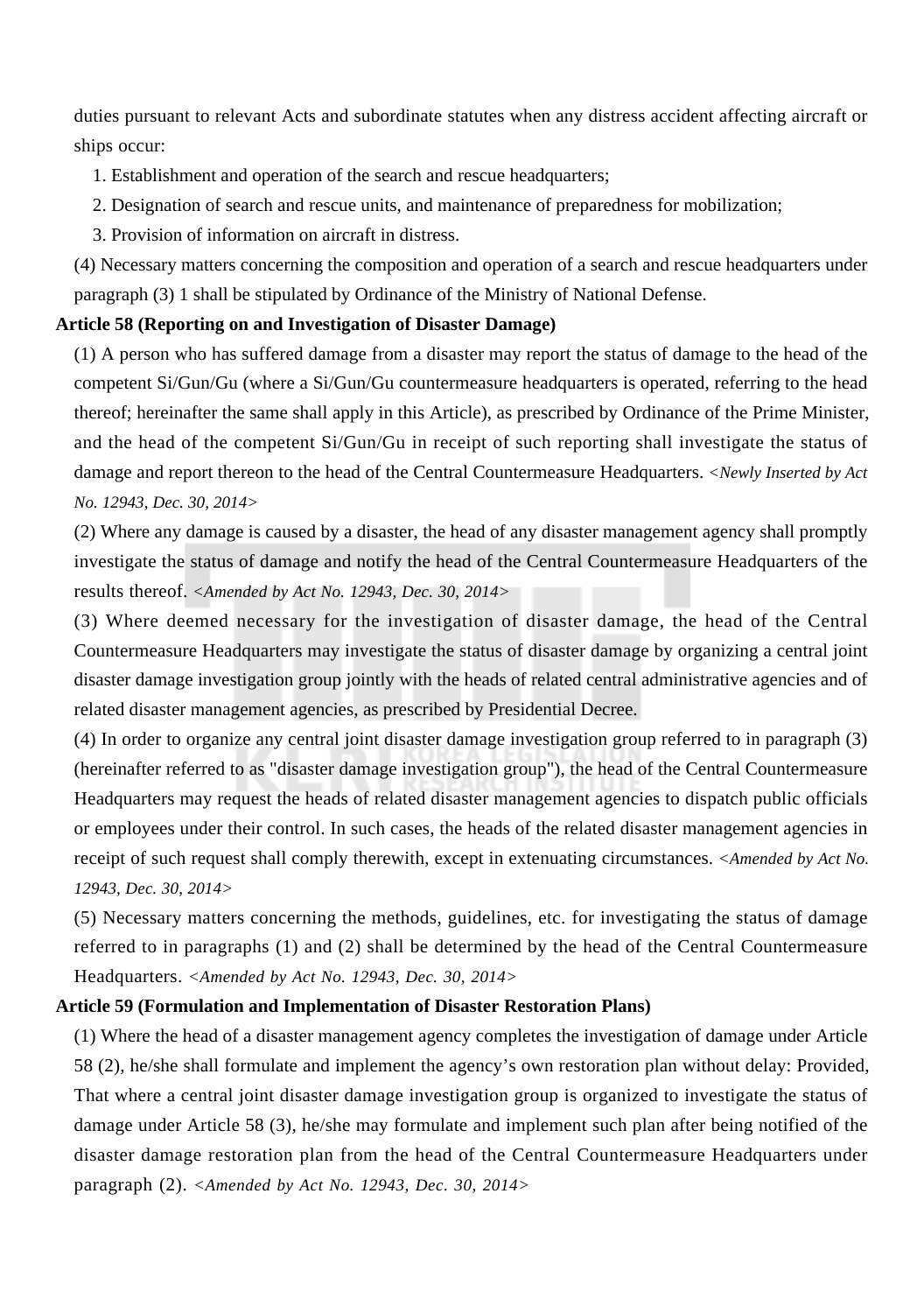duties pursuant to relevant Acts and subordinate statutes when any distress accident affecting aircraft or ships occur:

1. Establishment and operation of the search and rescue headquarters;
2. Designation of search and rescue units, and maintenance of preparedness for mobilization;
3. Provision of information on aircraft in distress.

(4) Necessary matters concerning the composition and operation of a search and rescue headquarters under paragraph (3) 1 shall be stipulated by Ordinance of the Ministry of National Defense.

**Article 58 (Reporting on and Investigation of Disaster Damage)**

(1) A person who has suffered damage from a disaster may report the status of damage to the head of the competent Si/Gun/Gu (where a Si/Gun/Gu countermeasure headquarters is operated, referring to the head thereof; hereinafter the same shall apply in this Article), as prescribed by Ordinance of the Prime Minister, and the head of the competent Si/Gun/Gu in receipt of such reporting shall investigate the status of damage and report thereon to the head of the Central Countermeasure Headquarters. *<Newly Inserted by Act No. 12943, Dec. 30, 2014>*

(2) Where any damage is caused by a disaster, the head of any disaster management agency shall promptly investigate the status of damage and notify the head of the Central Countermeasure Headquarters of the results thereof. *<Amended by Act No. 12943, Dec. 30, 2014>*

(3) Where deemed necessary for the investigation of disaster damage, the head of the Central Countermeasure Headquarters may investigate the status of disaster damage by organizing a central joint disaster damage investigation group jointly with the heads of related central administrative agencies and of related disaster management agencies, as prescribed by Presidential Decree.

(4) In order to organize any central joint disaster damage investigation group referred to in paragraph (3) (hereinafter referred to as "disaster damage investigation group"), the head of the Central Countermeasure Headquarters may request the heads of related disaster management agencies to dispatch public officials or employees under their control. In such cases, the heads of the related disaster management agencies in receipt of such request shall comply therewith, except in extenuating circumstances. *<Amended by Act No. 12943, Dec. 30, 2014>*

(5) Necessary matters concerning the methods, guidelines, etc. for investigating the status of damage referred to in paragraphs (1) and (2) shall be determined by the head of the Central Countermeasure Headquarters. *<Amended by Act No. 12943, Dec. 30, 2014>*

**Article 59 (Formulation and Implementation of Disaster Restoration Plans)**

(1) Where the head of a disaster management agency completes the investigation of damage under Article 58 (2), he/she shall formulate and implement the agency's own restoration plan without delay: Provided, That where a central joint disaster damage investigation group is organized to investigate the status of damage under Article 58 (3), he/she may formulate and implement such plan after being notified of the disaster damage restoration plan from the head of the Central Countermeasure Headquarters under paragraph (2). *<Amended by Act No. 12943, Dec. 30, 2014>*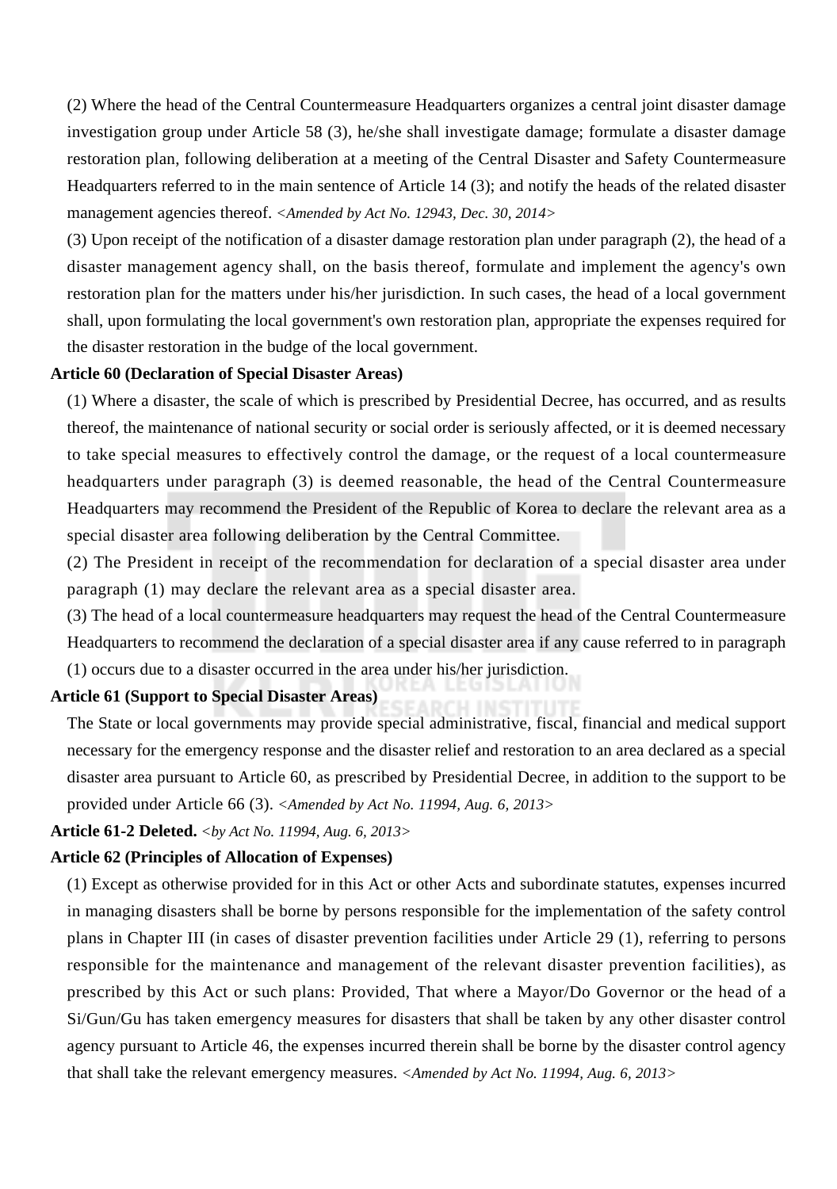(2) Where the head of the Central Countermeasure Headquarters organizes a central joint disaster damage investigation group under Article 58 (3), he/she shall investigate damage; formulate a disaster damage restoration plan, following deliberation at a meeting of the Central Disaster and Safety Countermeasure Headquarters referred to in the main sentence of Article 14 (3); and notify the heads of the related disaster management agencies thereof. *<Amended by Act No. 12943, Dec. 30, 2014>*

(3) Upon receipt of the notification of a disaster damage restoration plan under paragraph (2), the head of a disaster management agency shall, on the basis thereof, formulate and implement the agency's own restoration plan for the matters under his/her jurisdiction. In such cases, the head of a local government shall, upon formulating the local government's own restoration plan, appropriate the expenses required for the disaster restoration in the budge of the local government.

**Article 60 (Declaration of Special Disaster Areas)**

(1) Where a disaster, the scale of which is prescribed by Presidential Decree, has occurred, and as results thereof, the maintenance of national security or social order is seriously affected, or it is deemed necessary to take special measures to effectively control the damage, or the request of a local countermeasure headquarters under paragraph (3) is deemed reasonable, the head of the Central Countermeasure Headquarters may recommend the President of the Republic of Korea to declare the relevant area as a special disaster area following deliberation by the Central Committee.

(2) The President in receipt of the recommendation for declaration of a special disaster area under paragraph (1) may declare the relevant area as a special disaster area.

(3) The head of a local countermeasure headquarters may request the head of the Central Countermeasure Headquarters to recommend the declaration of a special disaster area if any cause referred to in paragraph (1) occurs due to a disaster occurred in the area under his/her jurisdiction.

**Article 61 (Support to Special Disaster Areas)**

The State or local governments may provide special administrative, fiscal, financial and medical support necessary for the emergency response and the disaster relief and restoration to an area declared as a special disaster area pursuant to Article 60, as prescribed by Presidential Decree, in addition to the support to be provided under Article 66 (3). *<Amended by Act No. 11994, Aug. 6, 2013>*

**Article 61-2 Deleted.** *<by Act No. 11994, Aug. 6, 2013>*

**Article 62 (Principles of Allocation of Expenses)**

(1) Except as otherwise provided for in this Act or other Acts and subordinate statutes, expenses incurred in managing disasters shall be borne by persons responsible for the implementation of the safety control plans in Chapter III (in cases of disaster prevention facilities under Article 29 (1), referring to persons responsible for the maintenance and management of the relevant disaster prevention facilities), as prescribed by this Act or such plans: Provided, That where a Mayor/Do Governor or the head of a Si/Gun/Gu has taken emergency measures for disasters that shall be taken by any other disaster control agency pursuant to Article 46, the expenses incurred therein shall be borne by the disaster control agency that shall take the relevant emergency measures. *<Amended by Act No. 11994, Aug. 6, 2013>*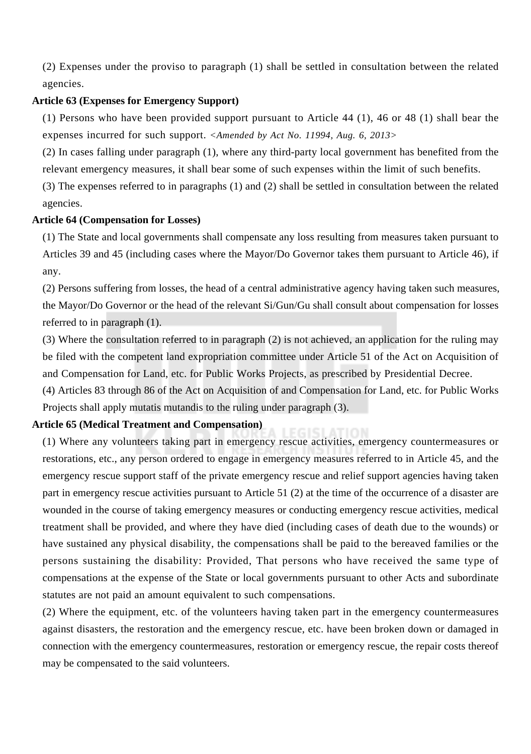(2) Expenses under the proviso to paragraph (1) shall be settled in consultation between the related agencies.

**Article 63 (Expenses for Emergency Support)**

(1) Persons who have been provided support pursuant to Article 44 (1), 46 or 48 (1) shall bear the expenses incurred for such support. *<Amended by Act No. 11994, Aug. 6, 2013>*

(2) In cases falling under paragraph (1), where any third-party local government has benefited from the relevant emergency measures, it shall bear some of such expenses within the limit of such benefits.

(3) The expenses referred to in paragraphs (1) and (2) shall be settled in consultation between the related agencies.

**Article 64 (Compensation for Losses)**

(1) The State and local governments shall compensate any loss resulting from measures taken pursuant to Articles 39 and 45 (including cases where the Mayor/Do Governor takes them pursuant to Article 46), if any.

(2) Persons suffering from losses, the head of a central administrative agency having taken such measures, the Mayor/Do Governor or the head of the relevant Si/Gun/Gu shall consult about compensation for losses referred to in paragraph (1).

(3) Where the consultation referred to in paragraph (2) is not achieved, an application for the ruling may be filed with the competent land expropriation committee under Article 51 of the Act on Acquisition of and Compensation for Land, etc. for Public Works Projects, as prescribed by Presidential Decree.

(4) Articles 83 through 86 of the Act on Acquisition of and Compensation for Land, etc. for Public Works Projects shall apply mutatis mutandis to the ruling under paragraph (3).

**Article 65 (Medical Treatment and Compensation)**

(1) Where any volunteers taking part in emergency rescue activities, emergency countermeasures or restorations, etc., any person ordered to engage in emergency measures referred to in Article 45, and the emergency rescue support staff of the private emergency rescue and relief support agencies having taken part in emergency rescue activities pursuant to Article 51 (2) at the time of the occurrence of a disaster are wounded in the course of taking emergency measures or conducting emergency rescue activities, medical treatment shall be provided, and where they have died (including cases of death due to the wounds) or have sustained any physical disability, the compensations shall be paid to the bereaved families or the persons sustaining the disability: Provided, That persons who have received the same type of compensations at the expense of the State or local governments pursuant to other Acts and subordinate statutes are not paid an amount equivalent to such compensations.

(2) Where the equipment, etc. of the volunteers having taken part in the emergency countermeasures against disasters, the restoration and the emergency rescue, etc. have been broken down or damaged in connection with the emergency countermeasures, restoration or emergency rescue, the repair costs thereof may be compensated to the said volunteers.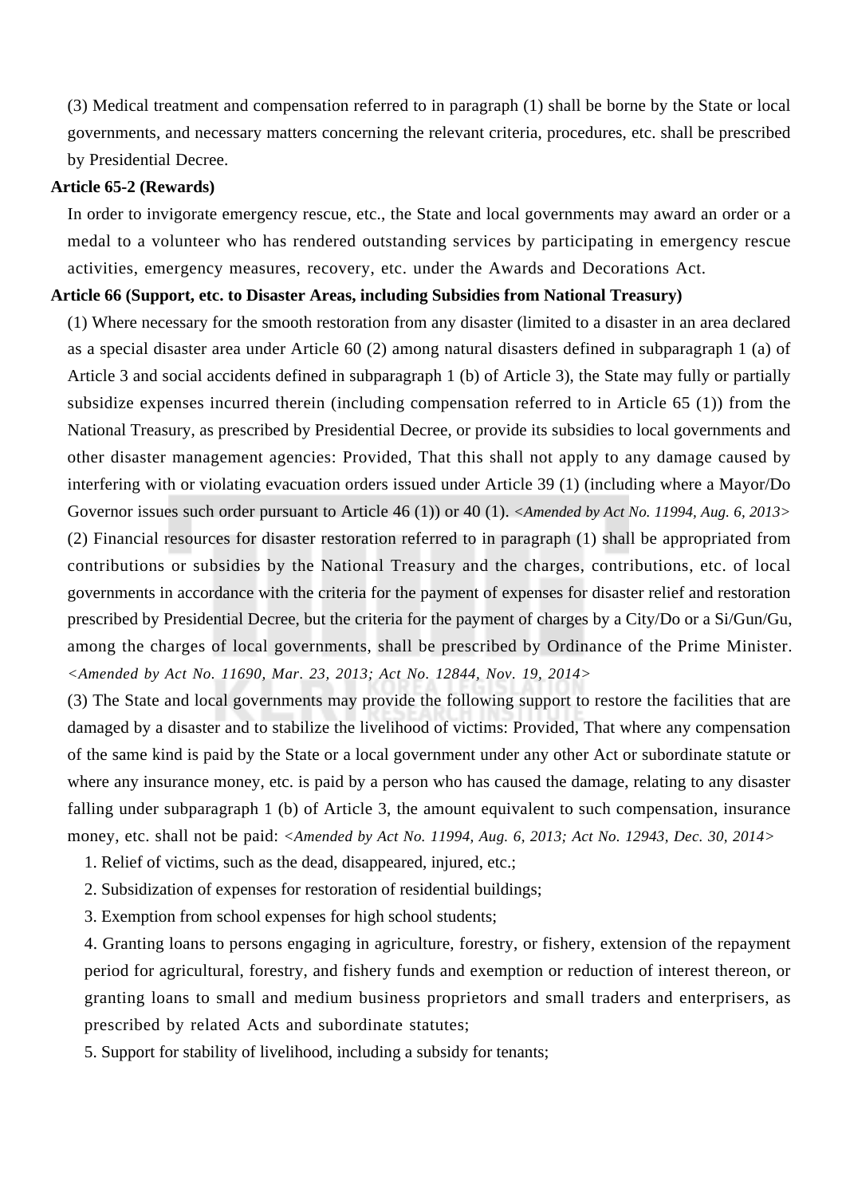(3) Medical treatment and compensation referred to in paragraph (1) shall be borne by the State or local governments, and necessary matters concerning the relevant criteria, procedures, etc. shall be prescribed by Presidential Decree.

**Article 65-2 (Rewards)**

In order to invigorate emergency rescue, etc., the State and local governments may award an order or a medal to a volunteer who has rendered outstanding services by participating in emergency rescue activities, emergency measures, recovery, etc. under the Awards and Decorations Act.

**Article 66 (Support, etc. to Disaster Areas, including Subsidies from National Treasury)**

(1) Where necessary for the smooth restoration from any disaster (limited to a disaster in an area declared as a special disaster area under Article 60 (2) among natural disasters defined in subparagraph 1 (a) of Article 3 and social accidents defined in subparagraph 1 (b) of Article 3), the State may fully or partially subsidize expenses incurred therein (including compensation referred to in Article 65 (1)) from the National Treasury, as prescribed by Presidential Decree, or provide its subsidies to local governments and other disaster management agencies: Provided, That this shall not apply to any damage caused by interfering with or violating evacuation orders issued under Article 39 (1) (including where a Mayor/Do Governor issues such order pursuant to Article 46 (1)) or 40 (1). *<Amended by Act No. 11994, Aug. 6, 2013>*

(2) Financial resources for disaster restoration referred to in paragraph (1) shall be appropriated from contributions or subsidies by the National Treasury and the charges, contributions, etc. of local governments in accordance with the criteria for the payment of expenses for disaster relief and restoration prescribed by Presidential Decree, but the criteria for the payment of charges by a City/Do or a Si/Gun/Gu, among the charges of local governments, shall be prescribed by Ordinance of the Prime Minister. *<Amended by Act No. 11690, Mar. 23, 2013; Act No. 12844, Nov. 19, 2014>*

(3) The State and local governments may provide the following support to restore the facilities that are damaged by a disaster and to stabilize the livelihood of victims: Provided, That where any compensation of the same kind is paid by the State or a local government under any other Act or subordinate statute or where any insurance money, etc. is paid by a person who has caused the damage, relating to any disaster falling under subparagraph 1 (b) of Article 3, the amount equivalent to such compensation, insurance money, etc. shall not be paid: *<Amended by Act No. 11994, Aug. 6, 2013; Act No. 12943, Dec. 30, 2014>*

1. Relief of victims, such as the dead, disappeared, injured, etc.;
2. Subsidization of expenses for restoration of residential buildings;
3. Exemption from school expenses for high school students;
4. Granting loans to persons engaging in agriculture, forestry, or fishery, extension of the repayment period for agricultural, forestry, and fishery funds and exemption or reduction of interest thereon, or granting loans to small and medium business proprietors and small traders and enterprisers, as prescribed by related Acts and subordinate statutes;
5. Support for stability of livelihood, including a subsidy for tenants;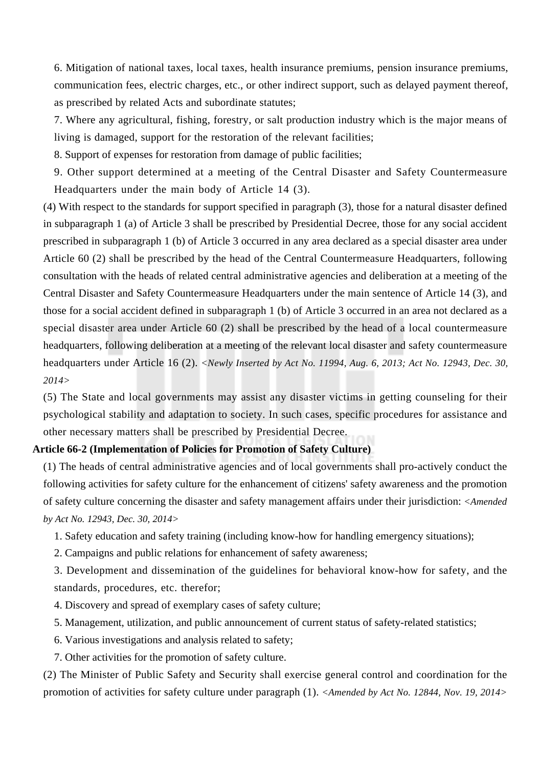6. Mitigation of national taxes, local taxes, health insurance premiums, pension insurance premiums, communication fees, electric charges, etc., or other indirect support, such as delayed payment thereof, as prescribed by related Acts and subordinate statutes;

7. Where any agricultural, fishing, forestry, or salt production industry which is the major means of living is damaged, support for the restoration of the relevant facilities;

8. Support of expenses for restoration from damage of public facilities;

9. Other support determined at a meeting of the Central Disaster and Safety Countermeasure Headquarters under the main body of Article 14 (3).

(4) With respect to the standards for support specified in paragraph (3), those for a natural disaster defined in subparagraph 1 (a) of Article 3 shall be prescribed by Presidential Decree, those for any social accident prescribed in subparagraph 1 (b) of Article 3 occurred in any area declared as a special disaster area under Article 60 (2) shall be prescribed by the head of the Central Countermeasure Headquarters, following consultation with the heads of related central administrative agencies and deliberation at a meeting of the Central Disaster and Safety Countermeasure Headquarters under the main sentence of Article 14 (3), and those for a social accident defined in subparagraph 1 (b) of Article 3 occurred in an area not declared as a special disaster area under Article 60 (2) shall be prescribed by the head of a local countermeasure headquarters, following deliberation at a meeting of the relevant local disaster and safety countermeasure headquarters under Article 16 (2). *<Newly Inserted by Act No. 11994, Aug. 6, 2013; Act No. 12943, Dec. 30, 2014>*

(5) The State and local governments may assist any disaster victims in getting counseling for their psychological stability and adaptation to society. In such cases, specific procedures for assistance and other necessary matters shall be prescribed by Presidential Decree.

**Article 66-2 (Implementation of Policies for Promotion of Safety Culture)**

(1) The heads of central administrative agencies and of local governments shall pro-actively conduct the following activities for safety culture for the enhancement of citizens' safety awareness and the promotion of safety culture concerning the disaster and safety management affairs under their jurisdiction: *<Amended by Act No. 12943, Dec. 30, 2014>*

1. Safety education and safety training (including know-how for handling emergency situations);

2. Campaigns and public relations for enhancement of safety awareness;

3. Development and dissemination of the guidelines for behavioral know-how for safety, and the standards, procedures, etc. therefor;

4. Discovery and spread of exemplary cases of safety culture;

5. Management, utilization, and public announcement of current status of safety-related statistics;

6. Various investigations and analysis related to safety;

7. Other activities for the promotion of safety culture.

(2) The Minister of Public Safety and Security shall exercise general control and coordination for the promotion of activities for safety culture under paragraph (1). *<Amended by Act No. 12844, Nov. 19, 2014>*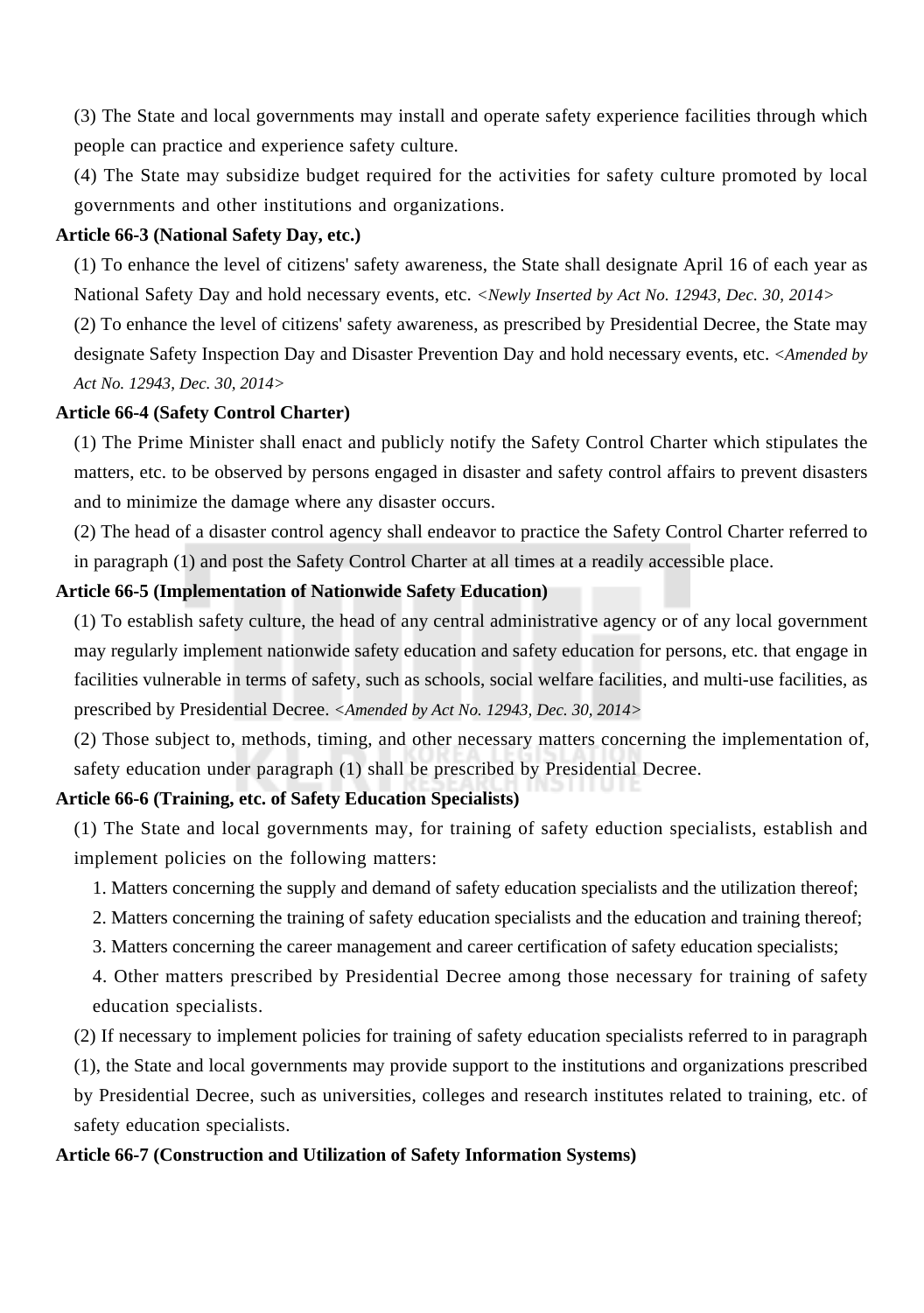(3) The State and local governments may install and operate safety experience facilities through which people can practice and experience safety culture.

(4) The State may subsidize budget required for the activities for safety culture promoted by local governments and other institutions and organizations.

**Article 66-3 (National Safety Day, etc.)**

(1) To enhance the level of citizens' safety awareness, the State shall designate April 16 of each year as National Safety Day and hold necessary events, etc. *<Newly Inserted by Act No. 12943, Dec. 30, 2014>*

(2) To enhance the level of citizens' safety awareness, as prescribed by Presidential Decree, the State may designate Safety Inspection Day and Disaster Prevention Day and hold necessary events, etc. *<Amended by Act No. 12943, Dec. 30, 2014>*

**Article 66-4 (Safety Control Charter)**

(1) The Prime Minister shall enact and publicly notify the Safety Control Charter which stipulates the matters, etc. to be observed by persons engaged in disaster and safety control affairs to prevent disasters and to minimize the damage where any disaster occurs.

(2) The head of a disaster control agency shall endeavor to practice the Safety Control Charter referred to in paragraph (1) and post the Safety Control Charter at all times at a readily accessible place.

**Article 66-5 (Implementation of Nationwide Safety Education)**

(1) To establish safety culture, the head of any central administrative agency or of any local government may regularly implement nationwide safety education and safety education for persons, etc. that engage in facilities vulnerable in terms of safety, such as schools, social welfare facilities, and multi-use facilities, as prescribed by Presidential Decree. *<Amended by Act No. 12943, Dec. 30, 2014>*

(2) Those subject to, methods, timing, and other necessary matters concerning the implementation of, safety education under paragraph (1) shall be prescribed by Presidential Decree.

**Article 66-6 (Training, etc. of Safety Education Specialists)**

(1) The State and local governments may, for training of safety eduction specialists, establish and implement policies on the following matters:

1. Matters concerning the supply and demand of safety education specialists and the utilization thereof;
2. Matters concerning the training of safety education specialists and the education and training thereof;
3. Matters concerning the career management and career certification of safety education specialists;
4. Other matters prescribed by Presidential Decree among those necessary for training of safety education specialists.

(2) If necessary to implement policies for training of safety education specialists referred to in paragraph (1), the State and local governments may provide support to the institutions and organizations prescribed by Presidential Decree, such as universities, colleges and research institutes related to training, etc. of safety education specialists.

**Article 66-7 (Construction and Utilization of Safety Information Systems)**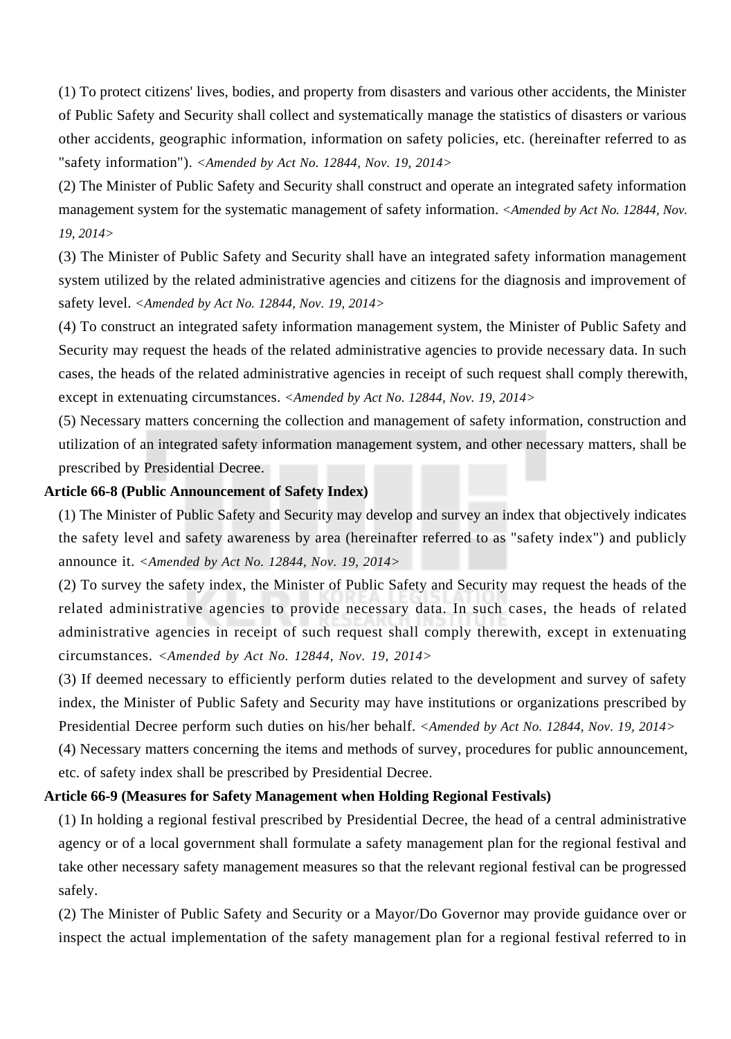(1) To protect citizens' lives, bodies, and property from disasters and various other accidents, the Minister of Public Safety and Security shall collect and systematically manage the statistics of disasters or various other accidents, geographic information, information on safety policies, etc. (hereinafter referred to as "safety information"). *<Amended by Act No. 12844, Nov. 19, 2014>*

(2) The Minister of Public Safety and Security shall construct and operate an integrated safety information management system for the systematic management of safety information. *<Amended by Act No. 12844, Nov. 19, 2014>*

(3) The Minister of Public Safety and Security shall have an integrated safety information management system utilized by the related administrative agencies and citizens for the diagnosis and improvement of safety level. *<Amended by Act No. 12844, Nov. 19, 2014>*

(4) To construct an integrated safety information management system, the Minister of Public Safety and Security may request the heads of the related administrative agencies to provide necessary data. In such cases, the heads of the related administrative agencies in receipt of such request shall comply therewith, except in extenuating circumstances. *<Amended by Act No. 12844, Nov. 19, 2014>*

(5) Necessary matters concerning the collection and management of safety information, construction and utilization of an integrated safety information management system, and other necessary matters, shall be prescribed by Presidential Decree.

**Article 66-8 (Public Announcement of Safety Index)**

(1) The Minister of Public Safety and Security may develop and survey an index that objectively indicates the safety level and safety awareness by area (hereinafter referred to as "safety index") and publicly announce it. *<Amended by Act No. 12844, Nov. 19, 2014>*

(2) To survey the safety index, the Minister of Public Safety and Security may request the heads of the related administrative agencies to provide necessary data. In such cases, the heads of related administrative agencies in receipt of such request shall comply therewith, except in extenuating circumstances. *<Amended by Act No. 12844, Nov. 19, 2014>*

(3) If deemed necessary to efficiently perform duties related to the development and survey of safety index, the Minister of Public Safety and Security may have institutions or organizations prescribed by Presidential Decree perform such duties on his/her behalf. *<Amended by Act No. 12844, Nov. 19, 2014>*

(4) Necessary matters concerning the items and methods of survey, procedures for public announcement, etc. of safety index shall be prescribed by Presidential Decree.

**Article 66-9 (Measures for Safety Management when Holding Regional Festivals)**

(1) In holding a regional festival prescribed by Presidential Decree, the head of a central administrative agency or of a local government shall formulate a safety management plan for the regional festival and take other necessary safety management measures so that the relevant regional festival can be progressed safely.

(2) The Minister of Public Safety and Security or a Mayor/Do Governor may provide guidance over or inspect the actual implementation of the safety management plan for a regional festival referred to in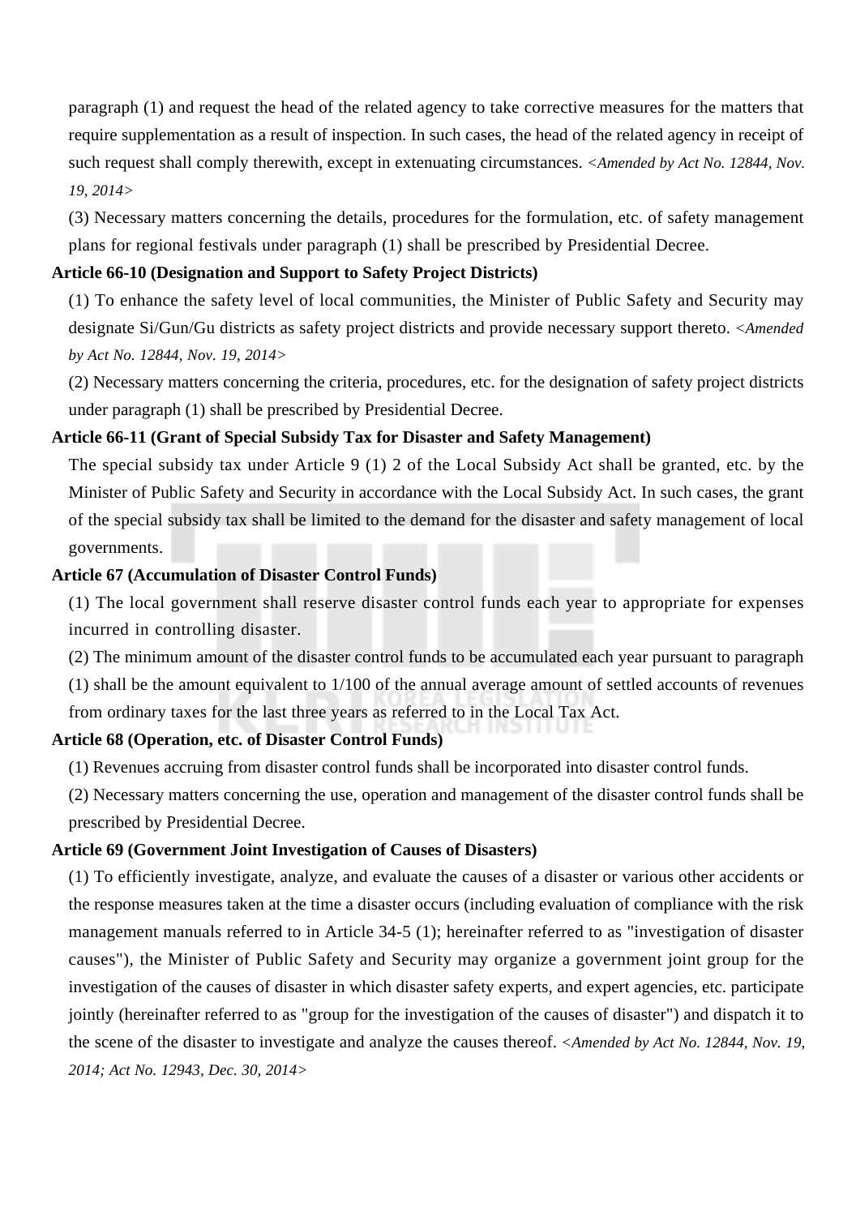paragraph (1) and request the head of the related agency to take corrective measures for the matters that require supplementation as a result of inspection. In such cases, the head of the related agency in receipt of such request shall comply therewith, except in extenuating circumstances. *<Amended by Act No. 12844, Nov. 19, 2014>*

(3) Necessary matters concerning the details, procedures for the formulation, etc. of safety management plans for regional festivals under paragraph (1) shall be prescribed by Presidential Decree.

**Article 66-10 (Designation and Support to Safety Project Districts)**

(1) To enhance the safety level of local communities, the Minister of Public Safety and Security may designate Si/Gun/Gu districts as safety project districts and provide necessary support thereto. *<Amended by Act No. 12844, Nov. 19, 2014>*

(2) Necessary matters concerning the criteria, procedures, etc. for the designation of safety project districts under paragraph (1) shall be prescribed by Presidential Decree.

**Article 66-11 (Grant of Special Subsidy Tax for Disaster and Safety Management)**

The special subsidy tax under Article 9 (1) 2 of the Local Subsidy Act shall be granted, etc. by the Minister of Public Safety and Security in accordance with the Local Subsidy Act. In such cases, the grant of the special subsidy tax shall be limited to the demand for the disaster and safety management of local governments.

**Article 67 (Accumulation of Disaster Control Funds)**

(1) The local government shall reserve disaster control funds each year to appropriate for expenses incurred in controlling disaster.

(2) The minimum amount of the disaster control funds to be accumulated each year pursuant to paragraph (1) shall be the amount equivalent to 1/100 of the annual average amount of settled accounts of revenues from ordinary taxes for the last three years as referred to in the Local Tax Act.

**Article 68 (Operation, etc. of Disaster Control Funds)**

(1) Revenues accruing from disaster control funds shall be incorporated into disaster control funds.

(2) Necessary matters concerning the use, operation and management of the disaster control funds shall be prescribed by Presidential Decree.

**Article 69 (Government Joint Investigation of Causes of Disasters)**

(1) To efficiently investigate, analyze, and evaluate the causes of a disaster or various other accidents or the response measures taken at the time a disaster occurs (including evaluation of compliance with the risk management manuals referred to in Article 34-5 (1); hereinafter referred to as "investigation of disaster causes"), the Minister of Public Safety and Security may organize a government joint group for the investigation of the causes of disaster in which disaster safety experts, and expert agencies, etc. participate jointly (hereinafter referred to as "group for the investigation of the causes of disaster") and dispatch it to the scene of the disaster to investigate and analyze the causes thereof. *<Amended by Act No. 12844, Nov. 19, 2014; Act No. 12943, Dec. 30, 2014>*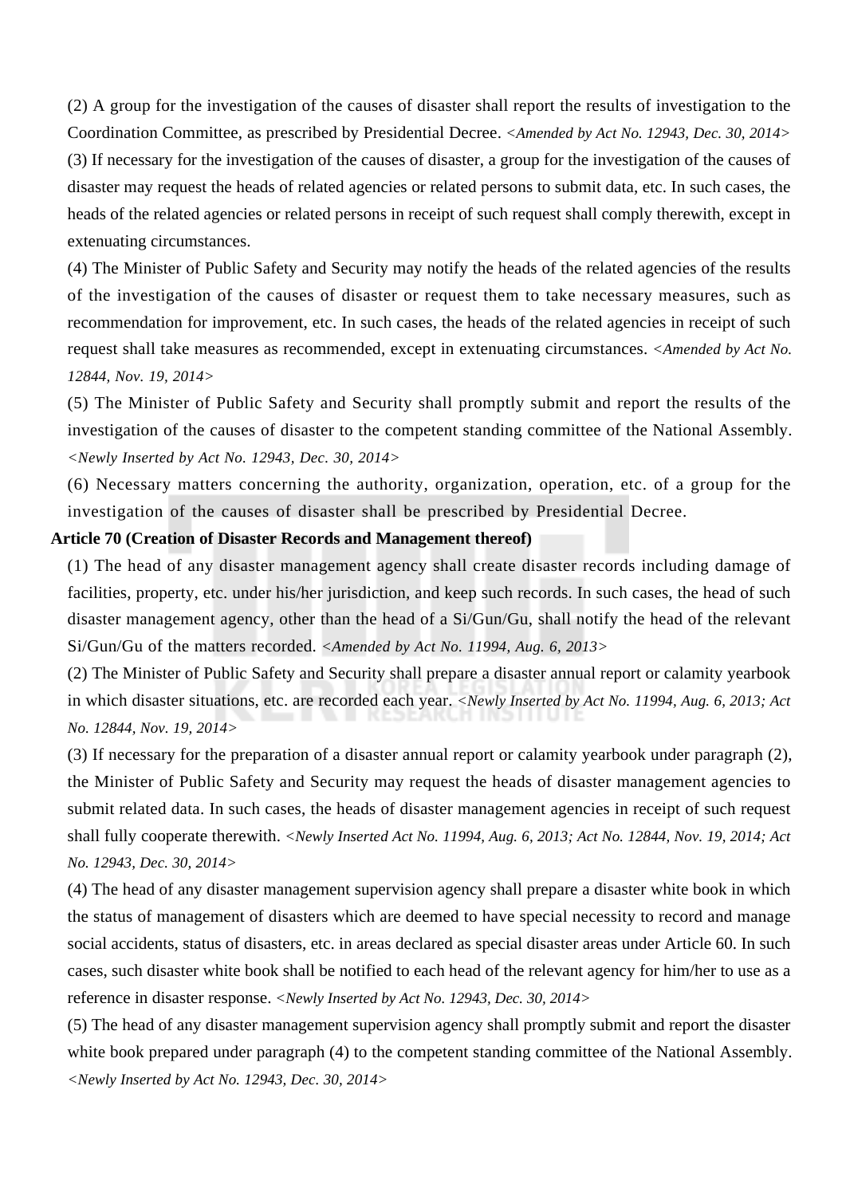(2) A group for the investigation of the causes of disaster shall report the results of investigation to the Coordination Committee, as prescribed by Presidential Decree. *<Amended by Act No. 12943, Dec. 30, 2014>*

(3) If necessary for the investigation of the causes of disaster, a group for the investigation of the causes of disaster may request the heads of related agencies or related persons to submit data, etc. In such cases, the heads of the related agencies or related persons in receipt of such request shall comply therewith, except in extenuating circumstances.

(4) The Minister of Public Safety and Security may notify the heads of the related agencies of the results of the investigation of the causes of disaster or request them to take necessary measures, such as recommendation for improvement, etc. In such cases, the heads of the related agencies in receipt of such request shall take measures as recommended, except in extenuating circumstances. *<Amended by Act No. 12844, Nov. 19, 2014>*

(5) The Minister of Public Safety and Security shall promptly submit and report the results of the investigation of the causes of disaster to the competent standing committee of the National Assembly. *<Newly Inserted by Act No. 12943, Dec. 30, 2014>*

(6) Necessary matters concerning the authority, organization, operation, etc. of a group for the investigation of the causes of disaster shall be prescribed by Presidential Decree.

**Article 70 (Creation of Disaster Records and Management thereof)**

(1) The head of any disaster management agency shall create disaster records including damage of facilities, property, etc. under his/her jurisdiction, and keep such records. In such cases, the head of such disaster management agency, other than the head of a Si/Gun/Gu, shall notify the head of the relevant Si/Gun/Gu of the matters recorded. *<Amended by Act No. 11994, Aug. 6, 2013>*

(2) The Minister of Public Safety and Security shall prepare a disaster annual report or calamity yearbook in which disaster situations, etc. are recorded each year. *<Newly Inserted by Act No. 11994, Aug. 6, 2013; Act No. 12844, Nov. 19, 2014>*

(3) If necessary for the preparation of a disaster annual report or calamity yearbook under paragraph (2), the Minister of Public Safety and Security may request the heads of disaster management agencies to submit related data. In such cases, the heads of disaster management agencies in receipt of such request shall fully cooperate therewith. *<Newly Inserted Act No. 11994, Aug. 6, 2013; Act No. 12844, Nov. 19, 2014; Act No. 12943, Dec. 30, 2014>*

(4) The head of any disaster management supervision agency shall prepare a disaster white book in which the status of management of disasters which are deemed to have special necessity to record and manage social accidents, status of disasters, etc. in areas declared as special disaster areas under Article 60. In such cases, such disaster white book shall be notified to each head of the relevant agency for him/her to use as a reference in disaster response. *<Newly Inserted by Act No. 12943, Dec. 30, 2014>*

(5) The head of any disaster management supervision agency shall promptly submit and report the disaster white book prepared under paragraph (4) to the competent standing committee of the National Assembly. *<Newly Inserted by Act No. 12943, Dec. 30, 2014>*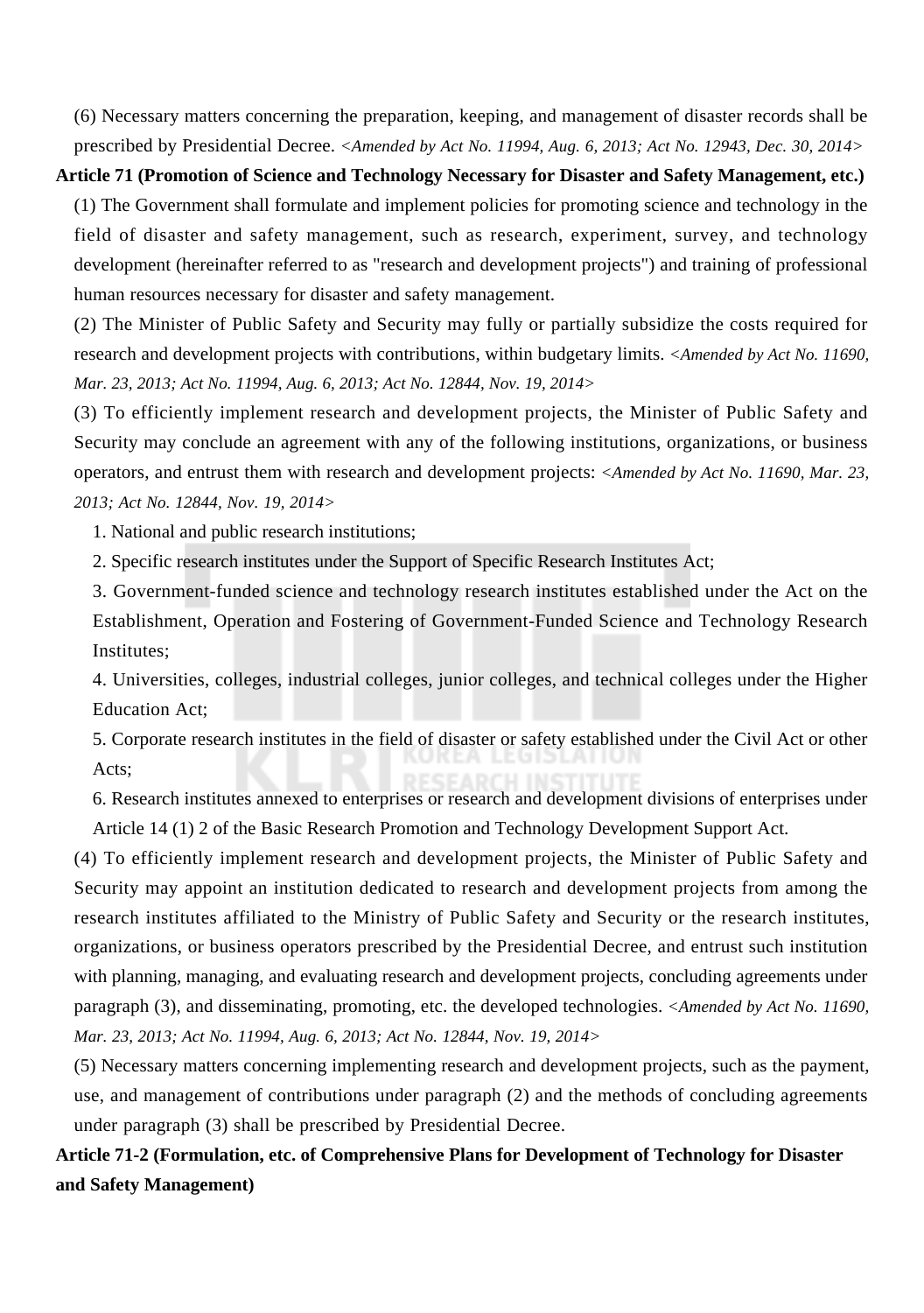(6) Necessary matters concerning the preparation, keeping, and management of disaster records shall be prescribed by Presidential Decree. *<Amended by Act No. 11994, Aug. 6, 2013; Act No. 12943, Dec. 30, 2014>*

**Article 71 (Promotion of Science and Technology Necessary for Disaster and Safety Management, etc.)**

(1) The Government shall formulate and implement policies for promoting science and technology in the field of disaster and safety management, such as research, experiment, survey, and technology development (hereinafter referred to as "research and development projects") and training of professional human resources necessary for disaster and safety management.

(2) The Minister of Public Safety and Security may fully or partially subsidize the costs required for research and development projects with contributions, within budgetary limits. *<Amended by Act No. 11690, Mar. 23, 2013; Act No. 11994, Aug. 6, 2013; Act No. 12844, Nov. 19, 2014>*

(3) To efficiently implement research and development projects, the Minister of Public Safety and Security may conclude an agreement with any of the following institutions, organizations, or business operators, and entrust them with research and development projects: *<Amended by Act No. 11690, Mar. 23, 2013; Act No. 12844, Nov. 19, 2014>*

1. National and public research institutions;
2. Specific research institutes under the Support of Specific Research Institutes Act;
3. Government-funded science and technology research institutes established under the Act on the Establishment, Operation and Fostering of Government-Funded Science and Technology Research Institutes;
4. Universities, colleges, industrial colleges, junior colleges, and technical colleges under the Higher Education Act;
5. Corporate research institutes in the field of disaster or safety established under the Civil Act or other Acts;
6. Research institutes annexed to enterprises or research and development divisions of enterprises under Article 14 (1) 2 of the Basic Research Promotion and Technology Development Support Act.

(4) To efficiently implement research and development projects, the Minister of Public Safety and Security may appoint an institution dedicated to research and development projects from among the research institutes affiliated to the Ministry of Public Safety and Security or the research institutes, organizations, or business operators prescribed by the Presidential Decree, and entrust such institution with planning, managing, and evaluating research and development projects, concluding agreements under paragraph (3), and disseminating, promoting, etc. the developed technologies. *<Amended by Act No. 11690, Mar. 23, 2013; Act No. 11994, Aug. 6, 2013; Act No. 12844, Nov. 19, 2014>*

(5) Necessary matters concerning implementing research and development projects, such as the payment, use, and management of contributions under paragraph (2) and the methods of concluding agreements under paragraph (3) shall be prescribed by Presidential Decree.

**Article 71-2 (Formulation, etc. of Comprehensive Plans for Development of Technology for Disaster and Safety Management)**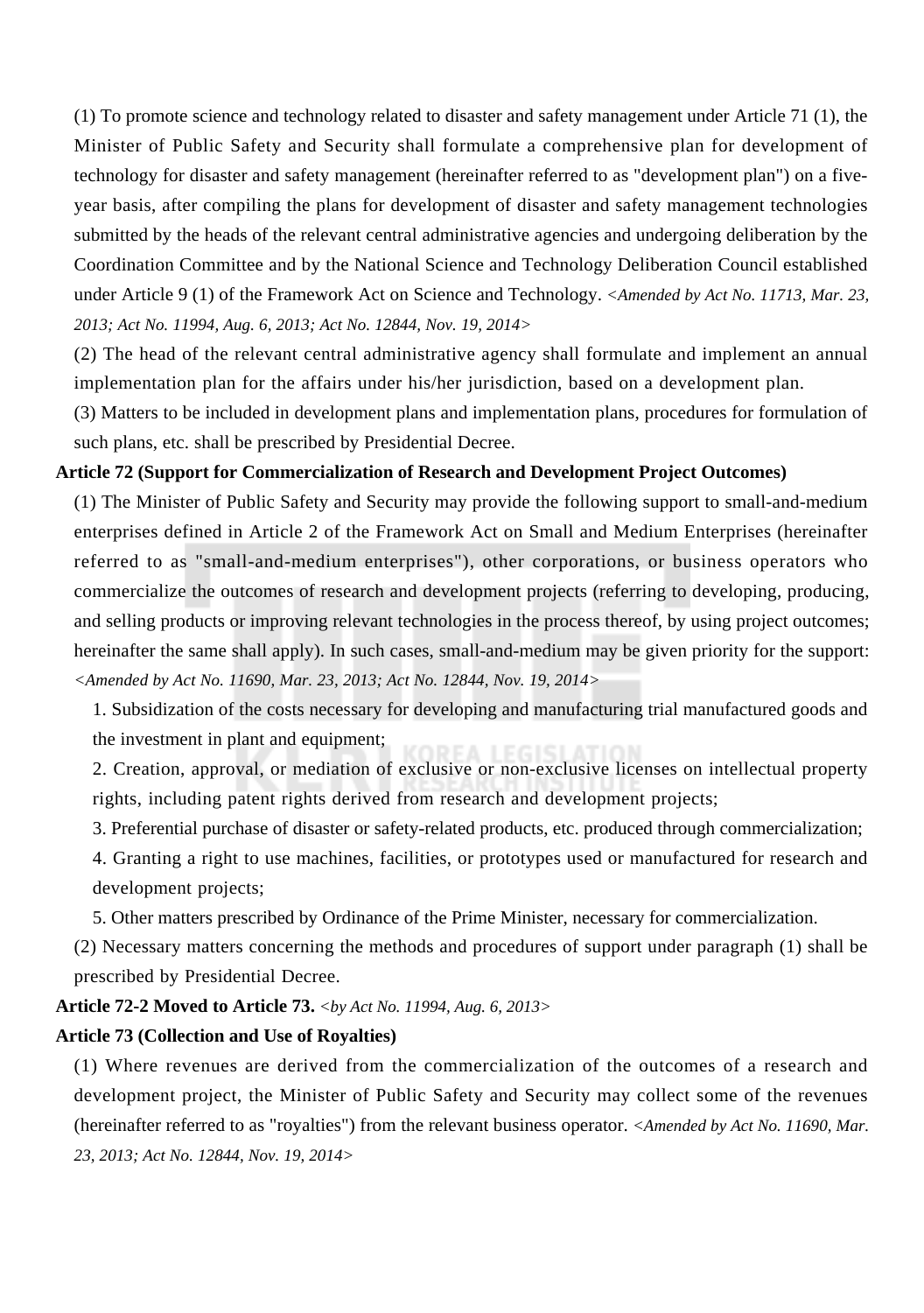(1) To promote science and technology related to disaster and safety management under Article 71 (1), the Minister of Public Safety and Security shall formulate a comprehensive plan for development of technology for disaster and safety management (hereinafter referred to as "development plan") on a five-year basis, after compiling the plans for development of disaster and safety management technologies submitted by the heads of the relevant central administrative agencies and undergoing deliberation by the Coordination Committee and by the National Science and Technology Deliberation Council established under Article 9 (1) of the Framework Act on Science and Technology. *<Amended by Act No. 11713, Mar. 23, 2013; Act No. 11994, Aug. 6, 2013; Act No. 12844, Nov. 19, 2014>*

(2) The head of the relevant central administrative agency shall formulate and implement an annual implementation plan for the affairs under his/her jurisdiction, based on a development plan.

(3) Matters to be included in development plans and implementation plans, procedures for formulation of such plans, etc. shall be prescribed by Presidential Decree.

**Article 72 (Support for Commercialization of Research and Development Project Outcomes)**

(1) The Minister of Public Safety and Security may provide the following support to small-and-medium enterprises defined in Article 2 of the Framework Act on Small and Medium Enterprises (hereinafter referred to as "small-and-medium enterprises"), other corporations, or business operators who commercialize the outcomes of research and development projects (referring to developing, producing, and selling products or improving relevant technologies in the process thereof, by using project outcomes; hereinafter the same shall apply). In such cases, small-and-medium may be given priority for the support: *<Amended by Act No. 11690, Mar. 23, 2013; Act No. 12844, Nov. 19, 2014>*

1. Subsidization of the costs necessary for developing and manufacturing trial manufactured goods and the investment in plant and equipment;
2. Creation, approval, or mediation of exclusive or non-exclusive licenses on intellectual property rights, including patent rights derived from research and development projects;
3. Preferential purchase of disaster or safety-related products, etc. produced through commercialization;
4. Granting a right to use machines, facilities, or prototypes used or manufactured for research and development projects;
5. Other matters prescribed by Ordinance of the Prime Minister, necessary for commercialization.

(2) Necessary matters concerning the methods and procedures of support under paragraph (1) shall be prescribed by Presidential Decree.

**Article 72-2 Moved to Article 73.** *<by Act No. 11994, Aug. 6, 2013>*

**Article 73 (Collection and Use of Royalties)**

(1) Where revenues are derived from the commercialization of the outcomes of a research and development project, the Minister of Public Safety and Security may collect some of the revenues (hereinafter referred to as "royalties") from the relevant business operator. *<Amended by Act No. 11690, Mar. 23, 2013; Act No. 12844, Nov. 19, 2014>*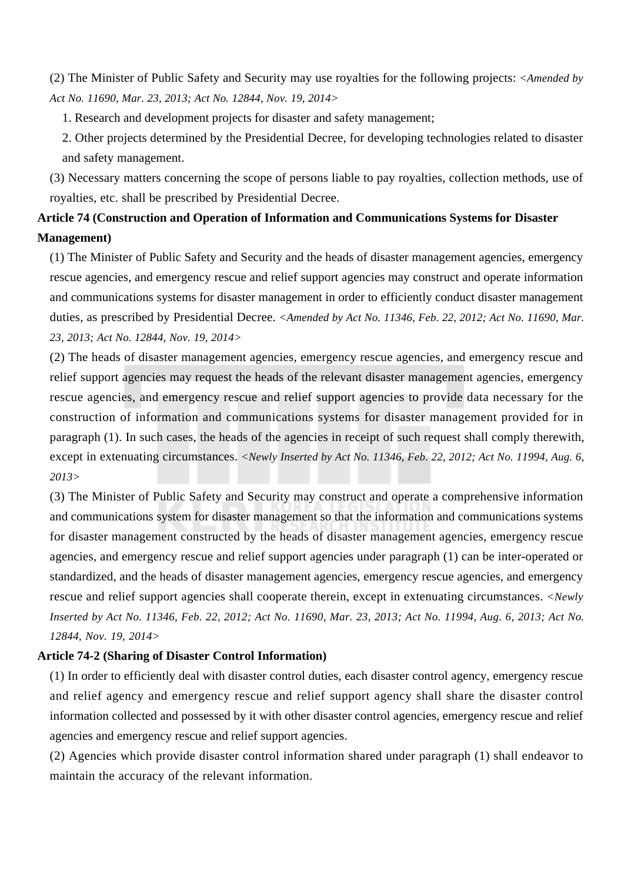(2) The Minister of Public Safety and Security may use royalties for the following projects: *<Amended by Act No. 11690, Mar. 23, 2013; Act No. 12844, Nov. 19, 2014>*

1. Research and development projects for disaster and safety management;
2. Other projects determined by the Presidential Decree, for developing technologies related to disaster and safety management.

(3) Necessary matters concerning the scope of persons liable to pay royalties, collection methods, use of royalties, etc. shall be prescribed by Presidential Decree.

**Article 74 (Construction and Operation of Information and Communications Systems for Disaster Management)**

(1) The Minister of Public Safety and Security and the heads of disaster management agencies, emergency rescue agencies, and emergency rescue and relief support agencies may construct and operate information and communications systems for disaster management in order to efficiently conduct disaster management duties, as prescribed by Presidential Decree. *<Amended by Act No. 11346, Feb. 22, 2012; Act No. 11690, Mar. 23, 2013; Act No. 12844, Nov. 19, 2014>*

(2) The heads of disaster management agencies, emergency rescue agencies, and emergency rescue and relief support agencies may request the heads of the relevant disaster management agencies, emergency rescue agencies, and emergency rescue and relief support agencies to provide data necessary for the construction of information and communications systems for disaster management provided for in paragraph (1). In such cases, the heads of the agencies in receipt of such request shall comply therewith, except in extenuating circumstances. *<Newly Inserted by Act No. 11346, Feb. 22, 2012; Act No. 11994, Aug. 6, 2013>*

(3) The Minister of Public Safety and Security may construct and operate a comprehensive information and communications system for disaster management so that the information and communications systems for disaster management constructed by the heads of disaster management agencies, emergency rescue agencies, and emergency rescue and relief support agencies under paragraph (1) can be inter-operated or standardized, and the heads of disaster management agencies, emergency rescue agencies, and emergency rescue and relief support agencies shall cooperate therein, except in extenuating circumstances. *<Newly Inserted by Act No. 11346, Feb. 22, 2012; Act No. 11690, Mar. 23, 2013; Act No. 11994, Aug. 6, 2013; Act No. 12844, Nov. 19, 2014>*

**Article 74-2 (Sharing of Disaster Control Information)**

(1) In order to efficiently deal with disaster control duties, each disaster control agency, emergency rescue and relief agency and emergency rescue and relief support agency shall share the disaster control information collected and possessed by it with other disaster control agencies, emergency rescue and relief agencies and emergency rescue and relief support agencies.

(2) Agencies which provide disaster control information shared under paragraph (1) shall endeavor to maintain the accuracy of the relevant information.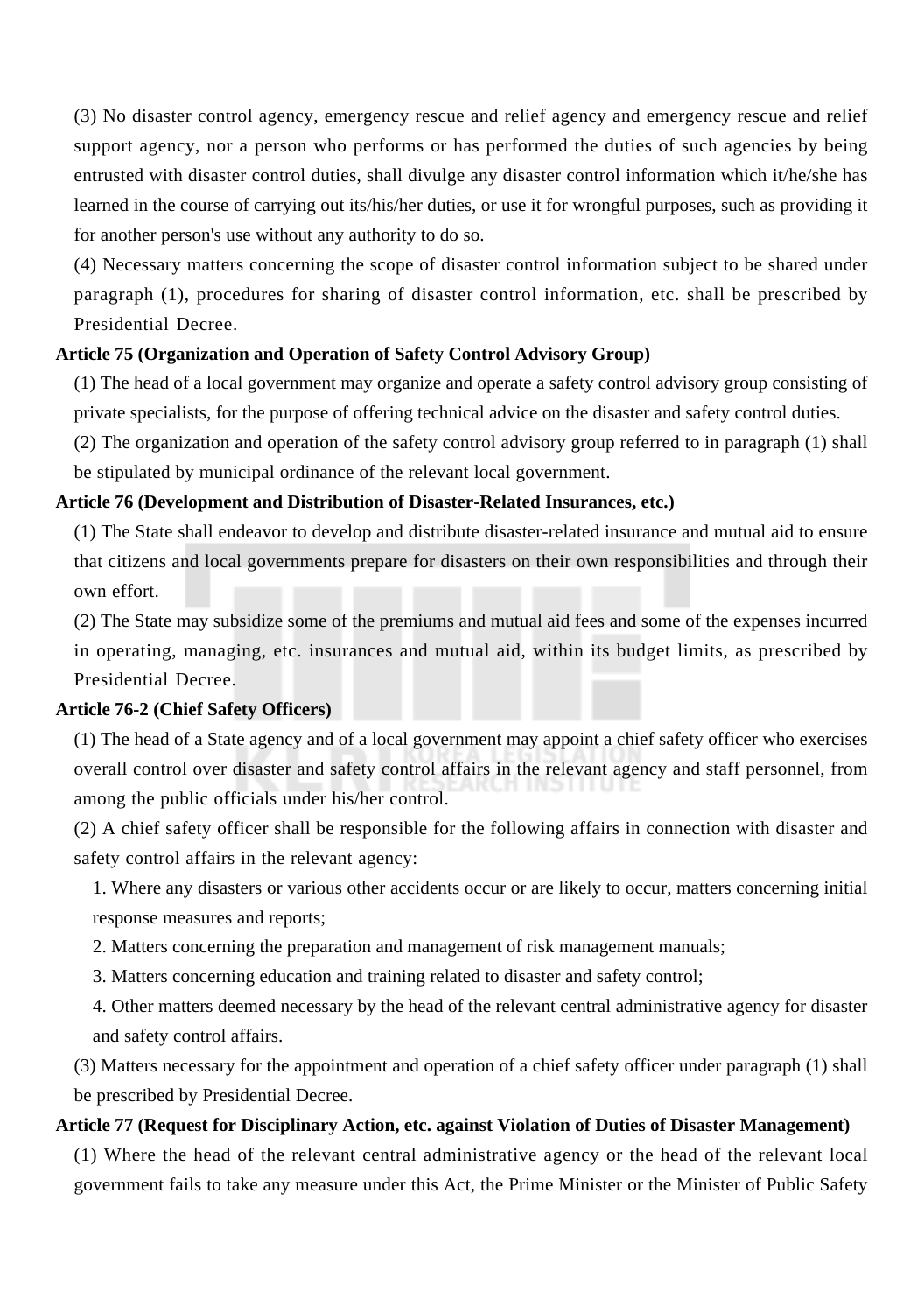(3) No disaster control agency, emergency rescue and relief agency and emergency rescue and relief support agency, nor a person who performs or has performed the duties of such agencies by being entrusted with disaster control duties, shall divulge any disaster control information which it/he/she has learned in the course of carrying out its/his/her duties, or use it for wrongful purposes, such as providing it for another person's use without any authority to do so.

(4) Necessary matters concerning the scope of disaster control information subject to be shared under paragraph (1), procedures for sharing of disaster control information, etc. shall be prescribed by Presidential Decree.

**Article 75 (Organization and Operation of Safety Control Advisory Group)**

(1) The head of a local government may organize and operate a safety control advisory group consisting of private specialists, for the purpose of offering technical advice on the disaster and safety control duties.

(2) The organization and operation of the safety control advisory group referred to in paragraph (1) shall be stipulated by municipal ordinance of the relevant local government.

**Article 76 (Development and Distribution of Disaster-Related Insurances, etc.)**

(1) The State shall endeavor to develop and distribute disaster-related insurance and mutual aid to ensure that citizens and local governments prepare for disasters on their own responsibilities and through their own effort.

(2) The State may subsidize some of the premiums and mutual aid fees and some of the expenses incurred in operating, managing, etc. insurances and mutual aid, within its budget limits, as prescribed by Presidential Decree.

**Article 76-2 (Chief Safety Officers)**

(1) The head of a State agency and of a local government may appoint a chief safety officer who exercises overall control over disaster and safety control affairs in the relevant agency and staff personnel, from among the public officials under his/her control.

(2) A chief safety officer shall be responsible for the following affairs in connection with disaster and safety control affairs in the relevant agency:

1. Where any disasters or various other accidents occur or are likely to occur, matters concerning initial response measures and reports;
2. Matters concerning the preparation and management of risk management manuals;
3. Matters concerning education and training related to disaster and safety control;
4. Other matters deemed necessary by the head of the relevant central administrative agency for disaster and safety control affairs.

(3) Matters necessary for the appointment and operation of a chief safety officer under paragraph (1) shall be prescribed by Presidential Decree.

**Article 77 (Request for Disciplinary Action, etc. against Violation of Duties of Disaster Management)**

(1) Where the head of the relevant central administrative agency or the head of the relevant local government fails to take any measure under this Act, the Prime Minister or the Minister of Public Safety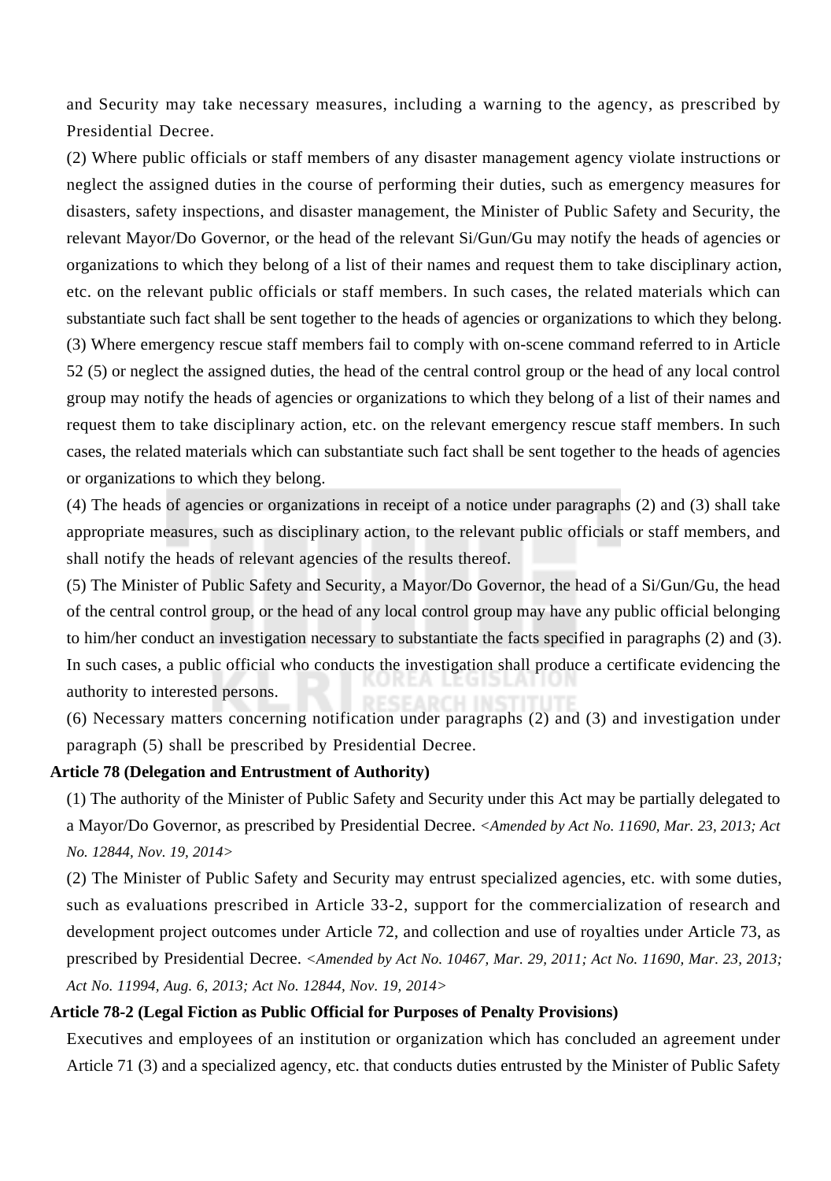and Security may take necessary measures, including a warning to the agency, as prescribed by Presidential Decree.

(2) Where public officials or staff members of any disaster management agency violate instructions or neglect the assigned duties in the course of performing their duties, such as emergency measures for disasters, safety inspections, and disaster management, the Minister of Public Safety and Security, the relevant Mayor/Do Governor, or the head of the relevant Si/Gun/Gu may notify the heads of agencies or organizations to which they belong of a list of their names and request them to take disciplinary action, etc. on the relevant public officials or staff members. In such cases, the related materials which can substantiate such fact shall be sent together to the heads of agencies or organizations to which they belong.

(3) Where emergency rescue staff members fail to comply with on-scene command referred to in Article 52 (5) or neglect the assigned duties, the head of the central control group or the head of any local control group may notify the heads of agencies or organizations to which they belong of a list of their names and request them to take disciplinary action, etc. on the relevant emergency rescue staff members. In such cases, the related materials which can substantiate such fact shall be sent together to the heads of agencies or organizations to which they belong.

(4) The heads of agencies or organizations in receipt of a notice under paragraphs (2) and (3) shall take appropriate measures, such as disciplinary action, to the relevant public officials or staff members, and shall notify the heads of relevant agencies of the results thereof.

(5) The Minister of Public Safety and Security, a Mayor/Do Governor, the head of a Si/Gun/Gu, the head of the central control group, or the head of any local control group may have any public official belonging to him/her conduct an investigation necessary to substantiate the facts specified in paragraphs (2) and (3). In such cases, a public official who conducts the investigation shall produce a certificate evidencing the authority to interested persons.

(6) Necessary matters concerning notification under paragraphs (2) and (3) and investigation under paragraph (5) shall be prescribed by Presidential Decree.

**Article 78 (Delegation and Entrustment of Authority)**

(1) The authority of the Minister of Public Safety and Security under this Act may be partially delegated to a Mayor/Do Governor, as prescribed by Presidential Decree. *<Amended by Act No. 11690, Mar. 23, 2013; Act No. 12844, Nov. 19, 2014>*

(2) The Minister of Public Safety and Security may entrust specialized agencies, etc. with some duties, such as evaluations prescribed in Article 33-2, support for the commercialization of research and development project outcomes under Article 72, and collection and use of royalties under Article 73, as prescribed by Presidential Decree. *<Amended by Act No. 10467, Mar. 29, 2011; Act No. 11690, Mar. 23, 2013; Act No. 11994, Aug. 6, 2013; Act No. 12844, Nov. 19, 2014>*

**Article 78-2 (Legal Fiction as Public Official for Purposes of Penalty Provisions)**

Executives and employees of an institution or organization which has concluded an agreement under Article 71 (3) and a specialized agency, etc. that conducts duties entrusted by the Minister of Public Safety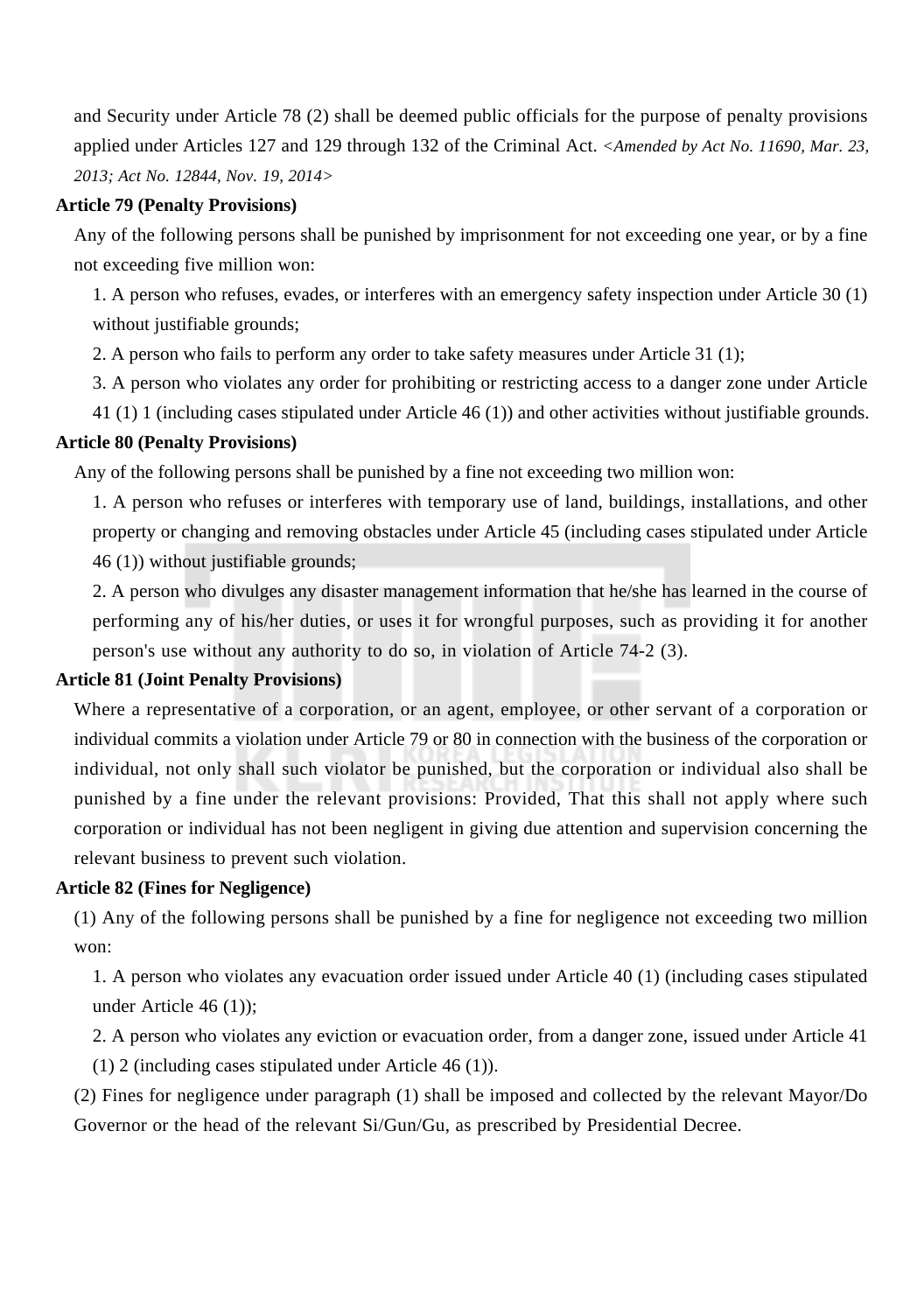and Security under Article 78 (2) shall be deemed public officials for the purpose of penalty provisions applied under Articles 127 and 129 through 132 of the Criminal Act. *<Amended by Act No. 11690, Mar. 23, 2013; Act No. 12844, Nov. 19, 2014>*

**Article 79 (Penalty Provisions)**

Any of the following persons shall be punished by imprisonment for not exceeding one year, or by a fine not exceeding five million won:

1. A person who refuses, evades, or interferes with an emergency safety inspection under Article 30 (1) without justifiable grounds;
2. A person who fails to perform any order to take safety measures under Article 31 (1);
3. A person who violates any order for prohibiting or restricting access to a danger zone under Article 41 (1) 1 (including cases stipulated under Article 46 (1)) and other activities without justifiable grounds.

**Article 80 (Penalty Provisions)**

Any of the following persons shall be punished by a fine not exceeding two million won:

1. A person who refuses or interferes with temporary use of land, buildings, installations, and other property or changing and removing obstacles under Article 45 (including cases stipulated under Article 46 (1)) without justifiable grounds;
2. A person who divulges any disaster management information that he/she has learned in the course of performing any of his/her duties, or uses it for wrongful purposes, such as providing it for another person's use without any authority to do so, in violation of Article 74-2 (3).

**Article 81 (Joint Penalty Provisions)**

Where a representative of a corporation, or an agent, employee, or other servant of a corporation or individual commits a violation under Article 79 or 80 in connection with the business of the corporation or individual, not only shall such violator be punished, but the corporation or individual also shall be punished by a fine under the relevant provisions: Provided, That this shall not apply where such corporation or individual has not been negligent in giving due attention and supervision concerning the relevant business to prevent such violation.

**Article 82 (Fines for Negligence)**

(1) Any of the following persons shall be punished by a fine for negligence not exceeding two million won:

1. A person who violates any evacuation order issued under Article 40 (1) (including cases stipulated under Article 46 (1));
2. A person who violates any eviction or evacuation order, from a danger zone, issued under Article 41 (1) 2 (including cases stipulated under Article 46 (1)).

(2) Fines for negligence under paragraph (1) shall be imposed and collected by the relevant Mayor/Do Governor or the head of the relevant Si/Gun/Gu, as prescribed by Presidential Decree.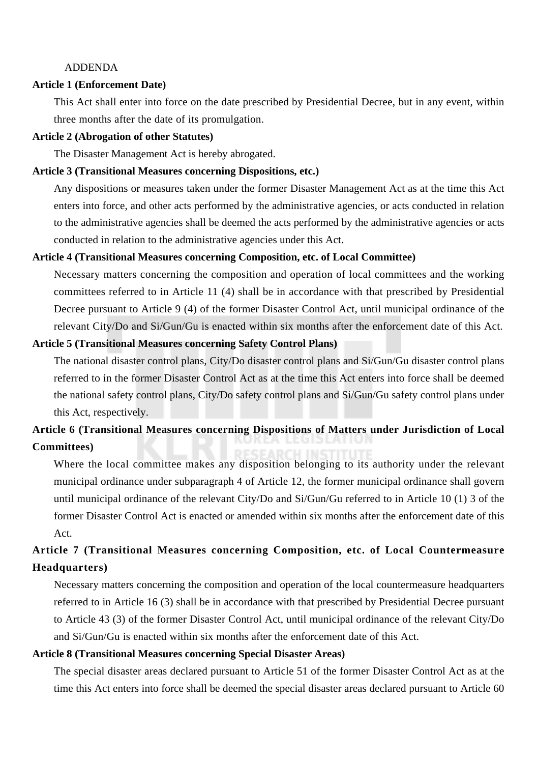ADDENDA

**Article 1 (Enforcement Date)**

This Act shall enter into force on the date prescribed by Presidential Decree, but in any event, within three months after the date of its promulgation.

**Article 2 (Abrogation of other Statutes)**

The Disaster Management Act is hereby abrogated.

**Article 3 (Transitional Measures concerning Dispositions, etc.)**

Any dispositions or measures taken under the former Disaster Management Act as at the time this Act enters into force, and other acts performed by the administrative agencies, or acts conducted in relation to the administrative agencies shall be deemed the acts performed by the administrative agencies or acts conducted in relation to the administrative agencies under this Act.

**Article 4 (Transitional Measures concerning Composition, etc. of Local Committee)**

Necessary matters concerning the composition and operation of local committees and the working committees referred to in Article 11 (4) shall be in accordance with that prescribed by Presidential Decree pursuant to Article 9 (4) of the former Disaster Control Act, until municipal ordinance of the relevant City/Do and Si/Gun/Gu is enacted within six months after the enforcement date of this Act.

**Article 5 (Transitional Measures concerning Safety Control Plans)**

The national disaster control plans, City/Do disaster control plans and Si/Gun/Gu disaster control plans referred to in the former Disaster Control Act as at the time this Act enters into force shall be deemed the national safety control plans, City/Do safety control plans and Si/Gun/Gu safety control plans under this Act, respectively.

**Article 6 (Transitional Measures concerning Dispositions of Matters under Jurisdiction of Local Committees)**

Where the local committee makes any disposition belonging to its authority under the relevant municipal ordinance under subparagraph 4 of Article 12, the former municipal ordinance shall govern until municipal ordinance of the relevant City/Do and Si/Gun/Gu referred to in Article 10 (1) 3 of the former Disaster Control Act is enacted or amended within six months after the enforcement date of this Act.

**Article 7 (Transitional Measures concerning Composition, etc. of Local Countermeasure Headquarters)**

Necessary matters concerning the composition and operation of the local countermeasure headquarters referred to in Article 16 (3) shall be in accordance with that prescribed by Presidential Decree pursuant to Article 43 (3) of the former Disaster Control Act, until municipal ordinance of the relevant City/Do and Si/Gun/Gu is enacted within six months after the enforcement date of this Act.

**Article 8 (Transitional Measures concerning Special Disaster Areas)**

The special disaster areas declared pursuant to Article 51 of the former Disaster Control Act as at the time this Act enters into force shall be deemed the special disaster areas declared pursuant to Article 60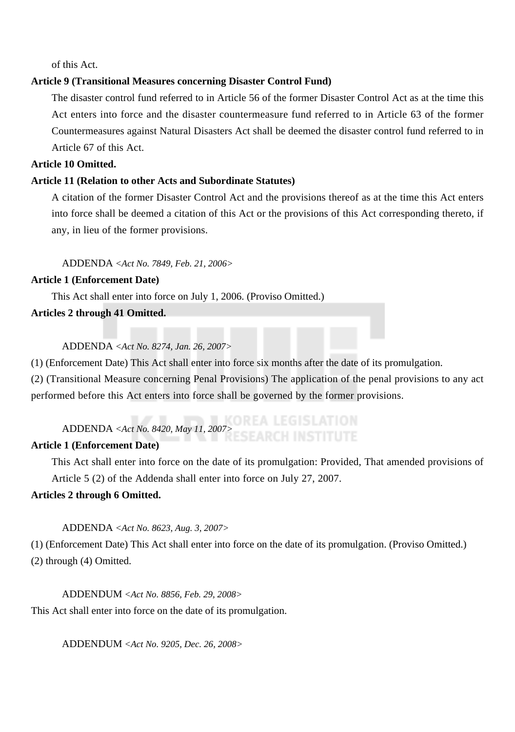of this Act.

**Article 9 (Transitional Measures concerning Disaster Control Fund)**

The disaster control fund referred to in Article 56 of the former Disaster Control Act as at the time this Act enters into force and the disaster countermeasure fund referred to in Article 63 of the former Countermeasures against Natural Disasters Act shall be deemed the disaster control fund referred to in Article 67 of this Act.

**Article 10 Omitted.**

**Article 11 (Relation to other Acts and Subordinate Statutes)**

A citation of the former Disaster Control Act and the provisions thereof as at the time this Act enters into force shall be deemed a citation of this Act or the provisions of this Act corresponding thereto, if any, in lieu of the former provisions.

ADDENDA <*Act No. 7849, Feb. 21, 2006*>

**Article 1 (Enforcement Date)**

This Act shall enter into force on July 1, 2006. (Proviso Omitted.)

**Articles 2 through 41 Omitted.**

ADDENDA <*Act No. 8274, Jan. 26, 2007*>

(1) (Enforcement Date) This Act shall enter into force six months after the date of its promulgation.

(2) (Transitional Measure concerning Penal Provisions) The application of the penal provisions to any act performed before this Act enters into force shall be governed by the former provisions.

ADDENDA <*Act No. 8420, May 11, 2007*>

**Article 1 (Enforcement Date)**

This Act shall enter into force on the date of its promulgation: Provided, That amended provisions of Article 5 (2) of the Addenda shall enter into force on July 27, 2007.

**Articles 2 through 6 Omitted.**

ADDENDA <*Act No. 8623, Aug. 3, 2007*>

(1) (Enforcement Date) This Act shall enter into force on the date of its promulgation. (Proviso Omitted.)

(2) through (4) Omitted.

ADDENDUM <*Act No. 8856, Feb. 29, 2008*>

This Act shall enter into force on the date of its promulgation.

ADDENDUM <*Act No. 9205, Dec. 26, 2008*>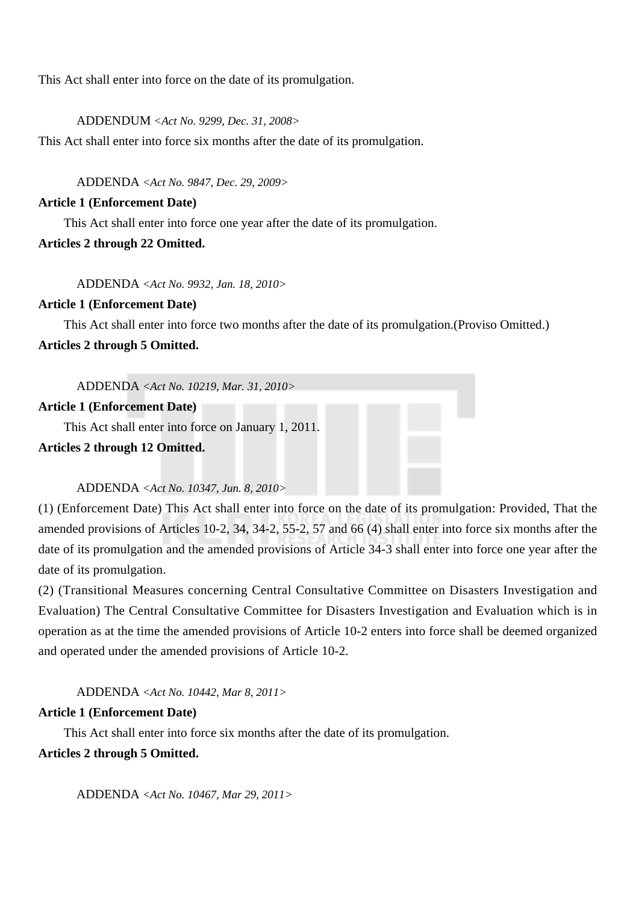This Act shall enter into force on the date of its promulgation.

ADDENDUM *<Act No. 9299, Dec. 31, 2008>*

This Act shall enter into force six months after the date of its promulgation.

ADDENDA *<Act No. 9847, Dec. 29, 2009>*

**Article 1 (Enforcement Date)**

This Act shall enter into force one year after the date of its promulgation.

**Articles 2 through 22 Omitted.**

ADDENDA *<Act No. 9932, Jan. 18, 2010>*

**Article 1 (Enforcement Date)**

This Act shall enter into force two months after the date of its promulgation.(Proviso Omitted.)

**Articles 2 through 5 Omitted.**

ADDENDA *<Act No. 10219, Mar. 31, 2010>*

**Article 1 (Enforcement Date)**

This Act shall enter into force on January 1, 2011.

**Articles 2 through 12 Omitted.**

ADDENDA *<Act No. 10347, Jun. 8, 2010>*

(1) (Enforcement Date) This Act shall enter into force on the date of its promulgation: Provided, That the amended provisions of Articles 10-2, 34, 34-2, 55-2, 57 and 66 (4) shall enter into force six months after the date of its promulgation and the amended provisions of Article 34-3 shall enter into force one year after the date of its promulgation.

(2) (Transitional Measures concerning Central Consultative Committee on Disasters Investigation and Evaluation) The Central Consultative Committee for Disasters Investigation and Evaluation which is in operation as at the time the amended provisions of Article 10-2 enters into force shall be deemed organized and operated under the amended provisions of Article 10-2.

ADDENDA *<Act No. 10442, Mar 8, 2011>*

**Article 1 (Enforcement Date)**

This Act shall enter into force six months after the date of its promulgation.

**Articles 2 through 5 Omitted.**

ADDENDA *<Act No. 10467, Mar 29, 2011>*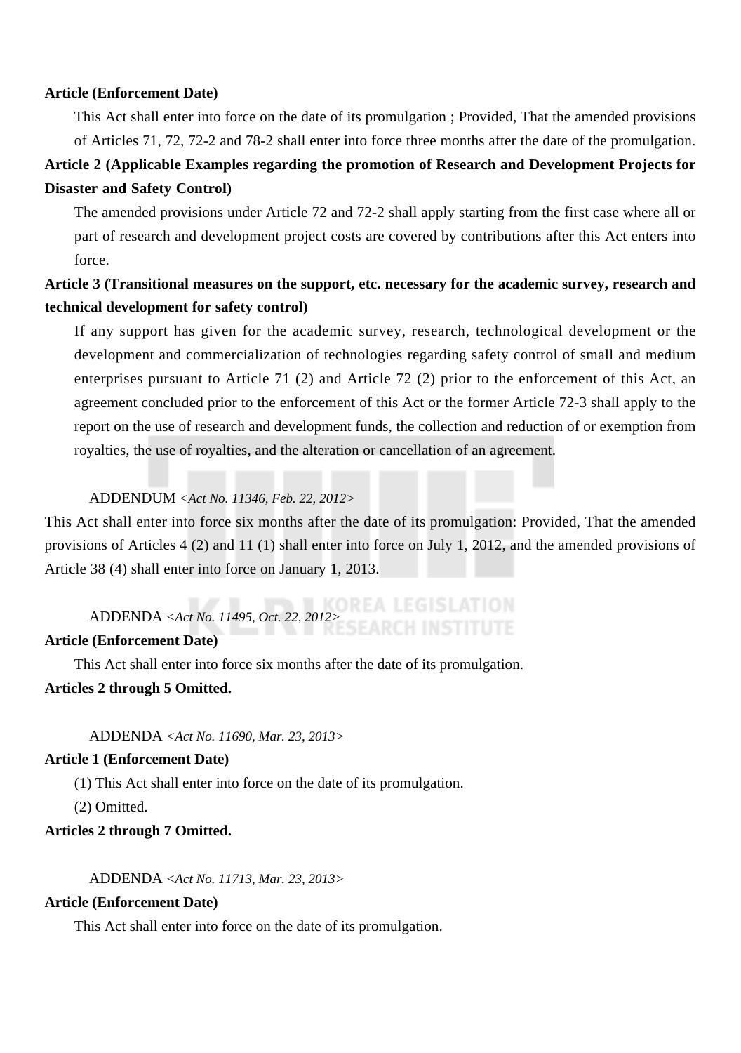**Article (Enforcement Date)**

This Act shall enter into force on the date of its promulgation ; Provided, That the amended provisions of Articles 71, 72, 72-2 and 78-2 shall enter into force three months after the date of the promulgation.

**Article 2 (Applicable Examples regarding the promotion of Research and Development Projects for Disaster and Safety Control)**

The amended provisions under Article 72 and 72-2 shall apply starting from the first case where all or part of research and development project costs are covered by contributions after this Act enters into force.

**Article 3 (Transitional measures on the support, etc. necessary for the academic survey, research and technical development for safety control)**

If any support has given for the academic survey, research, technological development or the development and commercialization of technologies regarding safety control of small and medium enterprises pursuant to Article 71 (2) and Article 72 (2) prior to the enforcement of this Act, an agreement concluded prior to the enforcement of this Act or the former Article 72-3 shall apply to the report on the use of research and development funds, the collection and reduction of or exemption from royalties, the use of royalties, and the alteration or cancellation of an agreement.

ADDENDUM <*Act No. 11346, Feb. 22, 2012*>

This Act shall enter into force six months after the date of its promulgation: Provided, That the amended provisions of Articles 4 (2) and 11 (1) shall enter into force on July 1, 2012, and the amended provisions of Article 38 (4) shall enter into force on January 1, 2013.

ADDENDA <*Act No. 11495, Oct. 22, 2012*>

**Article (Enforcement Date)**

This Act shall enter into force six months after the date of its promulgation.

**Articles 2 through 5 Omitted.**

ADDENDA <*Act No. 11690, Mar. 23, 2013*>

**Article 1 (Enforcement Date)**

(1) This Act shall enter into force on the date of its promulgation.

(2) Omitted.

**Articles 2 through 7 Omitted.**

ADDENDA <*Act No. 11713, Mar. 23, 2013*>

**Article (Enforcement Date)**

This Act shall enter into force on the date of its promulgation.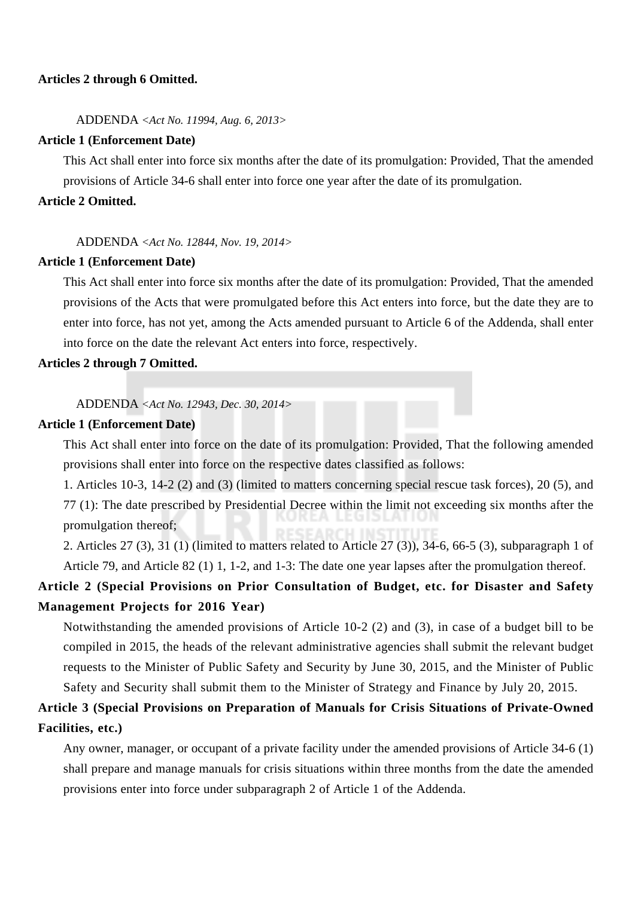**Articles 2 through 6 Omitted.**

ADDENDA *<Act No. 11994, Aug. 6, 2013>*

**Article 1 (Enforcement Date)**

This Act shall enter into force six months after the date of its promulgation: Provided, That the amended provisions of Article 34-6 shall enter into force one year after the date of its promulgation.

**Article 2 Omitted.**

ADDENDA *<Act No. 12844, Nov. 19, 2014>*

**Article 1 (Enforcement Date)**

This Act shall enter into force six months after the date of its promulgation: Provided, That the amended provisions of the Acts that were promulgated before this Act enters into force, but the date they are to enter into force, has not yet, among the Acts amended pursuant to Article 6 of the Addenda, shall enter into force on the date the relevant Act enters into force, respectively.

**Articles 2 through 7 Omitted.**

ADDENDA *<Act No. 12943, Dec. 30, 2014>*

**Article 1 (Enforcement Date)**

This Act shall enter into force on the date of its promulgation: Provided, That the following amended provisions shall enter into force on the respective dates classified as follows:

1. Articles 10-3, 14-2 (2) and (3) (limited to matters concerning special rescue task forces), 20 (5), and 77 (1): The date prescribed by Presidential Decree within the limit not exceeding six months after the promulgation thereof;

2. Articles 27 (3), 31 (1) (limited to matters related to Article 27 (3)), 34-6, 66-5 (3), subparagraph 1 of Article 79, and Article 82 (1) 1, 1-2, and 1-3: The date one year lapses after the promulgation thereof.

**Article 2 (Special Provisions on Prior Consultation of Budget, etc. for Disaster and Safety Management Projects for 2016 Year)**

Notwithstanding the amended provisions of Article 10-2 (2) and (3), in case of a budget bill to be compiled in 2015, the heads of the relevant administrative agencies shall submit the relevant budget requests to the Minister of Public Safety and Security by June 30, 2015, and the Minister of Public Safety and Security shall submit them to the Minister of Strategy and Finance by July 20, 2015.

**Article 3 (Special Provisions on Preparation of Manuals for Crisis Situations of Private-Owned Facilities, etc.)**

Any owner, manager, or occupant of a private facility under the amended provisions of Article 34-6 (1) shall prepare and manage manuals for crisis situations within three months from the date the amended provisions enter into force under subparagraph 2 of Article 1 of the Addenda.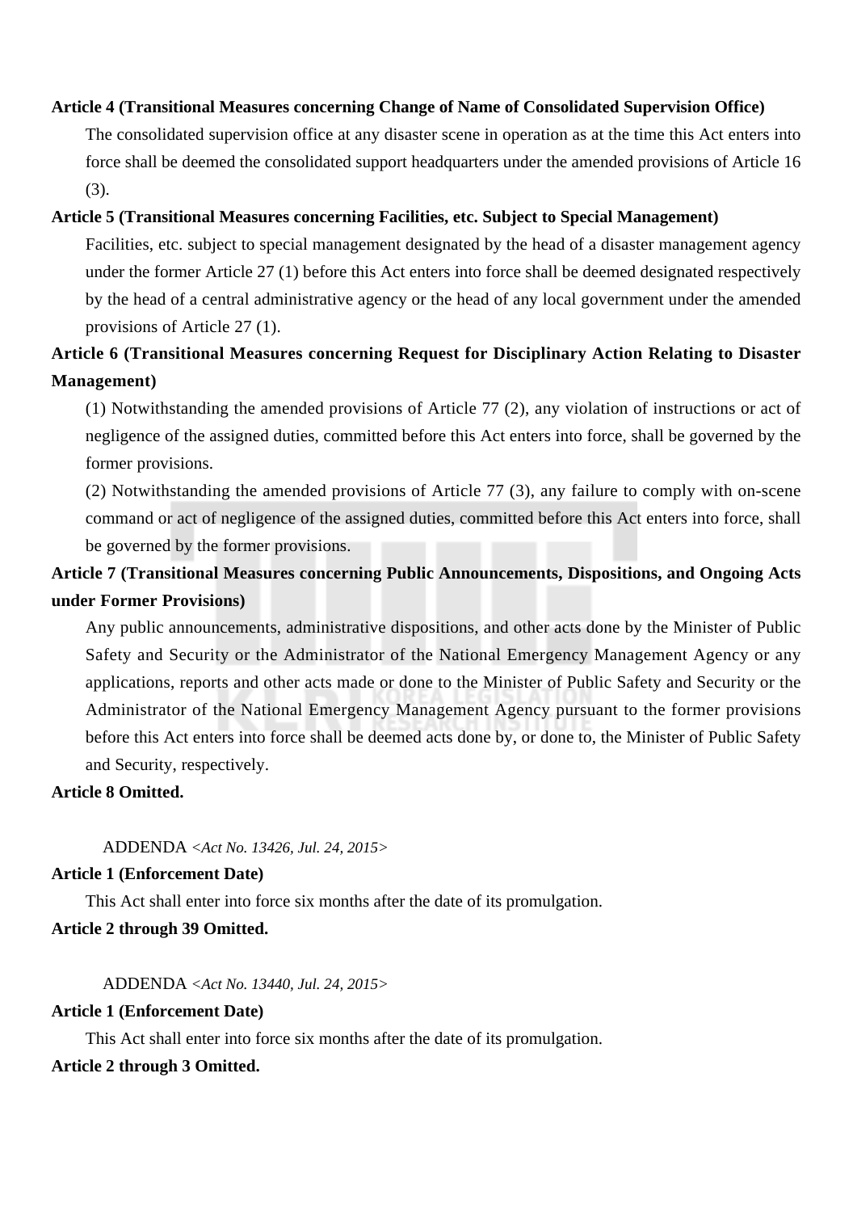**Article 4 (Transitional Measures concerning Change of Name of Consolidated Supervision Office)**

The consolidated supervision office at any disaster scene in operation as at the time this Act enters into force shall be deemed the consolidated support headquarters under the amended provisions of Article 16 (3).

**Article 5 (Transitional Measures concerning Facilities, etc. Subject to Special Management)**

Facilities, etc. subject to special management designated by the head of a disaster management agency under the former Article 27 (1) before this Act enters into force shall be deemed designated respectively by the head of a central administrative agency or the head of any local government under the amended provisions of Article 27 (1).

**Article 6 (Transitional Measures concerning Request for Disciplinary Action Relating to Disaster Management)**

(1) Notwithstanding the amended provisions of Article 77 (2), any violation of instructions or act of negligence of the assigned duties, committed before this Act enters into force, shall be governed by the former provisions.

(2) Notwithstanding the amended provisions of Article 77 (3), any failure to comply with on-scene command or act of negligence of the assigned duties, committed before this Act enters into force, shall be governed by the former provisions.

**Article 7 (Transitional Measures concerning Public Announcements, Dispositions, and Ongoing Acts under Former Provisions)**

Any public announcements, administrative dispositions, and other acts done by the Minister of Public Safety and Security or the Administrator of the National Emergency Management Agency or any applications, reports and other acts made or done to the Minister of Public Safety and Security or the Administrator of the National Emergency Management Agency pursuant to the former provisions before this Act enters into force shall be deemed acts done by, or done to, the Minister of Public Safety and Security, respectively.

**Article 8 Omitted.**

ADDENDA *<Act No. 13426, Jul. 24, 2015>*

**Article 1 (Enforcement Date)**

This Act shall enter into force six months after the date of its promulgation.

**Article 2 through 39 Omitted.**

ADDENDA *<Act No. 13440, Jul. 24, 2015>*

**Article 1 (Enforcement Date)**

This Act shall enter into force six months after the date of its promulgation.

**Article 2 through 3 Omitted.**